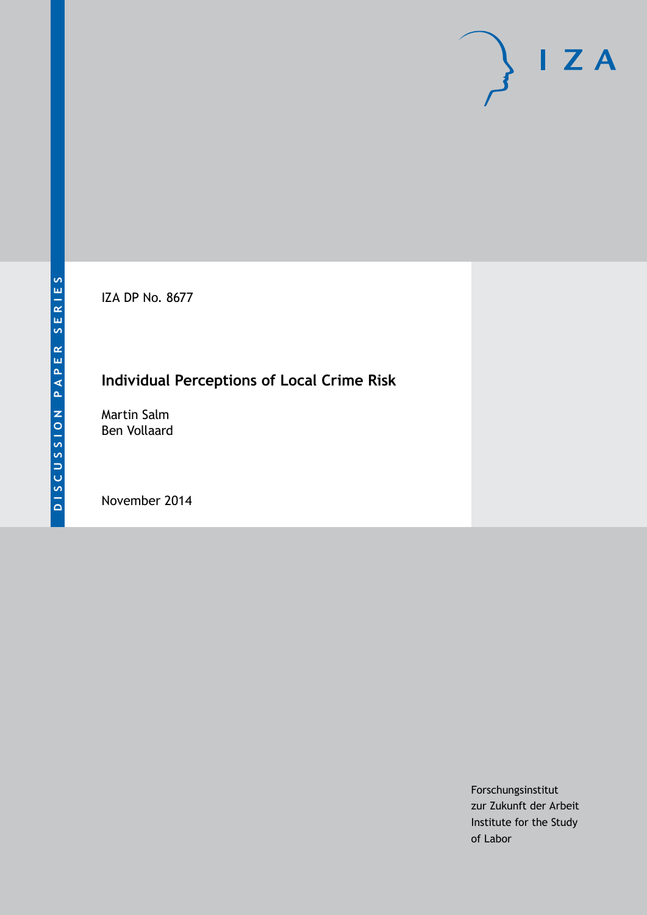DISCUSSION PAPER SERIES

IZA

IZA DP No. 8677

# Individual Perceptions of Local Crime Risk

Martin Salm
Ben Vollaard

November 2014

Forschungsinstitut
zur Zukunft der Arbeit
Institute for the Study
of Labor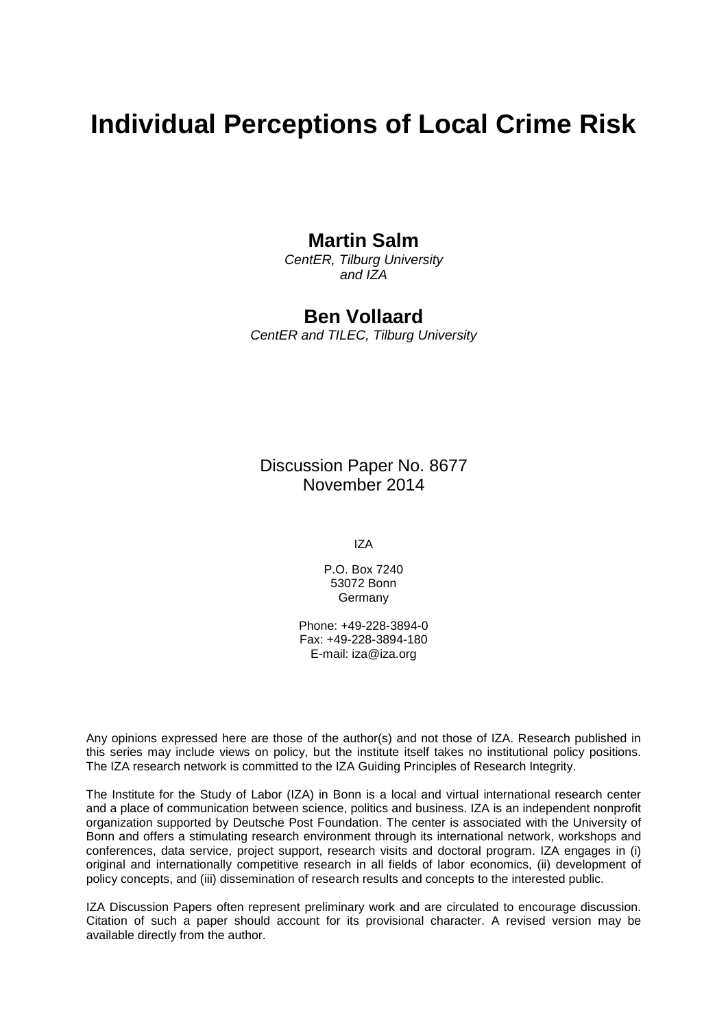# Individual Perceptions of Local Crime Risk

**Martin Salm**
*CentER, Tilburg University*
*and IZA*

**Ben Vollaard**
*CentER and TILEC, Tilburg University*

Discussion Paper No. 8677
November 2014

IZA

P.O. Box 7240
53072 Bonn
Germany

Phone: +49-228-3894-0
Fax: +49-228-3894-180
E-mail: iza@iza.org

Any opinions expressed here are those of the author(s) and not those of IZA. Research published in this series may include views on policy, but the institute itself takes no institutional policy positions. The IZA research network is committed to the IZA Guiding Principles of Research Integrity.

The Institute for the Study of Labor (IZA) in Bonn is a local and virtual international research center and a place of communication between science, politics and business. IZA is an independent nonprofit organization supported by Deutsche Post Foundation. The center is associated with the University of Bonn and offers a stimulating research environment through its international network, workshops and conferences, data service, project support, research visits and doctoral program. IZA engages in (i) original and internationally competitive research in all fields of labor economics, (ii) development of policy concepts, and (iii) dissemination of research results and concepts to the interested public.

IZA Discussion Papers often represent preliminary work and are circulated to encourage discussion. Citation of such a paper should account for its provisional character. A revised version may be available directly from the author.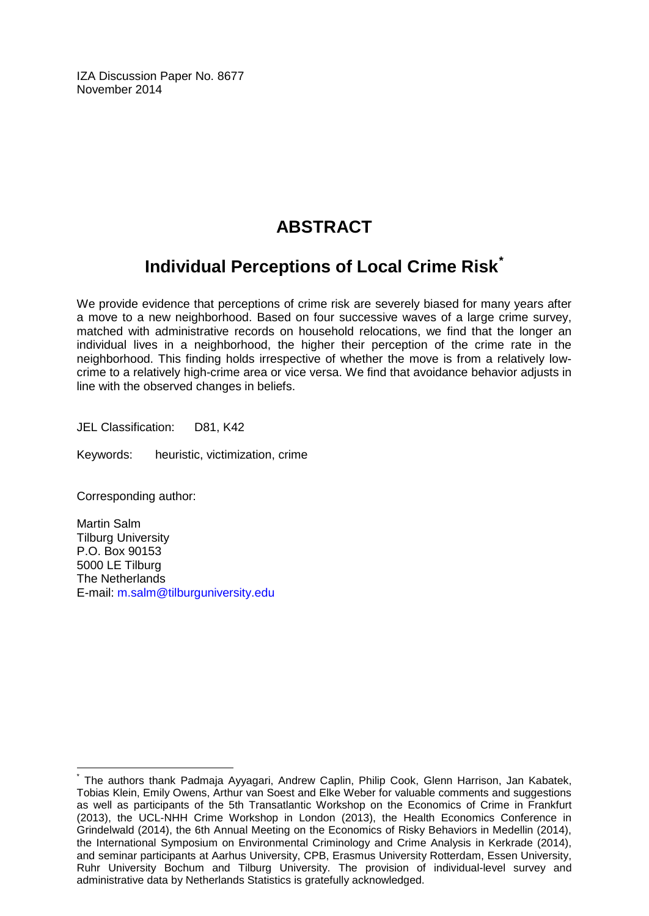IZA Discussion Paper No. 8677
November 2014

# ABSTRACT

## Individual Perceptions of Local Crime Risk[*]

We provide evidence that perceptions of crime risk are severely biased for many years after a move to a new neighborhood. Based on four successive waves of a large crime survey, matched with administrative records on household relocations, we find that the longer an individual lives in a neighborhood, the higher their perception of the crime rate in the neighborhood. This finding holds irrespective of whether the move is from a relatively low-crime to a relatively high-crime area or vice versa. We find that avoidance behavior adjusts in line with the observed changes in beliefs.

JEL Classification: D81, K42

Keywords: heuristic, victimization, crime

Corresponding author:

Martin Salm
Tilburg University
P.O. Box 90153
5000 LE Tilburg
The Netherlands
E-mail: m.salm@tilburguniversity.edu

[*] The authors thank Padmaja Ayyagari, Andrew Caplin, Philip Cook, Glenn Harrison, Jan Kabatek, Tobias Klein, Emily Owens, Arthur van Soest and Elke Weber for valuable comments and suggestions as well as participants of the 5th Transatlantic Workshop on the Economics of Crime in Frankfurt (2013), the UCL-NHH Crime Workshop in London (2013), the Health Economics Conference in Grindelwald (2014), the 6th Annual Meeting on the Economics of Risky Behaviors in Medellin (2014), the International Symposium on Environmental Criminology and Crime Analysis in Kerkrade (2014), and seminar participants at Aarhus University, CPB, Erasmus University Rotterdam, Essen University, Ruhr University Bochum and Tilburg University. The provision of individual-level survey and administrative data by Netherlands Statistics is gratefully acknowledged.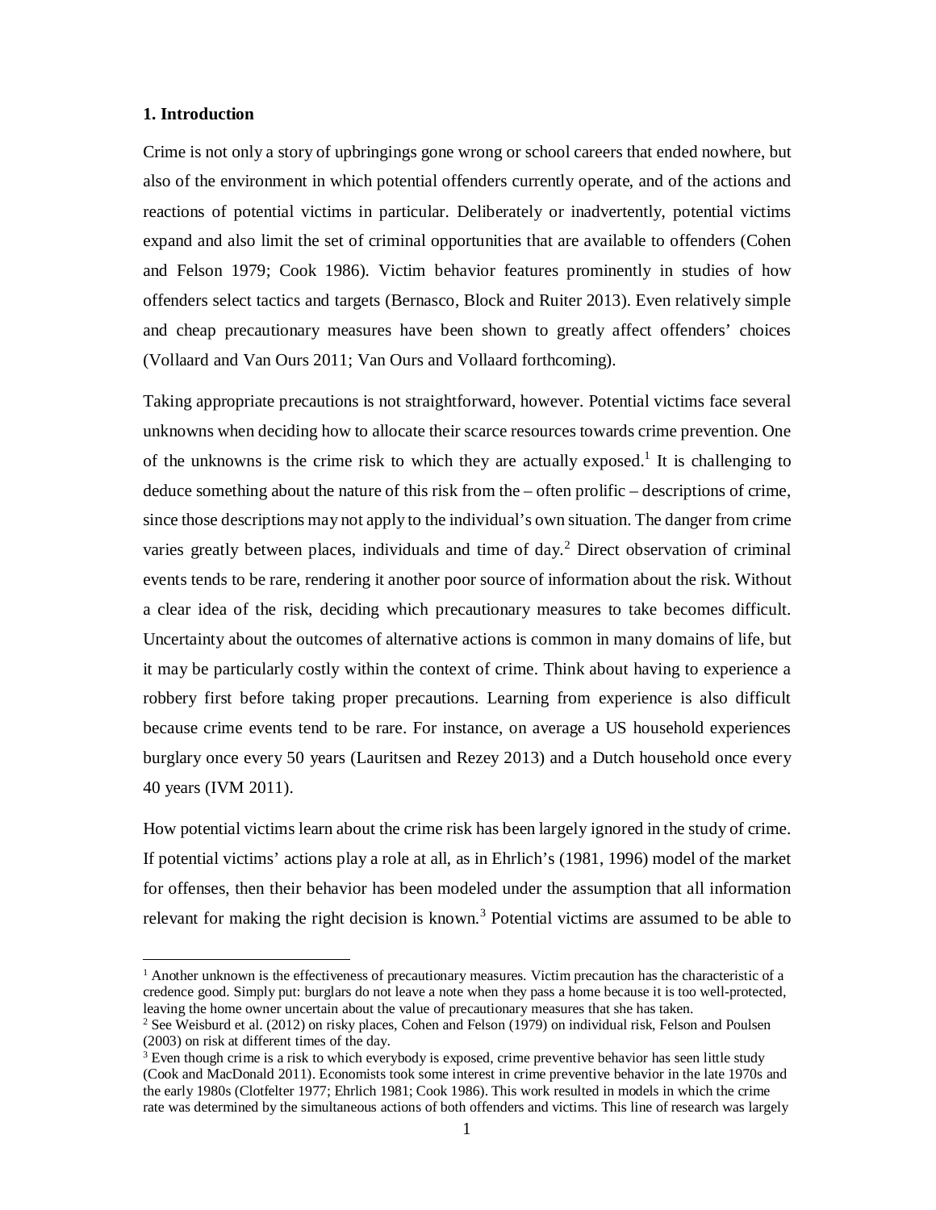## 1. Introduction

Crime is not only a story of upbringings gone wrong or school careers that ended nowhere, but also of the environment in which potential offenders currently operate, and of the actions and reactions of potential victims in particular. Deliberately or inadvertently, potential victims expand and also limit the set of criminal opportunities that are available to offenders (Cohen and Felson 1979; Cook 1986). Victim behavior features prominently in studies of how offenders select tactics and targets (Bernasco, Block and Ruiter 2013). Even relatively simple and cheap precautionary measures have been shown to greatly affect offenders' choices (Vollaard and Van Ours 2011; Van Ours and Vollaard forthcoming).

Taking appropriate precautions is not straightforward, however. Potential victims face several unknowns when deciding how to allocate their scarce resources towards crime prevention. One of the unknowns is the crime risk to which they are actually exposed.[1] It is challenging to deduce something about the nature of this risk from the – often prolific – descriptions of crime, since those descriptions may not apply to the individual's own situation. The danger from crime varies greatly between places, individuals and time of day.[2] Direct observation of criminal events tends to be rare, rendering it another poor source of information about the risk. Without a clear idea of the risk, deciding which precautionary measures to take becomes difficult. Uncertainty about the outcomes of alternative actions is common in many domains of life, but it may be particularly costly within the context of crime. Think about having to experience a robbery first before taking proper precautions. Learning from experience is also difficult because crime events tend to be rare. For instance, on average a US household experiences burglary once every 50 years (Lauritsen and Rezey 2013) and a Dutch household once every 40 years (IVM 2011).

How potential victims learn about the crime risk has been largely ignored in the study of crime. If potential victims' actions play a role at all, as in Ehrlich's (1981, 1996) model of the market for offenses, then their behavior has been modeled under the assumption that all information relevant for making the right decision is known.[3] Potential victims are assumed to be able to

[1] Another unknown is the effectiveness of precautionary measures. Victim precaution has the characteristic of a credence good. Simply put: burglars do not leave a note when they pass a home because it is too well-protected, leaving the home owner uncertain about the value of precautionary measures that she has taken.

[2] See Weisburd et al. (2012) on risky places, Cohen and Felson (1979) on individual risk, Felson and Poulsen (2003) on risk at different times of the day.

[3] Even though crime is a risk to which everybody is exposed, crime preventive behavior has seen little study (Cook and MacDonald 2011). Economists took some interest in crime preventive behavior in the late 1970s and the early 1980s (Clotfelter 1977; Ehrlich 1981; Cook 1986). This work resulted in models in which the crime rate was determined by the simultaneous actions of both offenders and victims. This line of research was largely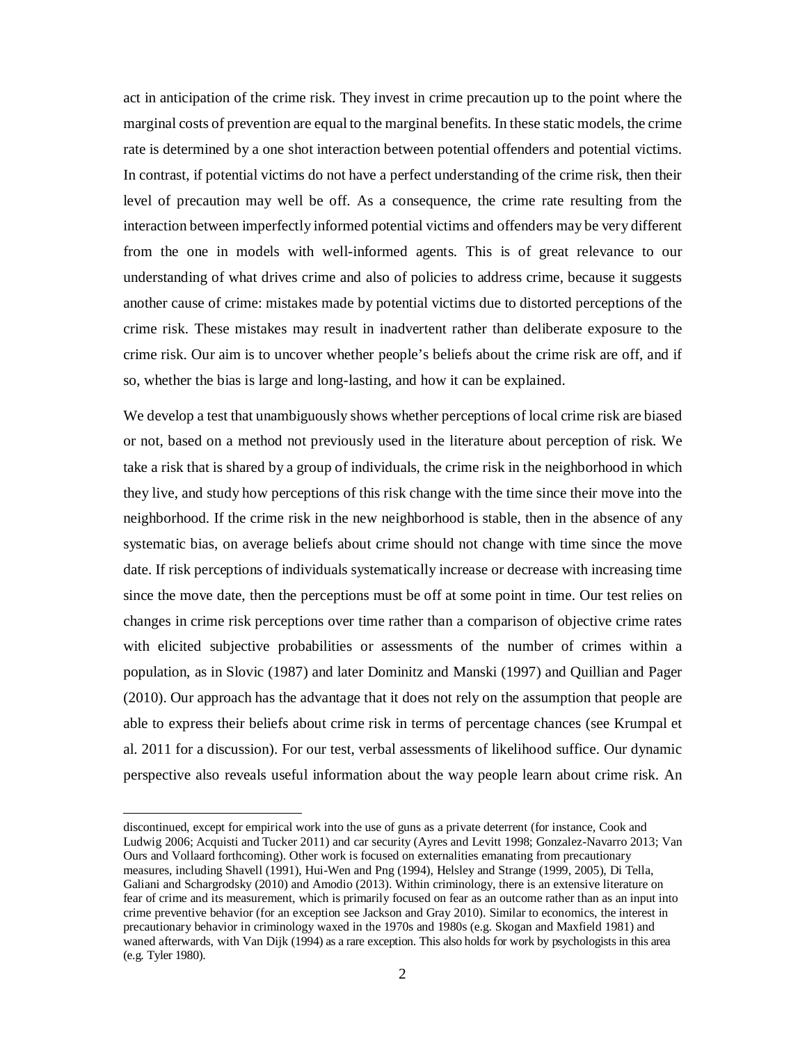act in anticipation of the crime risk. They invest in crime precaution up to the point where the marginal costs of prevention are equal to the marginal benefits. In these static models, the crime rate is determined by a one shot interaction between potential offenders and potential victims. In contrast, if potential victims do not have a perfect understanding of the crime risk, then their level of precaution may well be off. As a consequence, the crime rate resulting from the interaction between imperfectly informed potential victims and offenders may be very different from the one in models with well-informed agents. This is of great relevance to our understanding of what drives crime and also of policies to address crime, because it suggests another cause of crime: mistakes made by potential victims due to distorted perceptions of the crime risk. These mistakes may result in inadvertent rather than deliberate exposure to the crime risk. Our aim is to uncover whether people's beliefs about the crime risk are off, and if so, whether the bias is large and long-lasting, and how it can be explained.

We develop a test that unambiguously shows whether perceptions of local crime risk are biased or not, based on a method not previously used in the literature about perception of risk. We take a risk that is shared by a group of individuals, the crime risk in the neighborhood in which they live, and study how perceptions of this risk change with the time since their move into the neighborhood. If the crime risk in the new neighborhood is stable, then in the absence of any systematic bias, on average beliefs about crime should not change with time since the move date. If risk perceptions of individuals systematically increase or decrease with increasing time since the move date, then the perceptions must be off at some point in time. Our test relies on changes in crime risk perceptions over time rather than a comparison of objective crime rates with elicited subjective probabilities or assessments of the number of crimes within a population, as in Slovic (1987) and later Dominitz and Manski (1997) and Quillian and Pager (2010). Our approach has the advantage that it does not rely on the assumption that people are able to express their beliefs about crime risk in terms of percentage chances (see Krumpal et al. 2011 for a discussion). For our test, verbal assessments of likelihood suffice. Our dynamic perspective also reveals useful information about the way people learn about crime risk. An

discontinued, except for empirical work into the use of guns as a private deterrent (for instance, Cook and Ludwig 2006; Acquisti and Tucker 2011) and car security (Ayres and Levitt 1998; Gonzalez-Navarro 2013; Van Ours and Vollaard forthcoming). Other work is focused on externalities emanating from precautionary measures, including Shavell (1991), Hui-Wen and Png (1994), Helsley and Strange (1999, 2005), Di Tella, Galiani and Schargrodsky (2010) and Amodio (2013). Within criminology, there is an extensive literature on fear of crime and its measurement, which is primarily focused on fear as an outcome rather than as an input into crime preventive behavior (for an exception see Jackson and Gray 2010). Similar to economics, the interest in precautionary behavior in criminology waxed in the 1970s and 1980s (e.g. Skogan and Maxfield 1981) and waned afterwards, with Van Dijk (1994) as a rare exception. This also holds for work by psychologists in this area (e.g. Tyler 1980).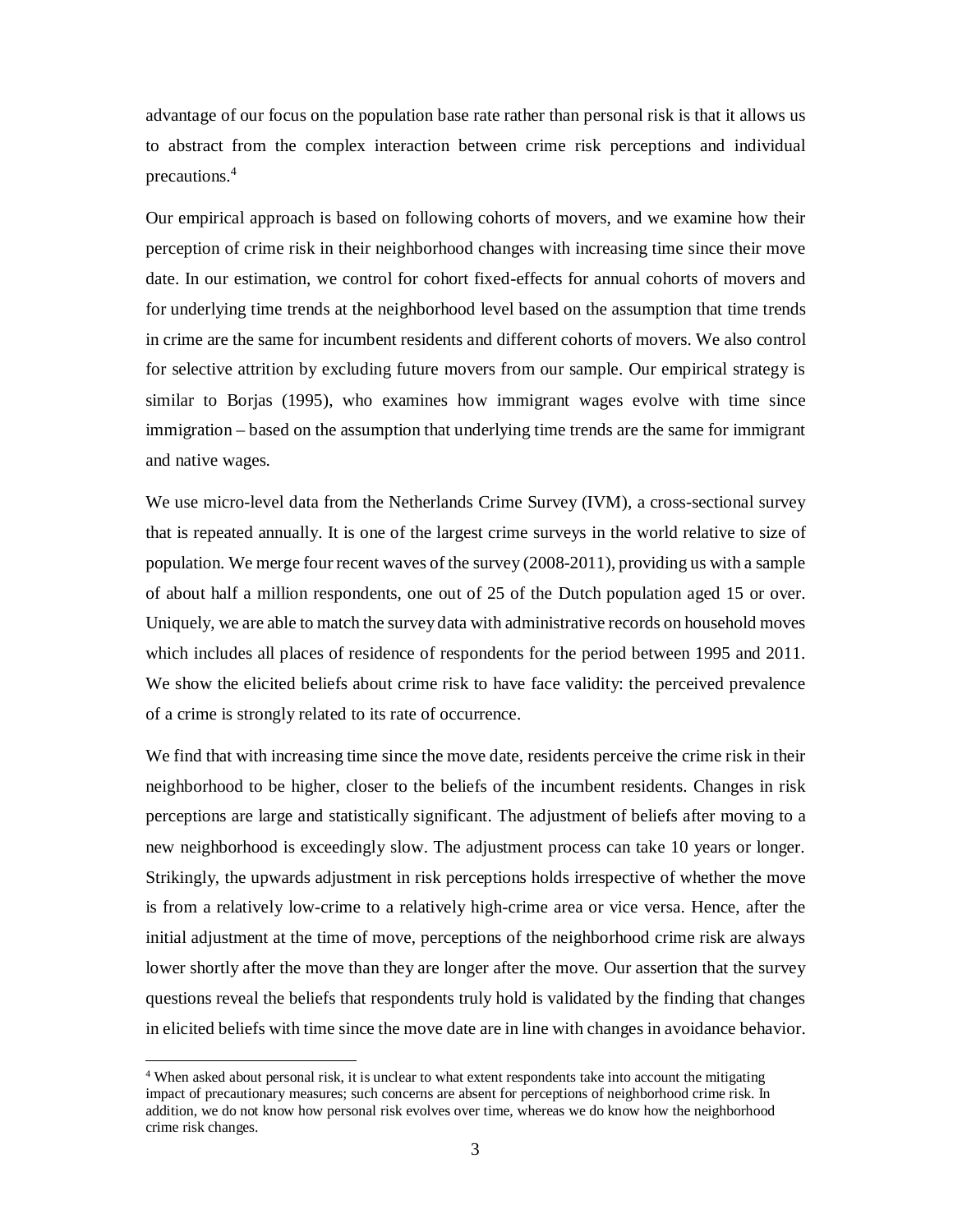advantage of our focus on the population base rate rather than personal risk is that it allows us to abstract from the complex interaction between crime risk perceptions and individual precautions.[4]

Our empirical approach is based on following cohorts of movers, and we examine how their perception of crime risk in their neighborhood changes with increasing time since their move date. In our estimation, we control for cohort fixed-effects for annual cohorts of movers and for underlying time trends at the neighborhood level based on the assumption that time trends in crime are the same for incumbent residents and different cohorts of movers. We also control for selective attrition by excluding future movers from our sample. Our empirical strategy is similar to Borjas (1995), who examines how immigrant wages evolve with time since immigration – based on the assumption that underlying time trends are the same for immigrant and native wages.

We use micro-level data from the Netherlands Crime Survey (IVM), a cross-sectional survey that is repeated annually. It is one of the largest crime surveys in the world relative to size of population. We merge four recent waves of the survey (2008-2011), providing us with a sample of about half a million respondents, one out of 25 of the Dutch population aged 15 or over. Uniquely, we are able to match the survey data with administrative records on household moves which includes all places of residence of respondents for the period between 1995 and 2011. We show the elicited beliefs about crime risk to have face validity: the perceived prevalence of a crime is strongly related to its rate of occurrence.

We find that with increasing time since the move date, residents perceive the crime risk in their neighborhood to be higher, closer to the beliefs of the incumbent residents. Changes in risk perceptions are large and statistically significant. The adjustment of beliefs after moving to a new neighborhood is exceedingly slow. The adjustment process can take 10 years or longer. Strikingly, the upwards adjustment in risk perceptions holds irrespective of whether the move is from a relatively low-crime to a relatively high-crime area or vice versa. Hence, after the initial adjustment at the time of move, perceptions of the neighborhood crime risk are always lower shortly after the move than they are longer after the move. Our assertion that the survey questions reveal the beliefs that respondents truly hold is validated by the finding that changes in elicited beliefs with time since the move date are in line with changes in avoidance behavior.

[4] When asked about personal risk, it is unclear to what extent respondents take into account the mitigating impact of precautionary measures; such concerns are absent for perceptions of neighborhood crime risk. In addition, we do not know how personal risk evolves over time, whereas we do know how the neighborhood crime risk changes.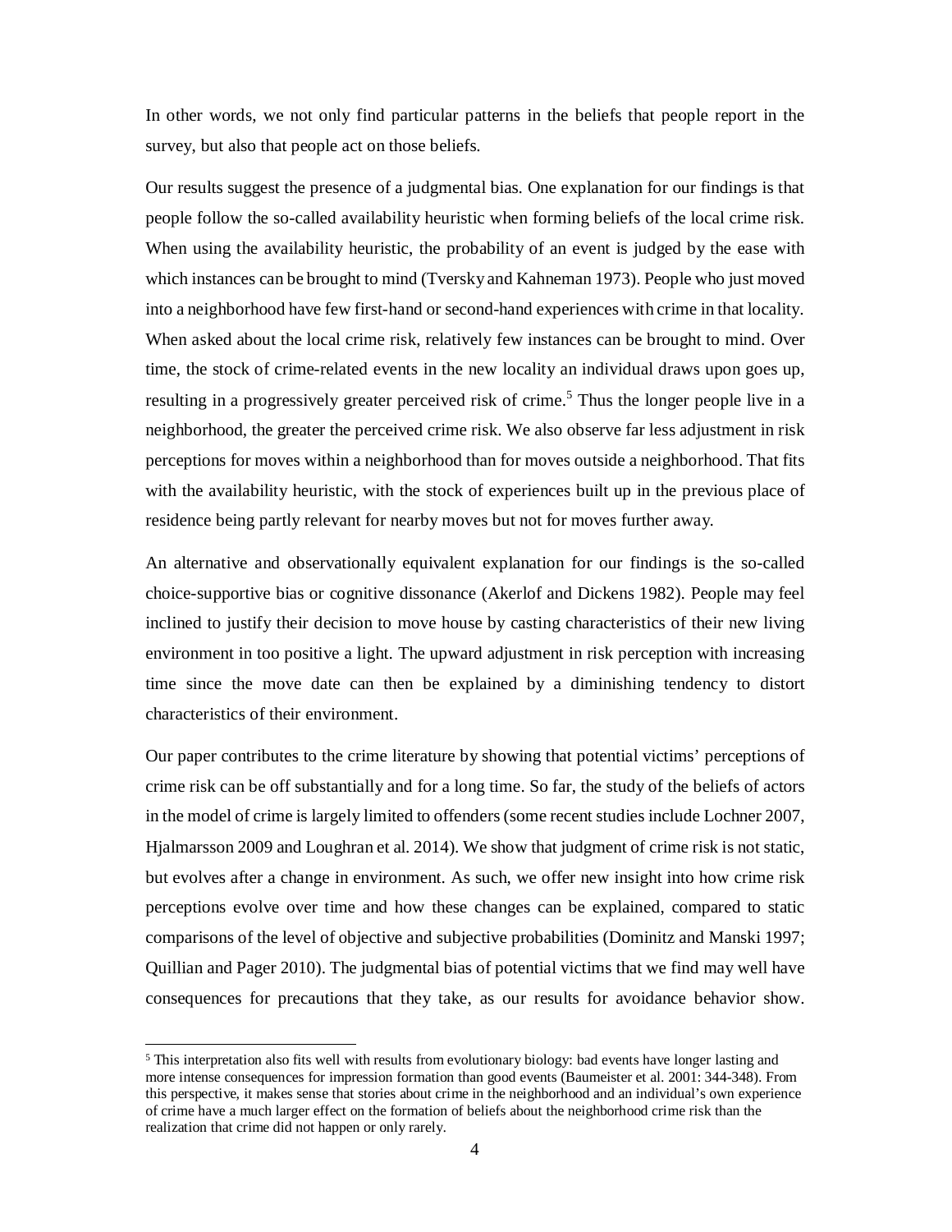In other words, we not only find particular patterns in the beliefs that people report in the survey, but also that people act on those beliefs.

Our results suggest the presence of a judgmental bias. One explanation for our findings is that people follow the so-called availability heuristic when forming beliefs of the local crime risk. When using the availability heuristic, the probability of an event is judged by the ease with which instances can be brought to mind (Tversky and Kahneman 1973). People who just moved into a neighborhood have few first-hand or second-hand experiences with crime in that locality. When asked about the local crime risk, relatively few instances can be brought to mind. Over time, the stock of crime-related events in the new locality an individual draws upon goes up, resulting in a progressively greater perceived risk of crime.[5] Thus the longer people live in a neighborhood, the greater the perceived crime risk. We also observe far less adjustment in risk perceptions for moves within a neighborhood than for moves outside a neighborhood. That fits with the availability heuristic, with the stock of experiences built up in the previous place of residence being partly relevant for nearby moves but not for moves further away.

An alternative and observationally equivalent explanation for our findings is the so-called choice-supportive bias or cognitive dissonance (Akerlof and Dickens 1982). People may feel inclined to justify their decision to move house by casting characteristics of their new living environment in too positive a light. The upward adjustment in risk perception with increasing time since the move date can then be explained by a diminishing tendency to distort characteristics of their environment.

Our paper contributes to the crime literature by showing that potential victims' perceptions of crime risk can be off substantially and for a long time. So far, the study of the beliefs of actors in the model of crime is largely limited to offenders (some recent studies include Lochner 2007, Hjalmarsson 2009 and Loughran et al. 2014). We show that judgment of crime risk is not static, but evolves after a change in environment. As such, we offer new insight into how crime risk perceptions evolve over time and how these changes can be explained, compared to static comparisons of the level of objective and subjective probabilities (Dominitz and Manski 1997; Quillian and Pager 2010). The judgmental bias of potential victims that we find may well have consequences for precautions that they take, as our results for avoidance behavior show.

[5] This interpretation also fits well with results from evolutionary biology: bad events have longer lasting and more intense consequences for impression formation than good events (Baumeister et al. 2001: 344-348). From this perspective, it makes sense that stories about crime in the neighborhood and an individual's own experience of crime have a much larger effect on the formation of beliefs about the neighborhood crime risk than the realization that crime did not happen or only rarely.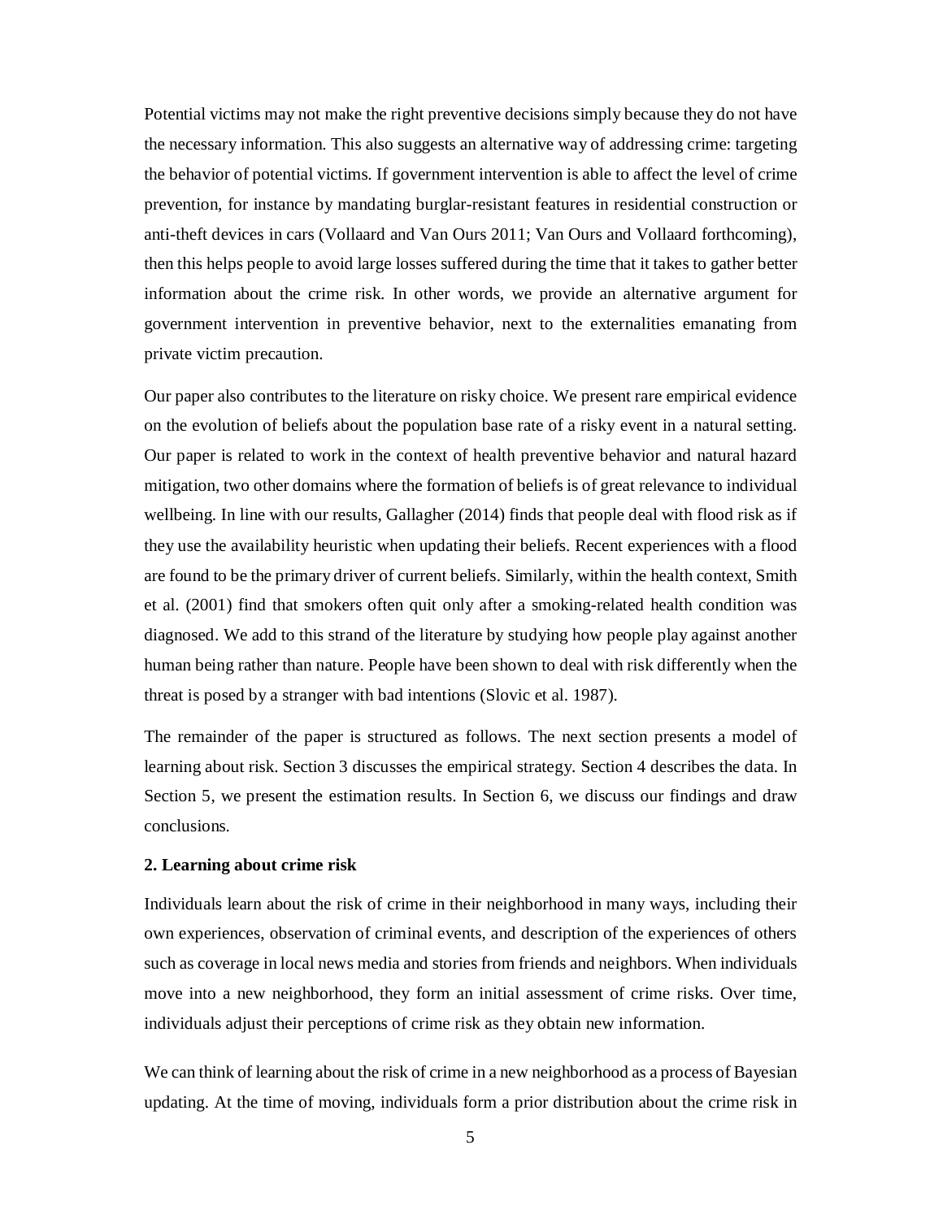Potential victims may not make the right preventive decisions simply because they do not have the necessary information. This also suggests an alternative way of addressing crime: targeting the behavior of potential victims. If government intervention is able to affect the level of crime prevention, for instance by mandating burglar-resistant features in residential construction or anti-theft devices in cars (Vollaard and Van Ours 2011; Van Ours and Vollaard forthcoming), then this helps people to avoid large losses suffered during the time that it takes to gather better information about the crime risk. In other words, we provide an alternative argument for government intervention in preventive behavior, next to the externalities emanating from private victim precaution.

Our paper also contributes to the literature on risky choice. We present rare empirical evidence on the evolution of beliefs about the population base rate of a risky event in a natural setting. Our paper is related to work in the context of health preventive behavior and natural hazard mitigation, two other domains where the formation of beliefs is of great relevance to individual wellbeing. In line with our results, Gallagher (2014) finds that people deal with flood risk as if they use the availability heuristic when updating their beliefs. Recent experiences with a flood are found to be the primary driver of current beliefs. Similarly, within the health context, Smith et al. (2001) find that smokers often quit only after a smoking-related health condition was diagnosed. We add to this strand of the literature by studying how people play against another human being rather than nature. People have been shown to deal with risk differently when the threat is posed by a stranger with bad intentions (Slovic et al. 1987).

The remainder of the paper is structured as follows. The next section presents a model of learning about risk. Section 3 discusses the empirical strategy. Section 4 describes the data. In Section 5, we present the estimation results. In Section 6, we discuss our findings and draw conclusions.

## 2. Learning about crime risk

Individuals learn about the risk of crime in their neighborhood in many ways, including their own experiences, observation of criminal events, and description of the experiences of others such as coverage in local news media and stories from friends and neighbors. When individuals move into a new neighborhood, they form an initial assessment of crime risks. Over time, individuals adjust their perceptions of crime risk as they obtain new information.

We can think of learning about the risk of crime in a new neighborhood as a process of Bayesian updating. At the time of moving, individuals form a prior distribution about the crime risk in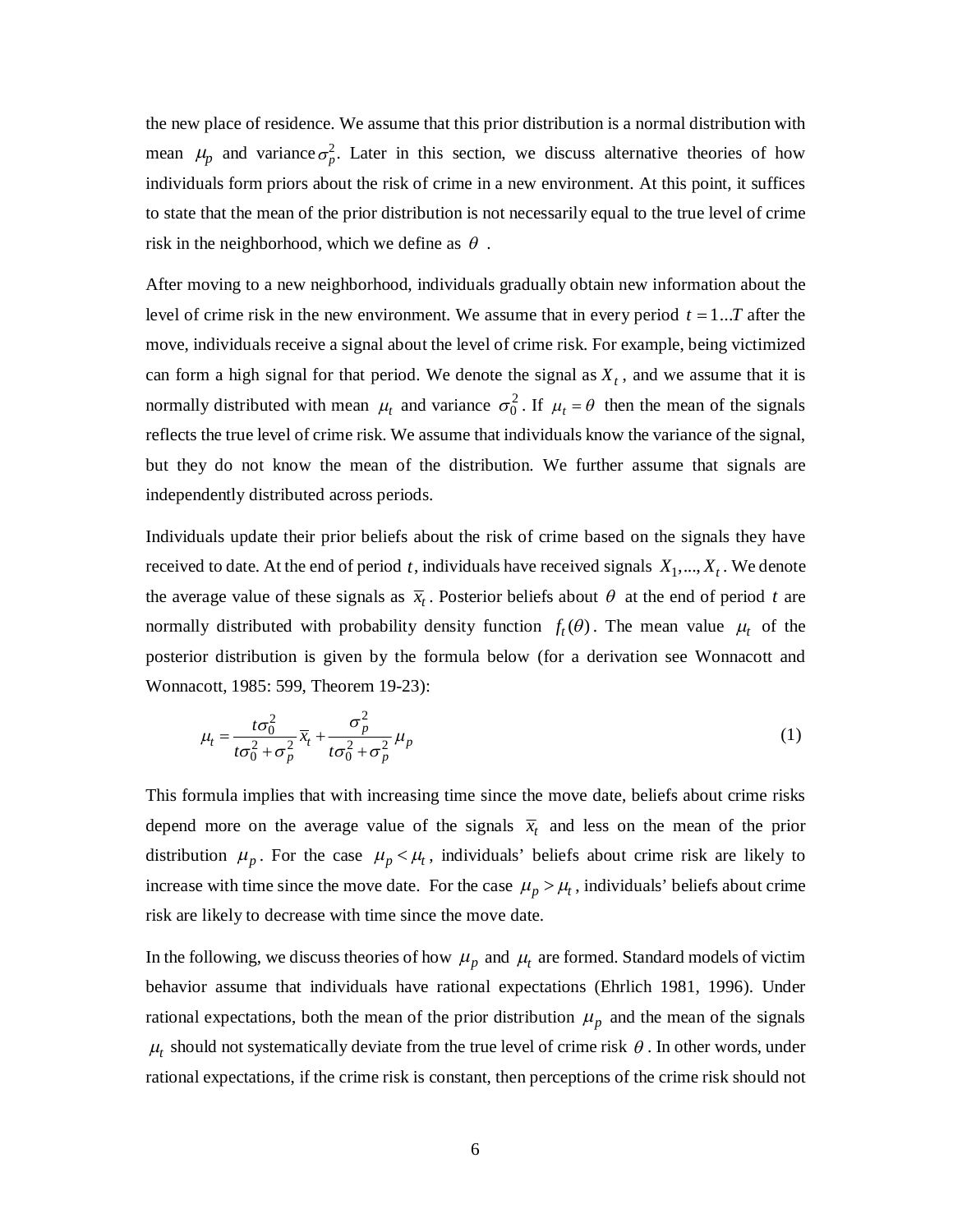the new place of residence. We assume that this prior distribution is a normal distribution with mean $\mu_p$ and variance $\sigma_p^2$. Later in this section, we discuss alternative theories of how individuals form priors about the risk of crime in a new environment. At this point, it suffices to state that the mean of the prior distribution is not necessarily equal to the true level of crime risk in the neighborhood, which we define as $\theta$ .

After moving to a new neighborhood, individuals gradually obtain new information about the level of crime risk in the new environment. We assume that in every period $t = 1...T$ after the move, individuals receive a signal about the level of crime risk. For example, being victimized can form a high signal for that period. We denote the signal as $X_t$, and we assume that it is normally distributed with mean $\mu_t$ and variance $\sigma_0^2$. If $\mu_t = \theta$ then the mean of the signals reflects the true level of crime risk. We assume that individuals know the variance of the signal, but they do not know the mean of the distribution. We further assume that signals are independently distributed across periods.

Individuals update their prior beliefs about the risk of crime based on the signals they have received to date. At the end of period $t$, individuals have received signals $X_1,...,X_t$. We denote the average value of these signals as $\overline{x}_t$. Posterior beliefs about $\theta$ at the end of period $t$ are normally distributed with probability density function $f_t(\theta)$. The mean value $\mu_t$ of the posterior distribution is given by the formula below (for a derivation see Wonnacott and Wonnacott, 1985: 599, Theorem 19-23):

$$\mu_t = \frac{t\sigma_0^2}{t\sigma_0^2 + \sigma_p^2}\overline{x}_t + \frac{\sigma_p^2}{t\sigma_0^2 + \sigma_p^2}\mu_p \tag{1}$$

This formula implies that with increasing time since the move date, beliefs about crime risks depend more on the average value of the signals $\overline{x}_t$ and less on the mean of the prior distribution $\mu_p$. For the case $\mu_p < \mu_t$, individuals' beliefs about crime risk are likely to increase with time since the move date. For the case $\mu_p > \mu_t$, individuals' beliefs about crime risk are likely to decrease with time since the move date.

In the following, we discuss theories of how $\mu_p$ and $\mu_t$ are formed. Standard models of victim behavior assume that individuals have rational expectations (Ehrlich 1981, 1996). Under rational expectations, both the mean of the prior distribution $\mu_p$ and the mean of the signals $\mu_t$ should not systematically deviate from the true level of crime risk $\theta$. In other words, under rational expectations, if the crime risk is constant, then perceptions of the crime risk should not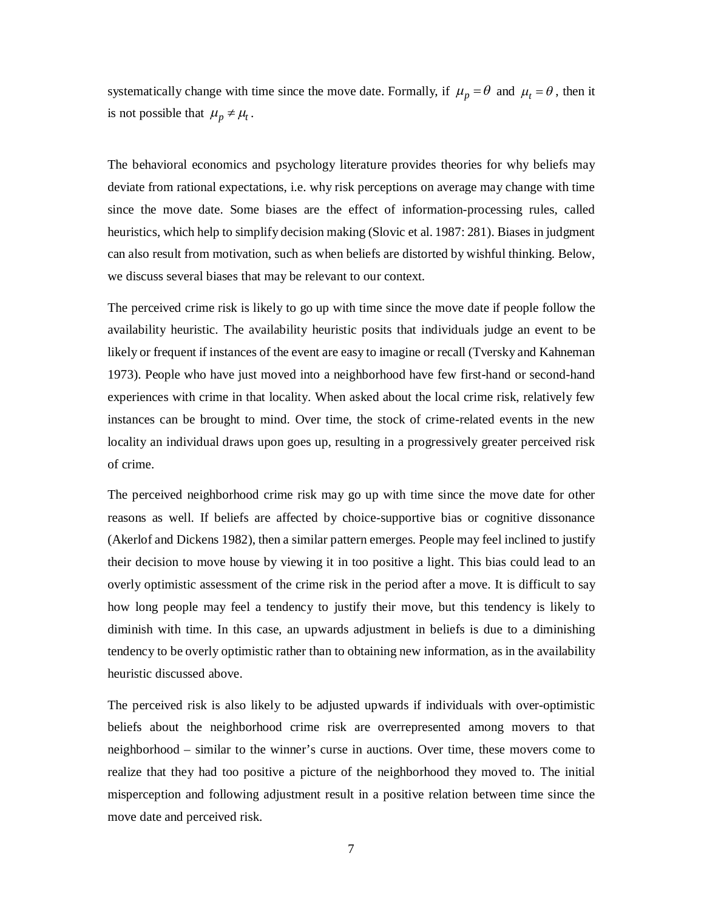systematically change with time since the move date. Formally, if $\mu_p = \theta$ and $\mu_t = \theta$, then it is not possible that $\mu_p \neq \mu_t$.

The behavioral economics and psychology literature provides theories for why beliefs may deviate from rational expectations, i.e. why risk perceptions on average may change with time since the move date. Some biases are the effect of information-processing rules, called heuristics, which help to simplify decision making (Slovic et al. 1987: 281). Biases in judgment can also result from motivation, such as when beliefs are distorted by wishful thinking. Below, we discuss several biases that may be relevant to our context.

The perceived crime risk is likely to go up with time since the move date if people follow the availability heuristic. The availability heuristic posits that individuals judge an event to be likely or frequent if instances of the event are easy to imagine or recall (Tversky and Kahneman 1973). People who have just moved into a neighborhood have few first-hand or second-hand experiences with crime in that locality. When asked about the local crime risk, relatively few instances can be brought to mind. Over time, the stock of crime-related events in the new locality an individual draws upon goes up, resulting in a progressively greater perceived risk of crime.

The perceived neighborhood crime risk may go up with time since the move date for other reasons as well. If beliefs are affected by choice-supportive bias or cognitive dissonance (Akerlof and Dickens 1982), then a similar pattern emerges. People may feel inclined to justify their decision to move house by viewing it in too positive a light. This bias could lead to an overly optimistic assessment of the crime risk in the period after a move. It is difficult to say how long people may feel a tendency to justify their move, but this tendency is likely to diminish with time. In this case, an upwards adjustment in beliefs is due to a diminishing tendency to be overly optimistic rather than to obtaining new information, as in the availability heuristic discussed above.

The perceived risk is also likely to be adjusted upwards if individuals with over-optimistic beliefs about the neighborhood crime risk are overrepresented among movers to that neighborhood – similar to the winner's curse in auctions. Over time, these movers come to realize that they had too positive a picture of the neighborhood they moved to. The initial misperception and following adjustment result in a positive relation between time since the move date and perceived risk.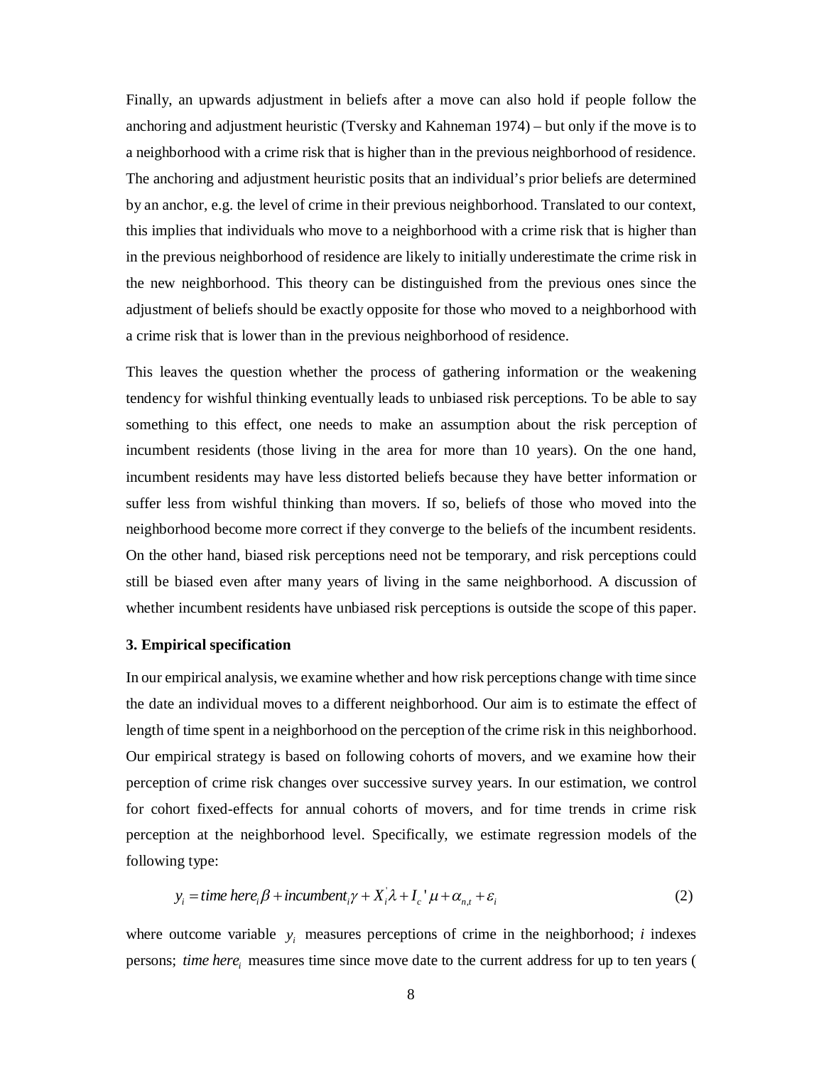Finally, an upwards adjustment in beliefs after a move can also hold if people follow the anchoring and adjustment heuristic (Tversky and Kahneman 1974) – but only if the move is to a neighborhood with a crime risk that is higher than in the previous neighborhood of residence. The anchoring and adjustment heuristic posits that an individual's prior beliefs are determined by an anchor, e.g. the level of crime in their previous neighborhood. Translated to our context, this implies that individuals who move to a neighborhood with a crime risk that is higher than in the previous neighborhood of residence are likely to initially underestimate the crime risk in the new neighborhood. This theory can be distinguished from the previous ones since the adjustment of beliefs should be exactly opposite for those who moved to a neighborhood with a crime risk that is lower than in the previous neighborhood of residence.

This leaves the question whether the process of gathering information or the weakening tendency for wishful thinking eventually leads to unbiased risk perceptions. To be able to say something to this effect, one needs to make an assumption about the risk perception of incumbent residents (those living in the area for more than 10 years). On the one hand, incumbent residents may have less distorted beliefs because they have better information or suffer less from wishful thinking than movers. If so, beliefs of those who moved into the neighborhood become more correct if they converge to the beliefs of the incumbent residents. On the other hand, biased risk perceptions need not be temporary, and risk perceptions could still be biased even after many years of living in the same neighborhood. A discussion of whether incumbent residents have unbiased risk perceptions is outside the scope of this paper.

### 3. Empirical specification

In our empirical analysis, we examine whether and how risk perceptions change with time since the date an individual moves to a different neighborhood. Our aim is to estimate the effect of length of time spent in a neighborhood on the perception of the crime risk in this neighborhood. Our empirical strategy is based on following cohorts of movers, and we examine how their perception of crime risk changes over successive survey years. In our estimation, we control for cohort fixed-effects for annual cohorts of movers, and for time trends in crime risk perception at the neighborhood level. Specifically, we estimate regression models of the following type:

$$y_i = time\ here_i \beta + incumbent_i \gamma + X_i^{'} \lambda + I_c{}' \mu + \alpha_{n,t} + \varepsilon_i \qquad (2)$$

where outcome variable $y_i$ measures perceptions of crime in the neighborhood; $i$ indexes persons; $time\ here_i$ measures time since move date to the current address for up to ten years (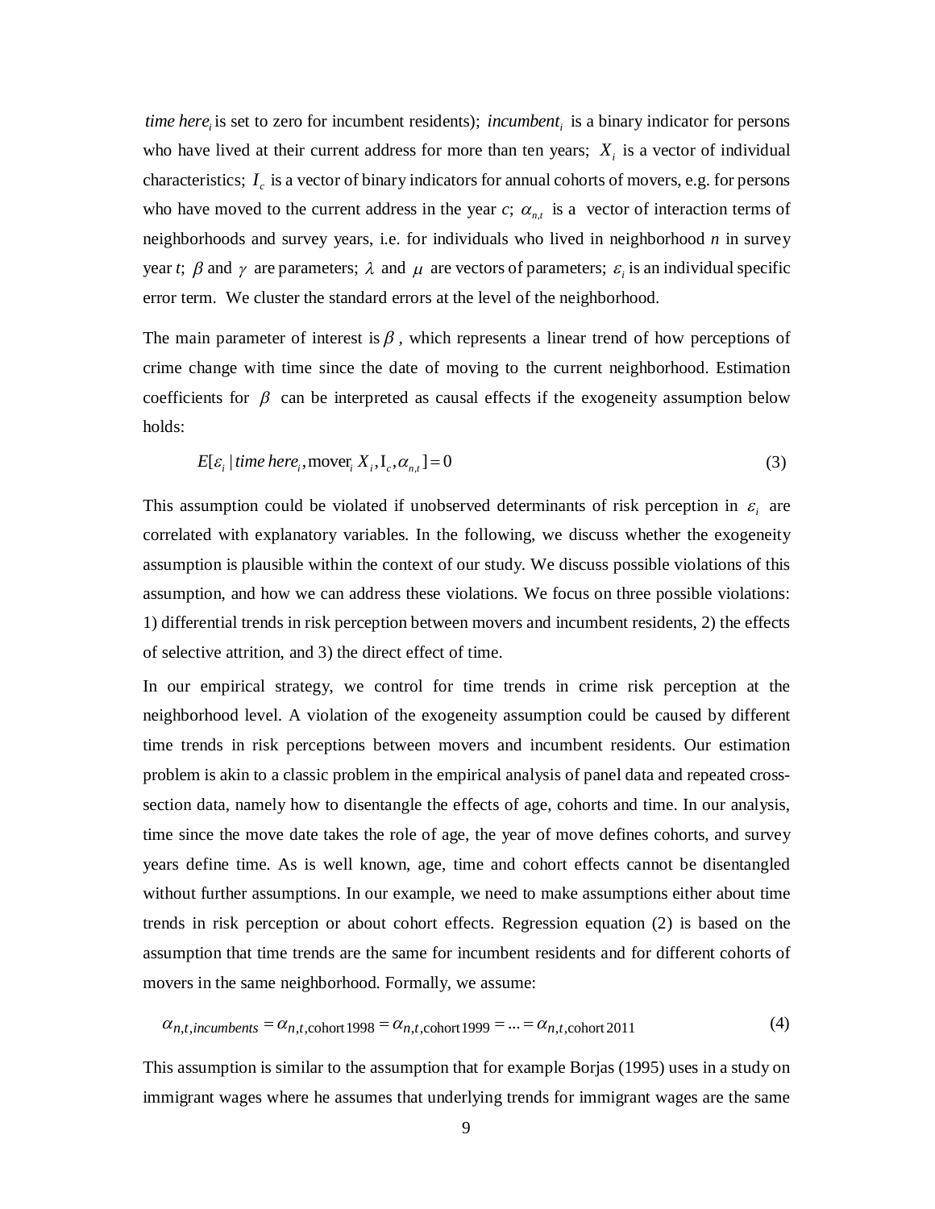$time\ here_i$ is set to zero for incumbent residents); $incumbent_i$ is a binary indicator for persons who have lived at their current address for more than ten years; $X_i$ is a vector of individual characteristics; $I_c$ is a vector of binary indicators for annual cohorts of movers, e.g. for persons who have moved to the current address in the year *c*; $\alpha_{n,t}$ is a vector of interaction terms of neighborhoods and survey years, i.e. for individuals who lived in neighborhood *n* in survey year *t*; $\beta$ and $\gamma$ are parameters; $\lambda$ and $\mu$ are vectors of parameters; $\varepsilon_i$ is an individual specific error term. We cluster the standard errors at the level of the neighborhood.

The main parameter of interest is $\beta$, which represents a linear trend of how perceptions of crime change with time since the date of moving to the current neighborhood. Estimation coefficients for $\beta$ can be interpreted as causal effects if the exogeneity assumption below holds:

$$E[\varepsilon_i \mid time\ here_i, \text{mover}_i\ X_i, \text{I}_c, \alpha_{n,t}] = 0 \tag{3}$$

This assumption could be violated if unobserved determinants of risk perception in $\varepsilon_i$ are correlated with explanatory variables. In the following, we discuss whether the exogeneity assumption is plausible within the context of our study. We discuss possible violations of this assumption, and how we can address these violations. We focus on three possible violations: 1) differential trends in risk perception between movers and incumbent residents, 2) the effects of selective attrition, and 3) the direct effect of time.

In our empirical strategy, we control for time trends in crime risk perception at the neighborhood level. A violation of the exogeneity assumption could be caused by different time trends in risk perceptions between movers and incumbent residents. Our estimation problem is akin to a classic problem in the empirical analysis of panel data and repeated cross-section data, namely how to disentangle the effects of age, cohorts and time. In our analysis, time since the move date takes the role of age, the year of move defines cohorts, and survey years define time. As is well known, age, time and cohort effects cannot be disentangled without further assumptions. In our example, we need to make assumptions either about time trends in risk perception or about cohort effects. Regression equation (2) is based on the assumption that time trends are the same for incumbent residents and for different cohorts of movers in the same neighborhood. Formally, we assume:

$$\alpha_{n,t,incumbents} = \alpha_{n,t,\text{cohort}\,1998} = \alpha_{n,t,\text{cohort}\,1999} = ... = \alpha_{n,t,\text{cohort}\,2011} \tag{4}$$

This assumption is similar to the assumption that for example Borjas (1995) uses in a study on immigrant wages where he assumes that underlying trends for immigrant wages are the same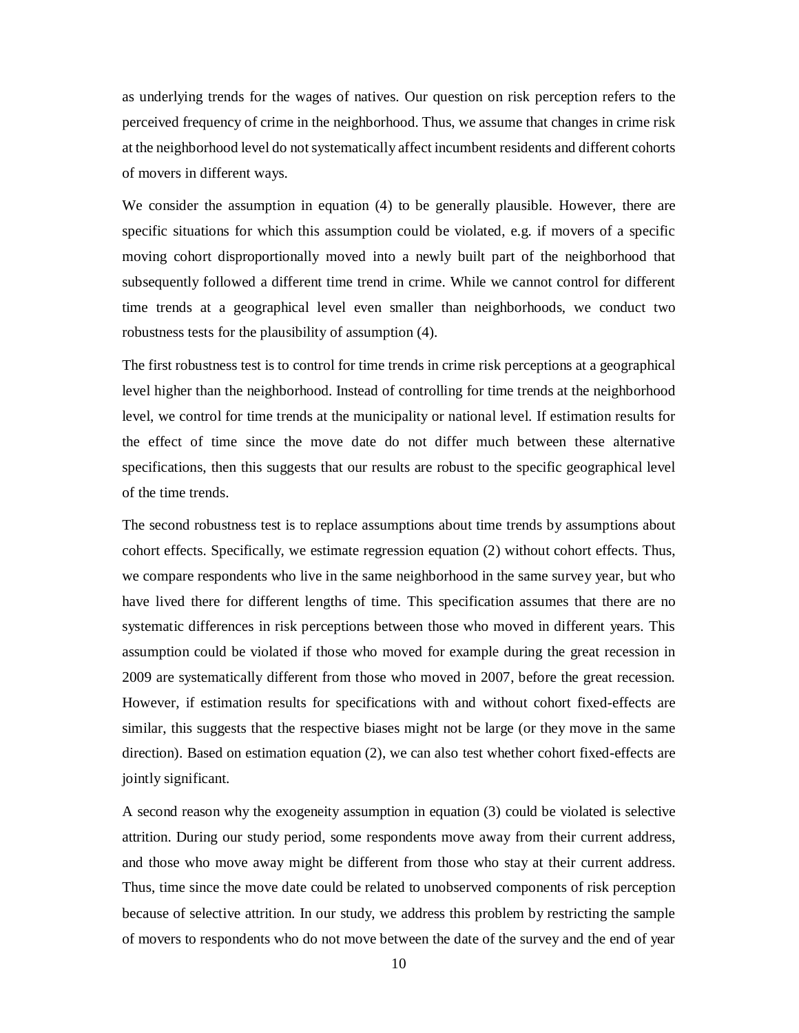as underlying trends for the wages of natives. Our question on risk perception refers to the perceived frequency of crime in the neighborhood. Thus, we assume that changes in crime risk at the neighborhood level do not systematically affect incumbent residents and different cohorts of movers in different ways.

We consider the assumption in equation (4) to be generally plausible. However, there are specific situations for which this assumption could be violated, e.g. if movers of a specific moving cohort disproportionally moved into a newly built part of the neighborhood that subsequently followed a different time trend in crime. While we cannot control for different time trends at a geographical level even smaller than neighborhoods, we conduct two robustness tests for the plausibility of assumption (4).

The first robustness test is to control for time trends in crime risk perceptions at a geographical level higher than the neighborhood. Instead of controlling for time trends at the neighborhood level, we control for time trends at the municipality or national level. If estimation results for the effect of time since the move date do not differ much between these alternative specifications, then this suggests that our results are robust to the specific geographical level of the time trends.

The second robustness test is to replace assumptions about time trends by assumptions about cohort effects. Specifically, we estimate regression equation (2) without cohort effects. Thus, we compare respondents who live in the same neighborhood in the same survey year, but who have lived there for different lengths of time. This specification assumes that there are no systematic differences in risk perceptions between those who moved in different years. This assumption could be violated if those who moved for example during the great recession in 2009 are systematically different from those who moved in 2007, before the great recession. However, if estimation results for specifications with and without cohort fixed-effects are similar, this suggests that the respective biases might not be large (or they move in the same direction). Based on estimation equation (2), we can also test whether cohort fixed-effects are jointly significant.

A second reason why the exogeneity assumption in equation (3) could be violated is selective attrition. During our study period, some respondents move away from their current address, and those who move away might be different from those who stay at their current address. Thus, time since the move date could be related to unobserved components of risk perception because of selective attrition. In our study, we address this problem by restricting the sample of movers to respondents who do not move between the date of the survey and the end of year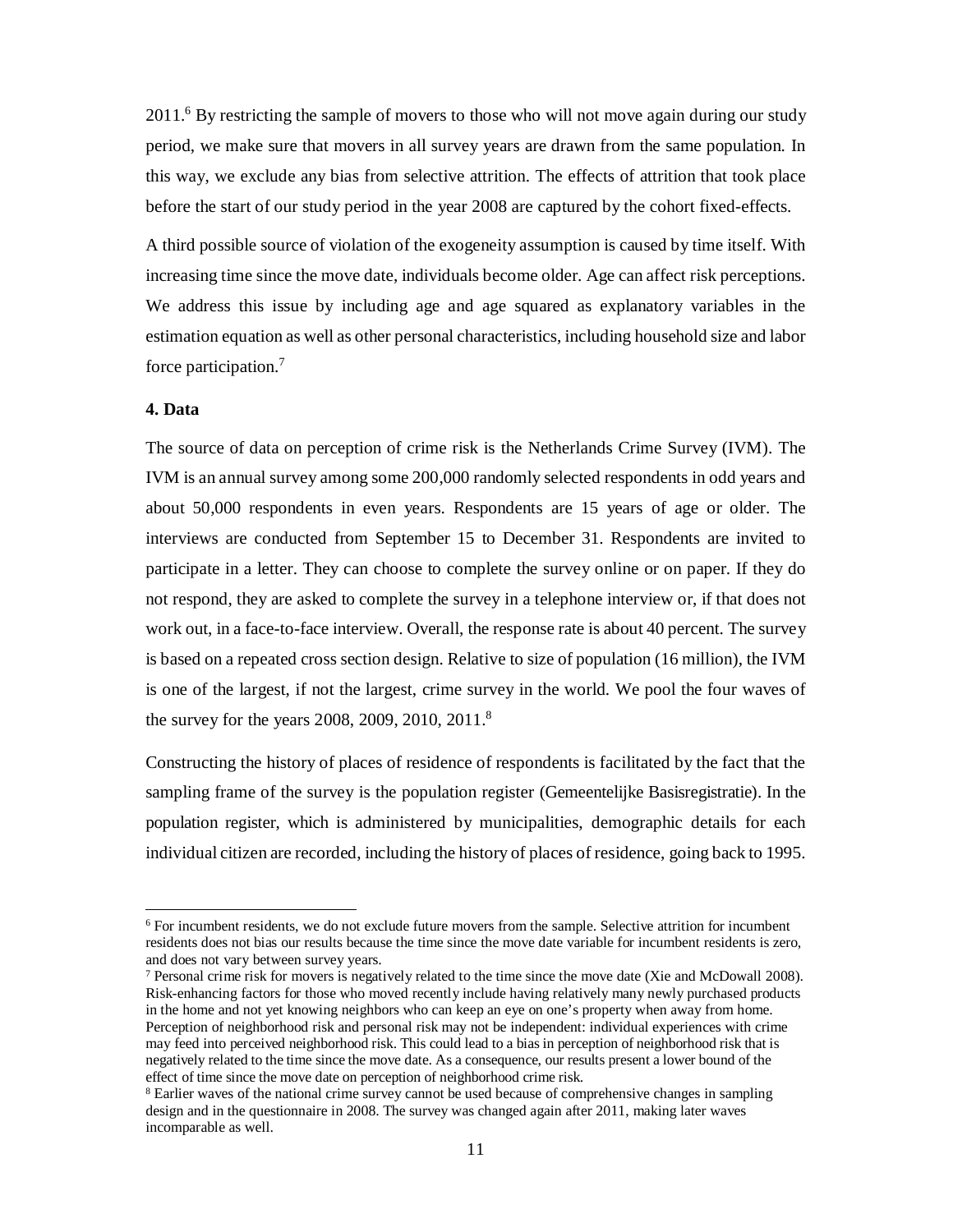2011.[6] By restricting the sample of movers to those who will not move again during our study period, we make sure that movers in all survey years are drawn from the same population. In this way, we exclude any bias from selective attrition. The effects of attrition that took place before the start of our study period in the year 2008 are captured by the cohort fixed-effects.

A third possible source of violation of the exogeneity assumption is caused by time itself. With increasing time since the move date, individuals become older. Age can affect risk perceptions. We address this issue by including age and age squared as explanatory variables in the estimation equation as well as other personal characteristics, including household size and labor force participation.[7]

## 4. Data

The source of data on perception of crime risk is the Netherlands Crime Survey (IVM). The IVM is an annual survey among some 200,000 randomly selected respondents in odd years and about 50,000 respondents in even years. Respondents are 15 years of age or older. The interviews are conducted from September 15 to December 31. Respondents are invited to participate in a letter. They can choose to complete the survey online or on paper. If they do not respond, they are asked to complete the survey in a telephone interview or, if that does not work out, in a face-to-face interview. Overall, the response rate is about 40 percent. The survey is based on a repeated cross section design. Relative to size of population (16 million), the IVM is one of the largest, if not the largest, crime survey in the world. We pool the four waves of the survey for the years 2008, 2009, 2010, 2011.[8]

Constructing the history of places of residence of respondents is facilitated by the fact that the sampling frame of the survey is the population register (Gemeentelijke Basisregistratie). In the population register, which is administered by municipalities, demographic details for each individual citizen are recorded, including the history of places of residence, going back to 1995.

---

[6] For incumbent residents, we do not exclude future movers from the sample. Selective attrition for incumbent residents does not bias our results because the time since the move date variable for incumbent residents is zero, and does not vary between survey years.

[7] Personal crime risk for movers is negatively related to the time since the move date (Xie and McDowall 2008). Risk-enhancing factors for those who moved recently include having relatively many newly purchased products in the home and not yet knowing neighbors who can keep an eye on one's property when away from home. Perception of neighborhood risk and personal risk may not be independent: individual experiences with crime may feed into perceived neighborhood risk. This could lead to a bias in perception of neighborhood risk that is negatively related to the time since the move date. As a consequence, our results present a lower bound of the effect of time since the move date on perception of neighborhood crime risk.

[8] Earlier waves of the national crime survey cannot be used because of comprehensive changes in sampling design and in the questionnaire in 2008. The survey was changed again after 2011, making later waves incomparable as well.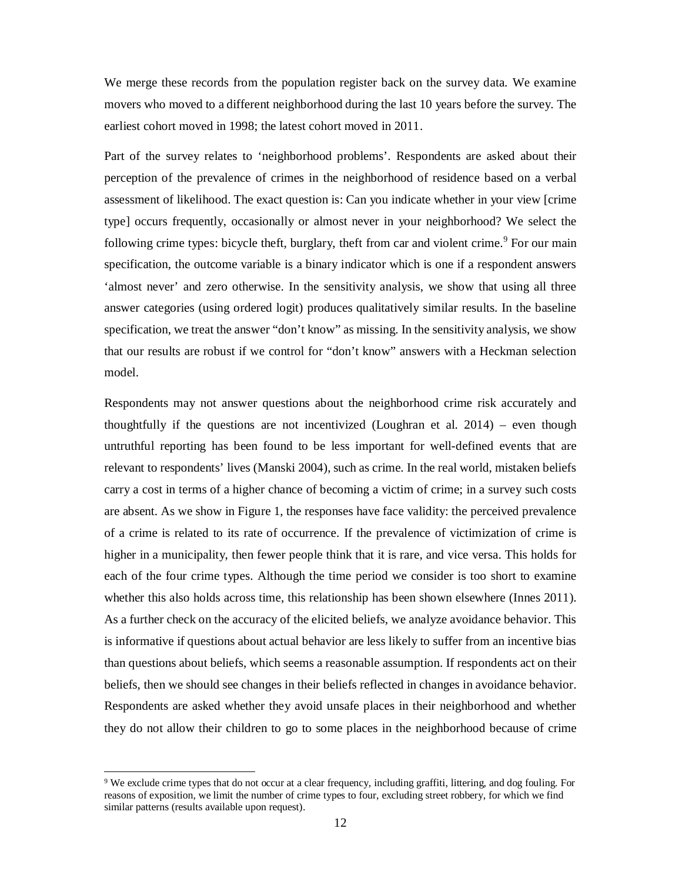We merge these records from the population register back on the survey data. We examine movers who moved to a different neighborhood during the last 10 years before the survey. The earliest cohort moved in 1998; the latest cohort moved in 2011.

Part of the survey relates to 'neighborhood problems'. Respondents are asked about their perception of the prevalence of crimes in the neighborhood of residence based on a verbal assessment of likelihood. The exact question is: Can you indicate whether in your view [crime type] occurs frequently, occasionally or almost never in your neighborhood? We select the following crime types: bicycle theft, burglary, theft from car and violent crime.[9] For our main specification, the outcome variable is a binary indicator which is one if a respondent answers 'almost never' and zero otherwise. In the sensitivity analysis, we show that using all three answer categories (using ordered logit) produces qualitatively similar results. In the baseline specification, we treat the answer "don't know" as missing. In the sensitivity analysis, we show that our results are robust if we control for "don't know" answers with a Heckman selection model.

Respondents may not answer questions about the neighborhood crime risk accurately and thoughtfully if the questions are not incentivized (Loughran et al. 2014) – even though untruthful reporting has been found to be less important for well-defined events that are relevant to respondents' lives (Manski 2004), such as crime. In the real world, mistaken beliefs carry a cost in terms of a higher chance of becoming a victim of crime; in a survey such costs are absent. As we show in Figure 1, the responses have face validity: the perceived prevalence of a crime is related to its rate of occurrence. If the prevalence of victimization of crime is higher in a municipality, then fewer people think that it is rare, and vice versa. This holds for each of the four crime types. Although the time period we consider is too short to examine whether this also holds across time, this relationship has been shown elsewhere (Innes 2011). As a further check on the accuracy of the elicited beliefs, we analyze avoidance behavior. This is informative if questions about actual behavior are less likely to suffer from an incentive bias than questions about beliefs, which seems a reasonable assumption. If respondents act on their beliefs, then we should see changes in their beliefs reflected in changes in avoidance behavior. Respondents are asked whether they avoid unsafe places in their neighborhood and whether they do not allow their children to go to some places in the neighborhood because of crime

[9] We exclude crime types that do not occur at a clear frequency, including graffiti, littering, and dog fouling. For reasons of exposition, we limit the number of crime types to four, excluding street robbery, for which we find similar patterns (results available upon request).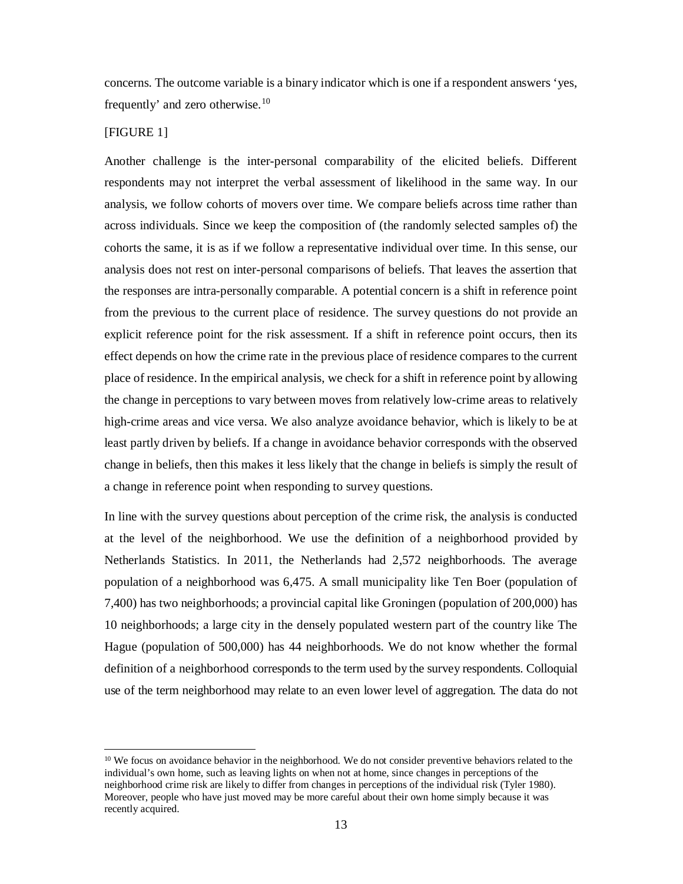concerns. The outcome variable is a binary indicator which is one if a respondent answers 'yes, frequently' and zero otherwise.[10]

[FIGURE 1]

Another challenge is the inter-personal comparability of the elicited beliefs. Different respondents may not interpret the verbal assessment of likelihood in the same way. In our analysis, we follow cohorts of movers over time. We compare beliefs across time rather than across individuals. Since we keep the composition of (the randomly selected samples of) the cohorts the same, it is as if we follow a representative individual over time. In this sense, our analysis does not rest on inter-personal comparisons of beliefs. That leaves the assertion that the responses are intra-personally comparable. A potential concern is a shift in reference point from the previous to the current place of residence. The survey questions do not provide an explicit reference point for the risk assessment. If a shift in reference point occurs, then its effect depends on how the crime rate in the previous place of residence compares to the current place of residence. In the empirical analysis, we check for a shift in reference point by allowing the change in perceptions to vary between moves from relatively low-crime areas to relatively high-crime areas and vice versa. We also analyze avoidance behavior, which is likely to be at least partly driven by beliefs. If a change in avoidance behavior corresponds with the observed change in beliefs, then this makes it less likely that the change in beliefs is simply the result of a change in reference point when responding to survey questions.

In line with the survey questions about perception of the crime risk, the analysis is conducted at the level of the neighborhood. We use the definition of a neighborhood provided by Netherlands Statistics. In 2011, the Netherlands had 2,572 neighborhoods. The average population of a neighborhood was 6,475. A small municipality like Ten Boer (population of 7,400) has two neighborhoods; a provincial capital like Groningen (population of 200,000) has 10 neighborhoods; a large city in the densely populated western part of the country like The Hague (population of 500,000) has 44 neighborhoods. We do not know whether the formal definition of a neighborhood corresponds to the term used by the survey respondents. Colloquial use of the term neighborhood may relate to an even lower level of aggregation. The data do not

[10] We focus on avoidance behavior in the neighborhood. We do not consider preventive behaviors related to the individual's own home, such as leaving lights on when not at home, since changes in perceptions of the neighborhood crime risk are likely to differ from changes in perceptions of the individual risk (Tyler 1980). Moreover, people who have just moved may be more careful about their own home simply because it was recently acquired.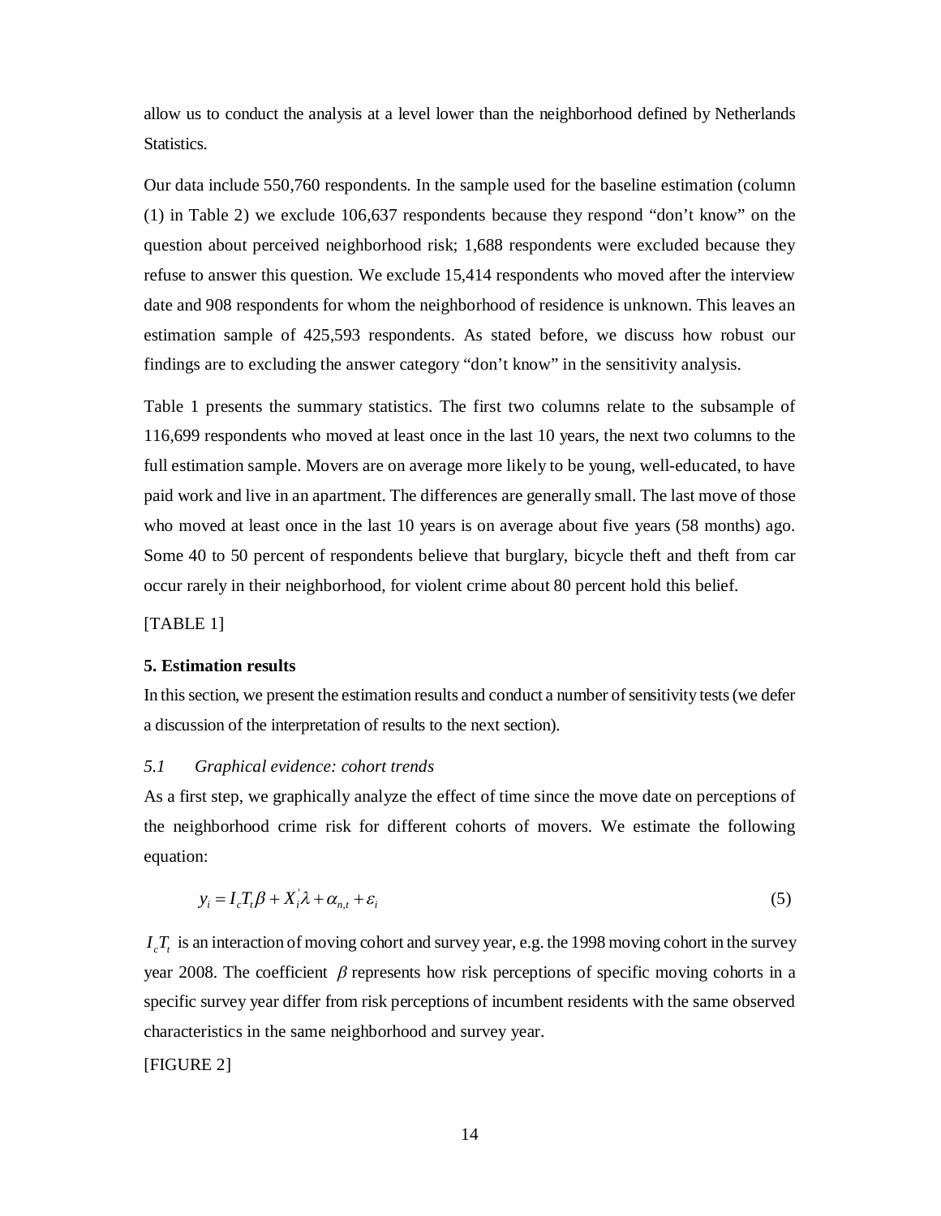allow us to conduct the analysis at a level lower than the neighborhood defined by Netherlands Statistics.

Our data include 550,760 respondents. In the sample used for the baseline estimation (column (1) in Table 2) we exclude 106,637 respondents because they respond "don't know" on the question about perceived neighborhood risk; 1,688 respondents were excluded because they refuse to answer this question. We exclude 15,414 respondents who moved after the interview date and 908 respondents for whom the neighborhood of residence is unknown. This leaves an estimation sample of 425,593 respondents. As stated before, we discuss how robust our findings are to excluding the answer category "don't know" in the sensitivity analysis.

Table 1 presents the summary statistics. The first two columns relate to the subsample of 116,699 respondents who moved at least once in the last 10 years, the next two columns to the full estimation sample. Movers are on average more likely to be young, well-educated, to have paid work and live in an apartment. The differences are generally small. The last move of those who moved at least once in the last 10 years is on average about five years (58 months) ago. Some 40 to 50 percent of respondents believe that burglary, bicycle theft and theft from car occur rarely in their neighborhood, for violent crime about 80 percent hold this belief.

[TABLE 1]

## 5. Estimation results

In this section, we present the estimation results and conduct a number of sensitivity tests (we defer a discussion of the interpretation of results to the next section).

### *5.1 Graphical evidence: cohort trends*

As a first step, we graphically analyze the effect of time since the move date on perceptions of the neighborhood crime risk for different cohorts of movers. We estimate the following equation:

$$y_i = I_c T_t \beta + X_i^{'} \lambda + \alpha_{n,t} + \varepsilon_i \qquad (5)$$

$I_c T_t$ is an interaction of moving cohort and survey year, e.g. the 1998 moving cohort in the survey year 2008. The coefficient $\beta$ represents how risk perceptions of specific moving cohorts in a specific survey year differ from risk perceptions of incumbent residents with the same observed characteristics in the same neighborhood and survey year.

[FIGURE 2]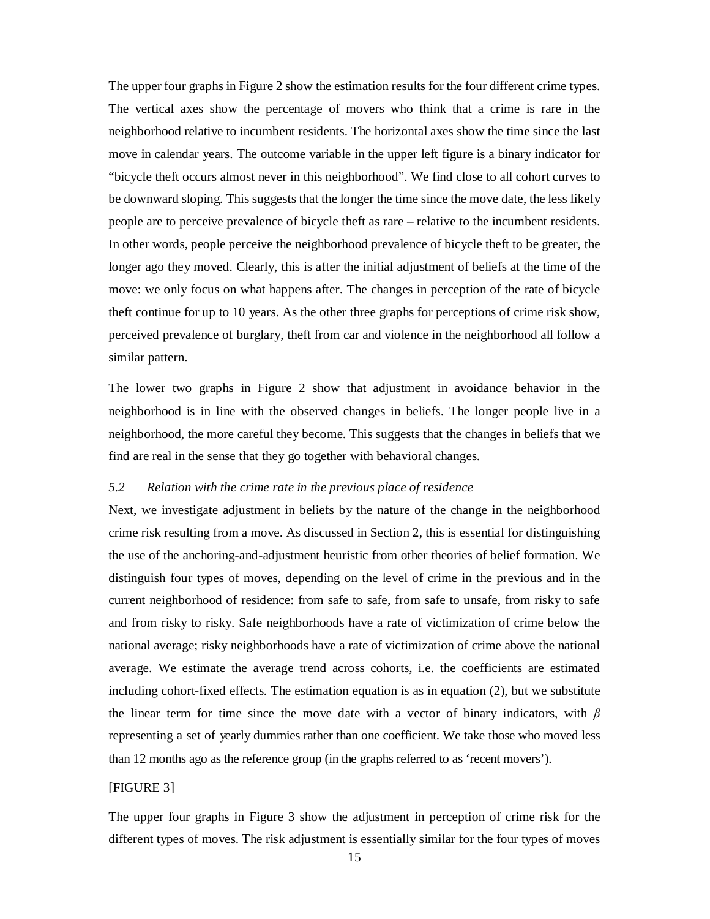The upper four graphs in Figure 2 show the estimation results for the four different crime types. The vertical axes show the percentage of movers who think that a crime is rare in the neighborhood relative to incumbent residents. The horizontal axes show the time since the last move in calendar years. The outcome variable in the upper left figure is a binary indicator for "bicycle theft occurs almost never in this neighborhood". We find close to all cohort curves to be downward sloping. This suggests that the longer the time since the move date, the less likely people are to perceive prevalence of bicycle theft as rare – relative to the incumbent residents. In other words, people perceive the neighborhood prevalence of bicycle theft to be greater, the longer ago they moved. Clearly, this is after the initial adjustment of beliefs at the time of the move: we only focus on what happens after. The changes in perception of the rate of bicycle theft continue for up to 10 years. As the other three graphs for perceptions of crime risk show, perceived prevalence of burglary, theft from car and violence in the neighborhood all follow a similar pattern.

The lower two graphs in Figure 2 show that adjustment in avoidance behavior in the neighborhood is in line with the observed changes in beliefs. The longer people live in a neighborhood, the more careful they become. This suggests that the changes in beliefs that we find are real in the sense that they go together with behavioral changes.

### *5.2 Relation with the crime rate in the previous place of residence*

Next, we investigate adjustment in beliefs by the nature of the change in the neighborhood crime risk resulting from a move. As discussed in Section 2, this is essential for distinguishing the use of the anchoring-and-adjustment heuristic from other theories of belief formation. We distinguish four types of moves, depending on the level of crime in the previous and in the current neighborhood of residence: from safe to safe, from safe to unsafe, from risky to safe and from risky to risky. Safe neighborhoods have a rate of victimization of crime below the national average; risky neighborhoods have a rate of victimization of crime above the national average. We estimate the average trend across cohorts, i.e. the coefficients are estimated including cohort-fixed effects. The estimation equation is as in equation (2), but we substitute the linear term for time since the move date with a vector of binary indicators, with $\beta$ representing a set of yearly dummies rather than one coefficient. We take those who moved less than 12 months ago as the reference group (in the graphs referred to as 'recent movers').

[FIGURE 3]

The upper four graphs in Figure 3 show the adjustment in perception of crime risk for the different types of moves. The risk adjustment is essentially similar for the four types of moves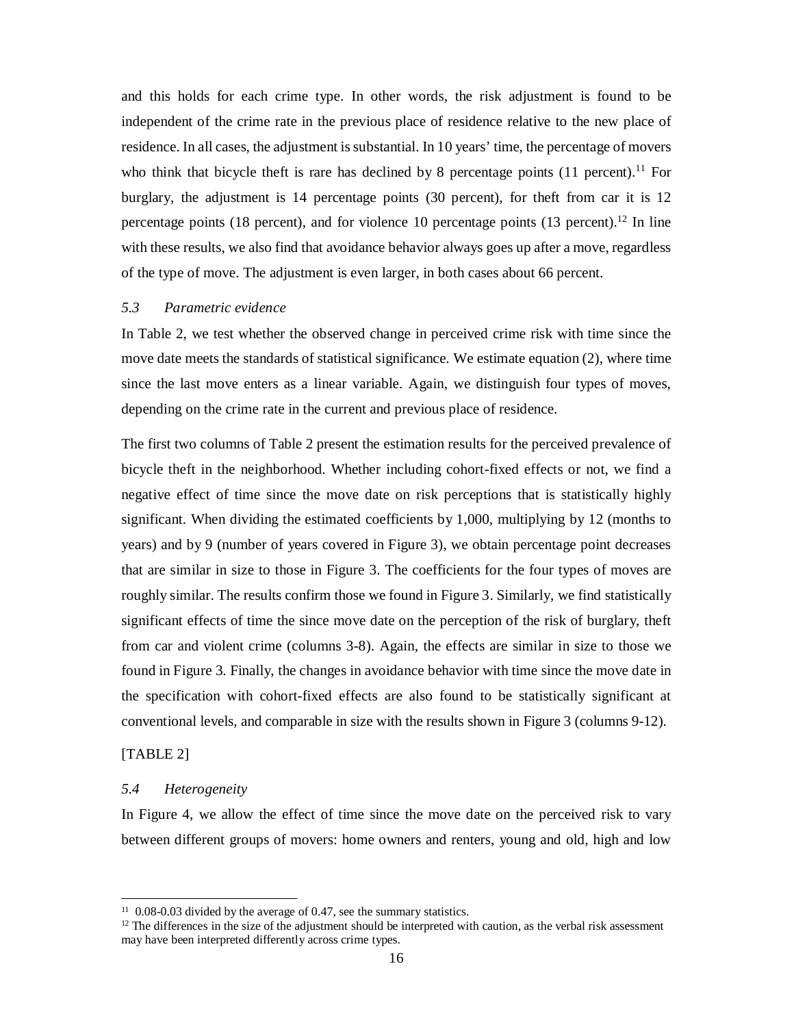and this holds for each crime type. In other words, the risk adjustment is found to be independent of the crime rate in the previous place of residence relative to the new place of residence. In all cases, the adjustment is substantial. In 10 years' time, the percentage of movers who think that bicycle theft is rare has declined by 8 percentage points (11 percent).[11] For burglary, the adjustment is 14 percentage points (30 percent), for theft from car it is 12 percentage points (18 percent), and for violence 10 percentage points (13 percent).[12] In line with these results, we also find that avoidance behavior always goes up after a move, regardless of the type of move. The adjustment is even larger, in both cases about 66 percent.

### *5.3 Parametric evidence*

In Table 2, we test whether the observed change in perceived crime risk with time since the move date meets the standards of statistical significance. We estimate equation (2), where time since the last move enters as a linear variable. Again, we distinguish four types of moves, depending on the crime rate in the current and previous place of residence.

The first two columns of Table 2 present the estimation results for the perceived prevalence of bicycle theft in the neighborhood. Whether including cohort-fixed effects or not, we find a negative effect of time since the move date on risk perceptions that is statistically highly significant. When dividing the estimated coefficients by 1,000, multiplying by 12 (months to years) and by 9 (number of years covered in Figure 3), we obtain percentage point decreases that are similar in size to those in Figure 3. The coefficients for the four types of moves are roughly similar. The results confirm those we found in Figure 3. Similarly, we find statistically significant effects of time the since move date on the perception of the risk of burglary, theft from car and violent crime (columns 3-8). Again, the effects are similar in size to those we found in Figure 3. Finally, the changes in avoidance behavior with time since the move date in the specification with cohort-fixed effects are also found to be statistically significant at conventional levels, and comparable in size with the results shown in Figure 3 (columns 9-12).

[TABLE 2]

### *5.4 Heterogeneity*

In Figure 4, we allow the effect of time since the move date on the perceived risk to vary between different groups of movers: home owners and renters, young and old, high and low

---

[11] 0.08-0.03 divided by the average of 0.47, see the summary statistics.

[12] The differences in the size of the adjustment should be interpreted with caution, as the verbal risk assessment may have been interpreted differently across crime types.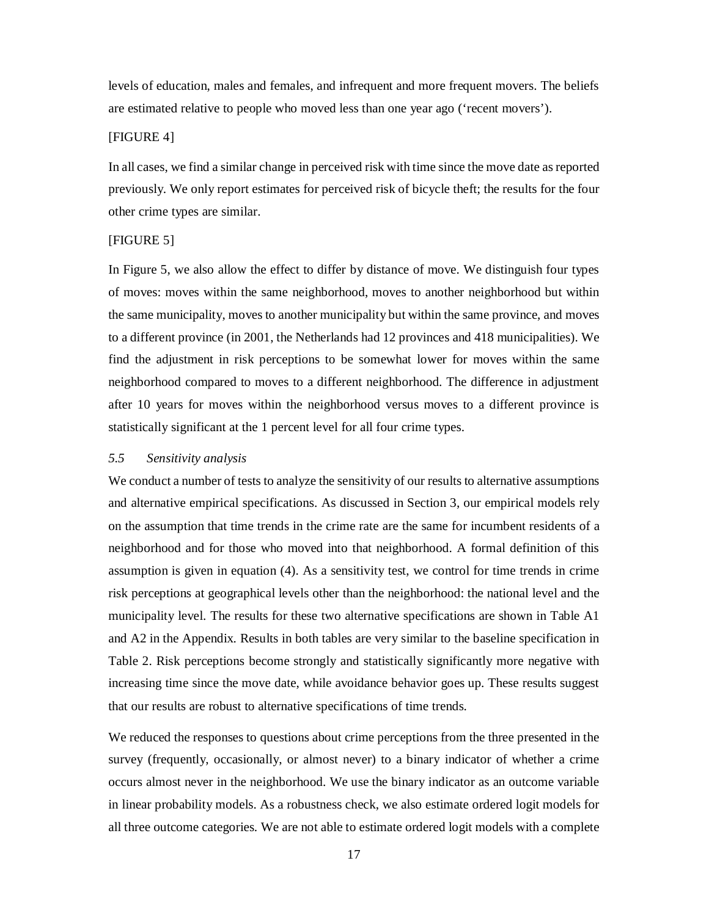levels of education, males and females, and infrequent and more frequent movers. The beliefs are estimated relative to people who moved less than one year ago ('recent movers').

[FIGURE 4]

In all cases, we find a similar change in perceived risk with time since the move date as reported previously. We only report estimates for perceived risk of bicycle theft; the results for the four other crime types are similar.

[FIGURE 5]

In Figure 5, we also allow the effect to differ by distance of move. We distinguish four types of moves: moves within the same neighborhood, moves to another neighborhood but within the same municipality, moves to another municipality but within the same province, and moves to a different province (in 2001, the Netherlands had 12 provinces and 418 municipalities). We find the adjustment in risk perceptions to be somewhat lower for moves within the same neighborhood compared to moves to a different neighborhood. The difference in adjustment after 10 years for moves within the neighborhood versus moves to a different province is statistically significant at the 1 percent level for all four crime types.

### *5.5 Sensitivity analysis*

We conduct a number of tests to analyze the sensitivity of our results to alternative assumptions and alternative empirical specifications. As discussed in Section 3, our empirical models rely on the assumption that time trends in the crime rate are the same for incumbent residents of a neighborhood and for those who moved into that neighborhood. A formal definition of this assumption is given in equation (4). As a sensitivity test, we control for time trends in crime risk perceptions at geographical levels other than the neighborhood: the national level and the municipality level. The results for these two alternative specifications are shown in Table A1 and A2 in the Appendix. Results in both tables are very similar to the baseline specification in Table 2. Risk perceptions become strongly and statistically significantly more negative with increasing time since the move date, while avoidance behavior goes up. These results suggest that our results are robust to alternative specifications of time trends.

We reduced the responses to questions about crime perceptions from the three presented in the survey (frequently, occasionally, or almost never) to a binary indicator of whether a crime occurs almost never in the neighborhood. We use the binary indicator as an outcome variable in linear probability models. As a robustness check, we also estimate ordered logit models for all three outcome categories. We are not able to estimate ordered logit models with a complete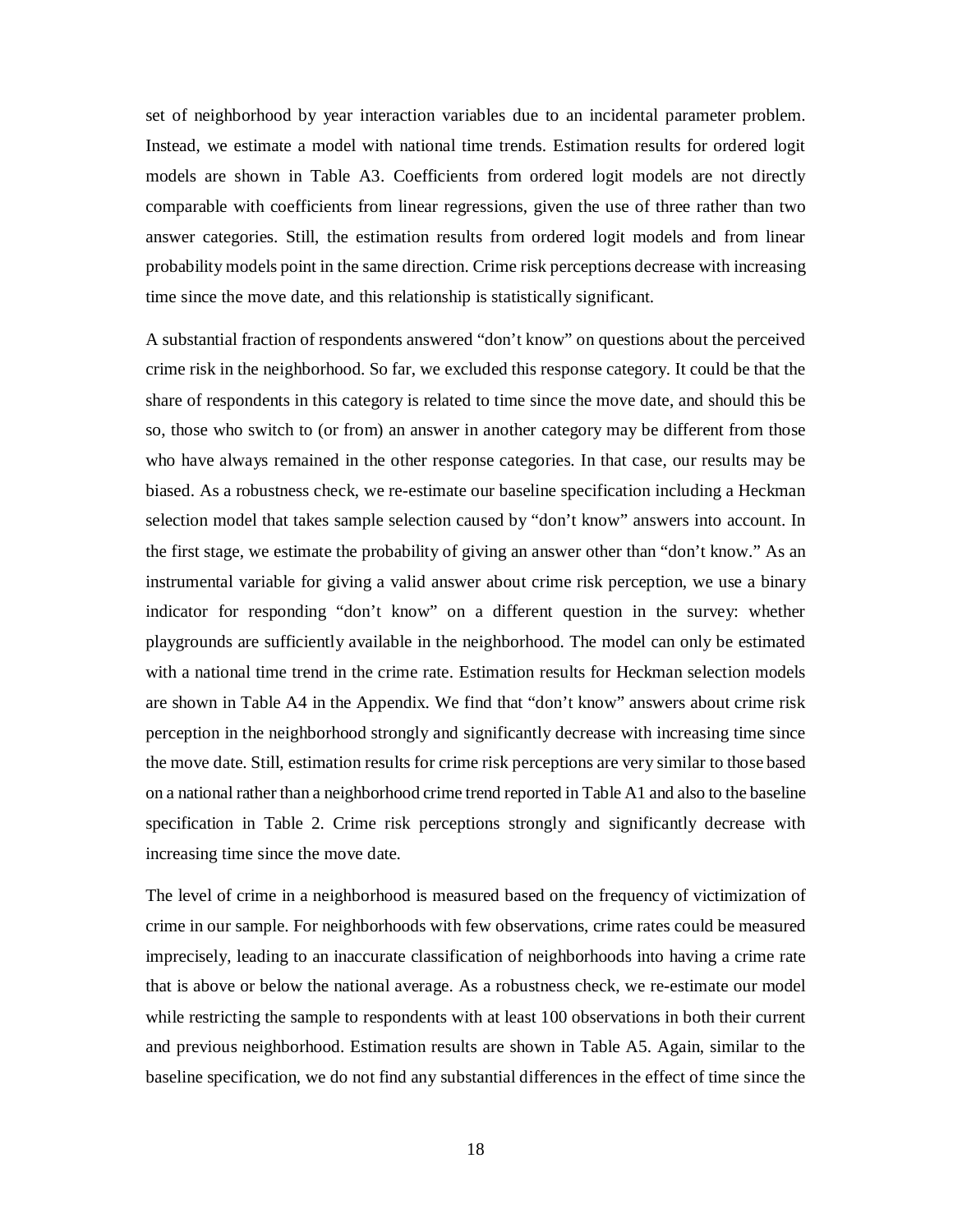set of neighborhood by year interaction variables due to an incidental parameter problem. Instead, we estimate a model with national time trends. Estimation results for ordered logit models are shown in Table A3. Coefficients from ordered logit models are not directly comparable with coefficients from linear regressions, given the use of three rather than two answer categories. Still, the estimation results from ordered logit models and from linear probability models point in the same direction. Crime risk perceptions decrease with increasing time since the move date, and this relationship is statistically significant.

A substantial fraction of respondents answered "don't know" on questions about the perceived crime risk in the neighborhood. So far, we excluded this response category. It could be that the share of respondents in this category is related to time since the move date, and should this be so, those who switch to (or from) an answer in another category may be different from those who have always remained in the other response categories. In that case, our results may be biased. As a robustness check, we re-estimate our baseline specification including a Heckman selection model that takes sample selection caused by "don't know" answers into account. In the first stage, we estimate the probability of giving an answer other than "don't know." As an instrumental variable for giving a valid answer about crime risk perception, we use a binary indicator for responding "don't know" on a different question in the survey: whether playgrounds are sufficiently available in the neighborhood. The model can only be estimated with a national time trend in the crime rate. Estimation results for Heckman selection models are shown in Table A4 in the Appendix. We find that "don't know" answers about crime risk perception in the neighborhood strongly and significantly decrease with increasing time since the move date. Still, estimation results for crime risk perceptions are very similar to those based on a national rather than a neighborhood crime trend reported in Table A1 and also to the baseline specification in Table 2. Crime risk perceptions strongly and significantly decrease with increasing time since the move date.

The level of crime in a neighborhood is measured based on the frequency of victimization of crime in our sample. For neighborhoods with few observations, crime rates could be measured imprecisely, leading to an inaccurate classification of neighborhoods into having a crime rate that is above or below the national average. As a robustness check, we re-estimate our model while restricting the sample to respondents with at least 100 observations in both their current and previous neighborhood. Estimation results are shown in Table A5. Again, similar to the baseline specification, we do not find any substantial differences in the effect of time since the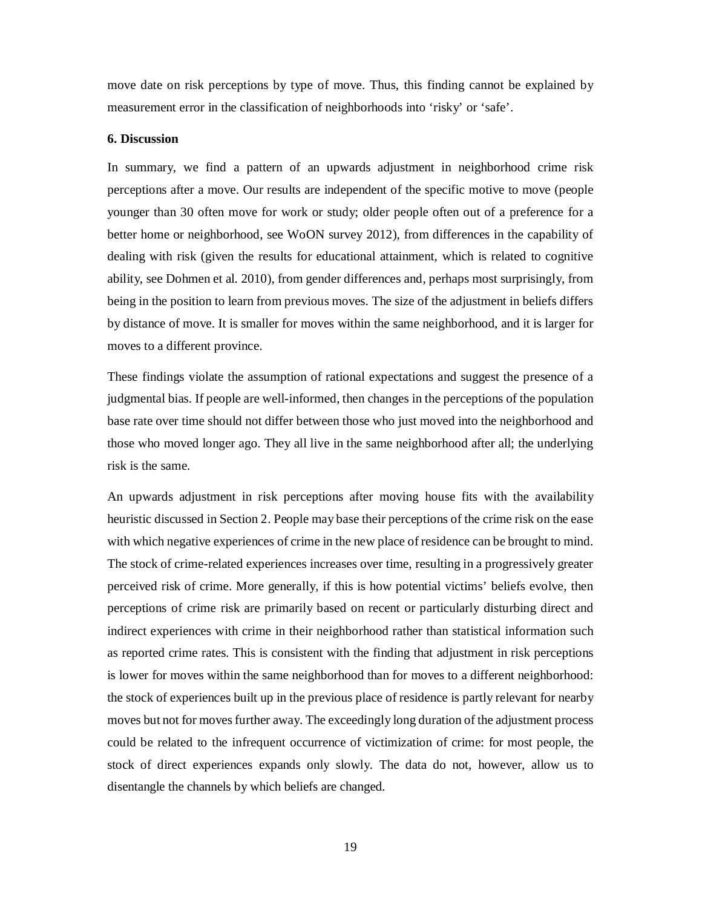move date on risk perceptions by type of move. Thus, this finding cannot be explained by measurement error in the classification of neighborhoods into 'risky' or 'safe'.

### 6. Discussion

In summary, we find a pattern of an upwards adjustment in neighborhood crime risk perceptions after a move. Our results are independent of the specific motive to move (people younger than 30 often move for work or study; older people often out of a preference for a better home or neighborhood, see WoON survey 2012), from differences in the capability of dealing with risk (given the results for educational attainment, which is related to cognitive ability, see Dohmen et al. 2010), from gender differences and, perhaps most surprisingly, from being in the position to learn from previous moves. The size of the adjustment in beliefs differs by distance of move. It is smaller for moves within the same neighborhood, and it is larger for moves to a different province.

These findings violate the assumption of rational expectations and suggest the presence of a judgmental bias. If people are well-informed, then changes in the perceptions of the population base rate over time should not differ between those who just moved into the neighborhood and those who moved longer ago. They all live in the same neighborhood after all; the underlying risk is the same.

An upwards adjustment in risk perceptions after moving house fits with the availability heuristic discussed in Section 2. People may base their perceptions of the crime risk on the ease with which negative experiences of crime in the new place of residence can be brought to mind. The stock of crime-related experiences increases over time, resulting in a progressively greater perceived risk of crime. More generally, if this is how potential victims' beliefs evolve, then perceptions of crime risk are primarily based on recent or particularly disturbing direct and indirect experiences with crime in their neighborhood rather than statistical information such as reported crime rates. This is consistent with the finding that adjustment in risk perceptions is lower for moves within the same neighborhood than for moves to a different neighborhood: the stock of experiences built up in the previous place of residence is partly relevant for nearby moves but not for moves further away. The exceedingly long duration of the adjustment process could be related to the infrequent occurrence of victimization of crime: for most people, the stock of direct experiences expands only slowly. The data do not, however, allow us to disentangle the channels by which beliefs are changed.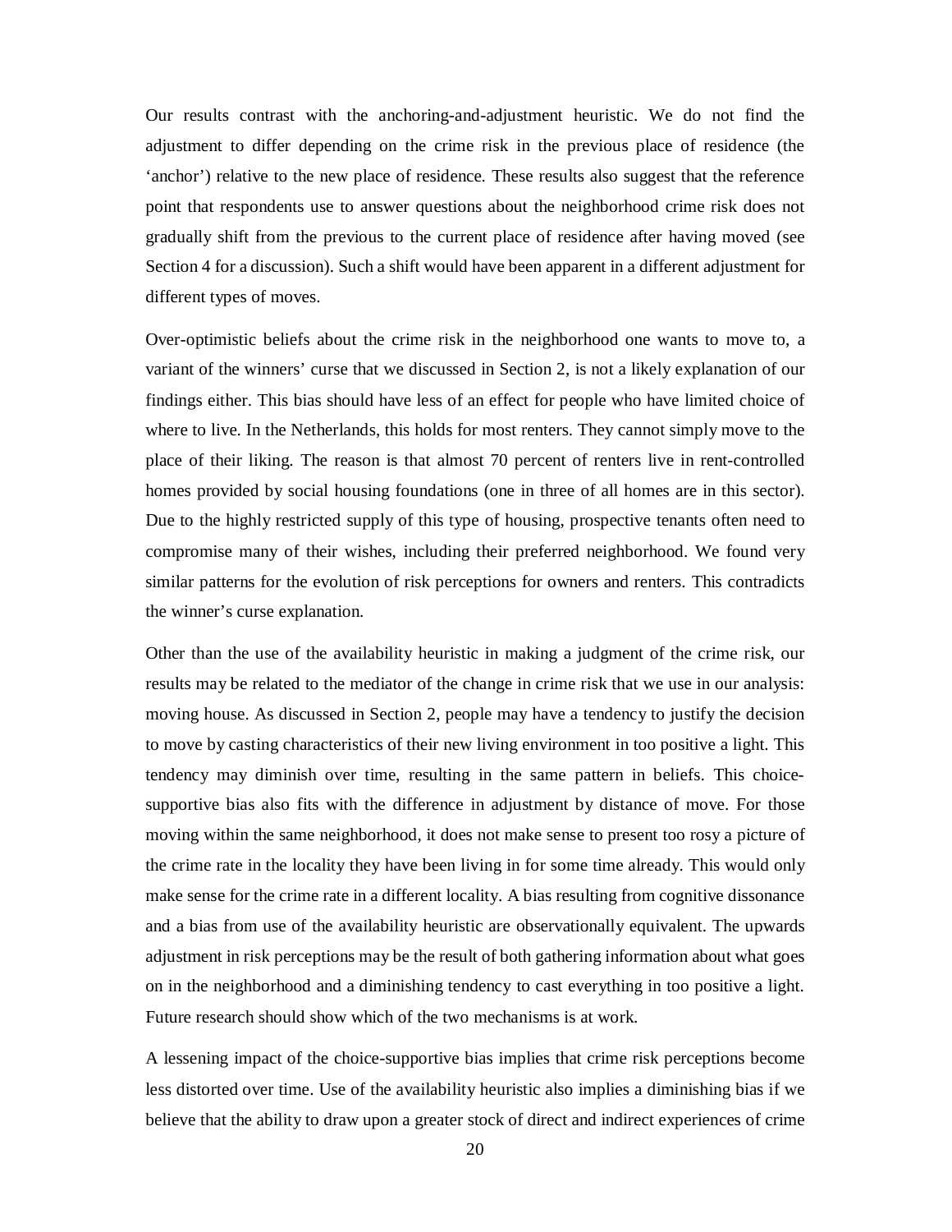Our results contrast with the anchoring-and-adjustment heuristic. We do not find the adjustment to differ depending on the crime risk in the previous place of residence (the 'anchor') relative to the new place of residence. These results also suggest that the reference point that respondents use to answer questions about the neighborhood crime risk does not gradually shift from the previous to the current place of residence after having moved (see Section 4 for a discussion). Such a shift would have been apparent in a different adjustment for different types of moves.

Over-optimistic beliefs about the crime risk in the neighborhood one wants to move to, a variant of the winners' curse that we discussed in Section 2, is not a likely explanation of our findings either. This bias should have less of an effect for people who have limited choice of where to live. In the Netherlands, this holds for most renters. They cannot simply move to the place of their liking. The reason is that almost 70 percent of renters live in rent-controlled homes provided by social housing foundations (one in three of all homes are in this sector). Due to the highly restricted supply of this type of housing, prospective tenants often need to compromise many of their wishes, including their preferred neighborhood. We found very similar patterns for the evolution of risk perceptions for owners and renters. This contradicts the winner's curse explanation.

Other than the use of the availability heuristic in making a judgment of the crime risk, our results may be related to the mediator of the change in crime risk that we use in our analysis: moving house. As discussed in Section 2, people may have a tendency to justify the decision to move by casting characteristics of their new living environment in too positive a light. This tendency may diminish over time, resulting in the same pattern in beliefs. This choice-supportive bias also fits with the difference in adjustment by distance of move. For those moving within the same neighborhood, it does not make sense to present too rosy a picture of the crime rate in the locality they have been living in for some time already. This would only make sense for the crime rate in a different locality. A bias resulting from cognitive dissonance and a bias from use of the availability heuristic are observationally equivalent. The upwards adjustment in risk perceptions may be the result of both gathering information about what goes on in the neighborhood and a diminishing tendency to cast everything in too positive a light. Future research should show which of the two mechanisms is at work.

A lessening impact of the choice-supportive bias implies that crime risk perceptions become less distorted over time. Use of the availability heuristic also implies a diminishing bias if we believe that the ability to draw upon a greater stock of direct and indirect experiences of crime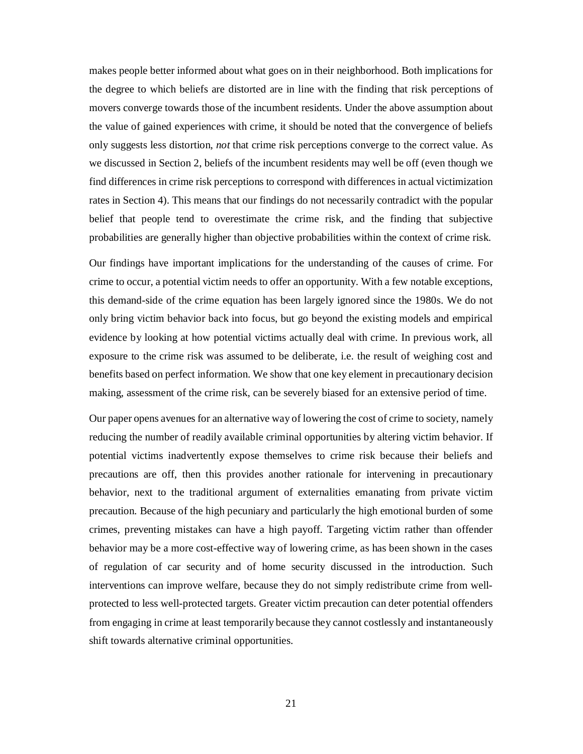makes people better informed about what goes on in their neighborhood. Both implications for the degree to which beliefs are distorted are in line with the finding that risk perceptions of movers converge towards those of the incumbent residents. Under the above assumption about the value of gained experiences with crime, it should be noted that the convergence of beliefs only suggests less distortion, *not* that crime risk perceptions converge to the correct value. As we discussed in Section 2, beliefs of the incumbent residents may well be off (even though we find differences in crime risk perceptions to correspond with differences in actual victimization rates in Section 4). This means that our findings do not necessarily contradict with the popular belief that people tend to overestimate the crime risk, and the finding that subjective probabilities are generally higher than objective probabilities within the context of crime risk.

Our findings have important implications for the understanding of the causes of crime. For crime to occur, a potential victim needs to offer an opportunity. With a few notable exceptions, this demand-side of the crime equation has been largely ignored since the 1980s. We do not only bring victim behavior back into focus, but go beyond the existing models and empirical evidence by looking at how potential victims actually deal with crime. In previous work, all exposure to the crime risk was assumed to be deliberate, i.e. the result of weighing cost and benefits based on perfect information. We show that one key element in precautionary decision making, assessment of the crime risk, can be severely biased for an extensive period of time.

Our paper opens avenues for an alternative way of lowering the cost of crime to society, namely reducing the number of readily available criminal opportunities by altering victim behavior. If potential victims inadvertently expose themselves to crime risk because their beliefs and precautions are off, then this provides another rationale for intervening in precautionary behavior, next to the traditional argument of externalities emanating from private victim precaution. Because of the high pecuniary and particularly the high emotional burden of some crimes, preventing mistakes can have a high payoff. Targeting victim rather than offender behavior may be a more cost-effective way of lowering crime, as has been shown in the cases of regulation of car security and of home security discussed in the introduction. Such interventions can improve welfare, because they do not simply redistribute crime from well-protected to less well-protected targets. Greater victim precaution can deter potential offenders from engaging in crime at least temporarily because they cannot costlessly and instantaneously shift towards alternative criminal opportunities.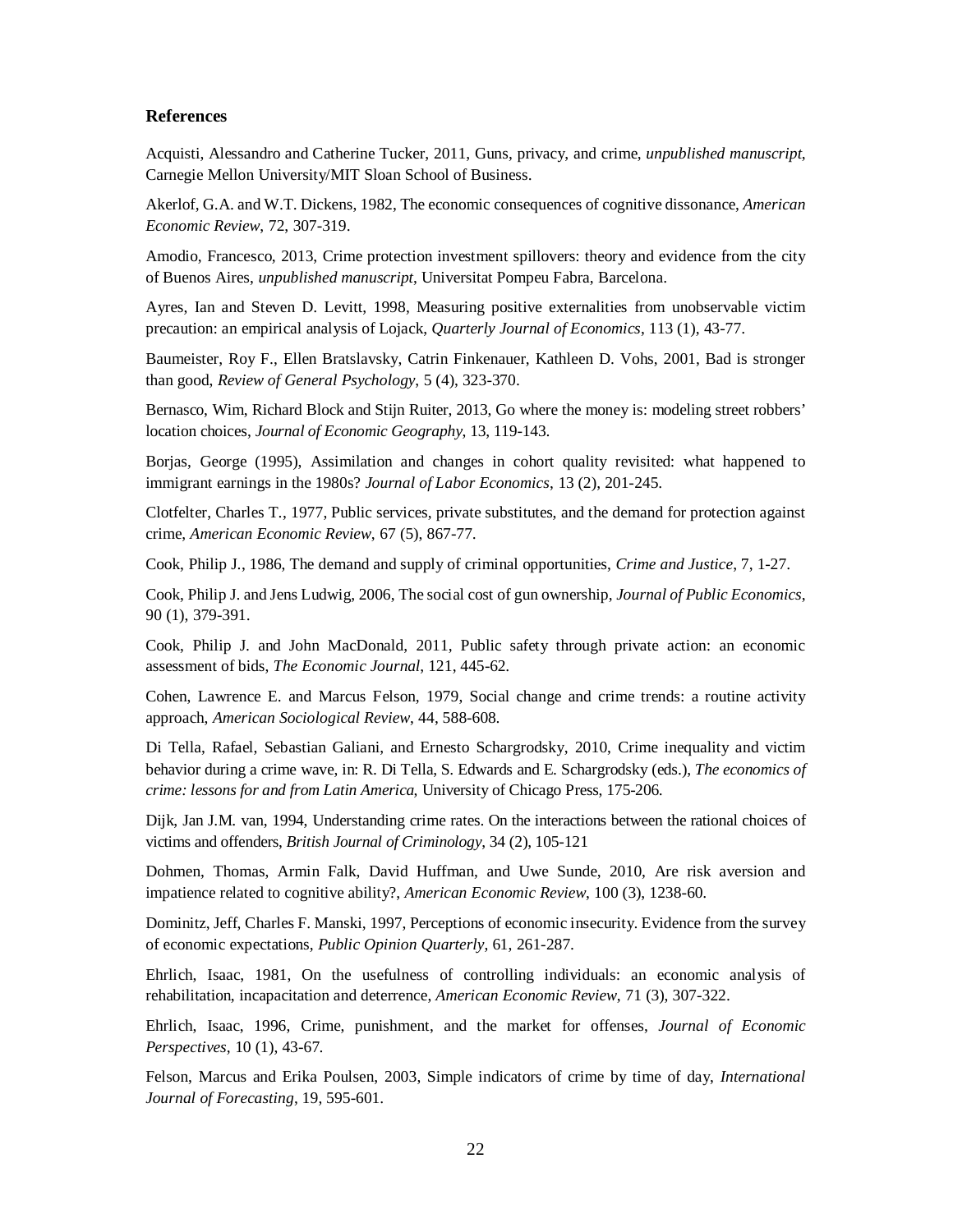## References

Acquisti, Alessandro and Catherine Tucker, 2011, Guns, privacy, and crime, *unpublished manuscript*, Carnegie Mellon University/MIT Sloan School of Business.

Akerlof, G.A. and W.T. Dickens, 1982, The economic consequences of cognitive dissonance, *American Economic Review*, 72, 307-319.

Amodio, Francesco, 2013, Crime protection investment spillovers: theory and evidence from the city of Buenos Aires, *unpublished manuscript*, Universitat Pompeu Fabra, Barcelona.

Ayres, Ian and Steven D. Levitt, 1998, Measuring positive externalities from unobservable victim precaution: an empirical analysis of Lojack, *Quarterly Journal of Economics*, 113 (1), 43-77.

Baumeister, Roy F., Ellen Bratslavsky, Catrin Finkenauer, Kathleen D. Vohs, 2001, Bad is stronger than good, *Review of General Psychology*, 5 (4), 323-370.

Bernasco, Wim, Richard Block and Stijn Ruiter, 2013, Go where the money is: modeling street robbers' location choices, *Journal of Economic Geography*, 13, 119-143.

Borjas, George (1995), Assimilation and changes in cohort quality revisited: what happened to immigrant earnings in the 1980s? *Journal of Labor Economics*, 13 (2), 201-245.

Clotfelter, Charles T., 1977, Public services, private substitutes, and the demand for protection against crime, *American Economic Review*, 67 (5), 867-77.

Cook, Philip J., 1986, The demand and supply of criminal opportunities, *Crime and Justice*, 7, 1-27.

Cook, Philip J. and Jens Ludwig, 2006, The social cost of gun ownership, *Journal of Public Economics*, 90 (1), 379-391.

Cook, Philip J. and John MacDonald, 2011, Public safety through private action: an economic assessment of bids, *The Economic Journal*, 121, 445-62.

Cohen, Lawrence E. and Marcus Felson, 1979, Social change and crime trends: a routine activity approach, *American Sociological Review*, 44, 588-608.

Di Tella, Rafael, Sebastian Galiani, and Ernesto Schargrodsky, 2010, Crime inequality and victim behavior during a crime wave, in: R. Di Tella, S. Edwards and E. Schargrodsky (eds.), *The economics of crime: lessons for and from Latin America*, University of Chicago Press, 175-206.

Dijk, Jan J.M. van, 1994, Understanding crime rates. On the interactions between the rational choices of victims and offenders, *British Journal of Criminology*, 34 (2), 105-121

Dohmen, Thomas, Armin Falk, David Huffman, and Uwe Sunde, 2010, Are risk aversion and impatience related to cognitive ability?, *American Economic Review*, 100 (3), 1238-60.

Dominitz, Jeff, Charles F. Manski, 1997, Perceptions of economic insecurity. Evidence from the survey of economic expectations, *Public Opinion Quarterly*, 61, 261-287.

Ehrlich, Isaac, 1981, On the usefulness of controlling individuals: an economic analysis of rehabilitation, incapacitation and deterrence, *American Economic Review*, 71 (3), 307-322.

Ehrlich, Isaac, 1996, Crime, punishment, and the market for offenses, *Journal of Economic Perspectives*, 10 (1), 43-67.

Felson, Marcus and Erika Poulsen, 2003, Simple indicators of crime by time of day, *International Journal of Forecasting*, 19, 595-601.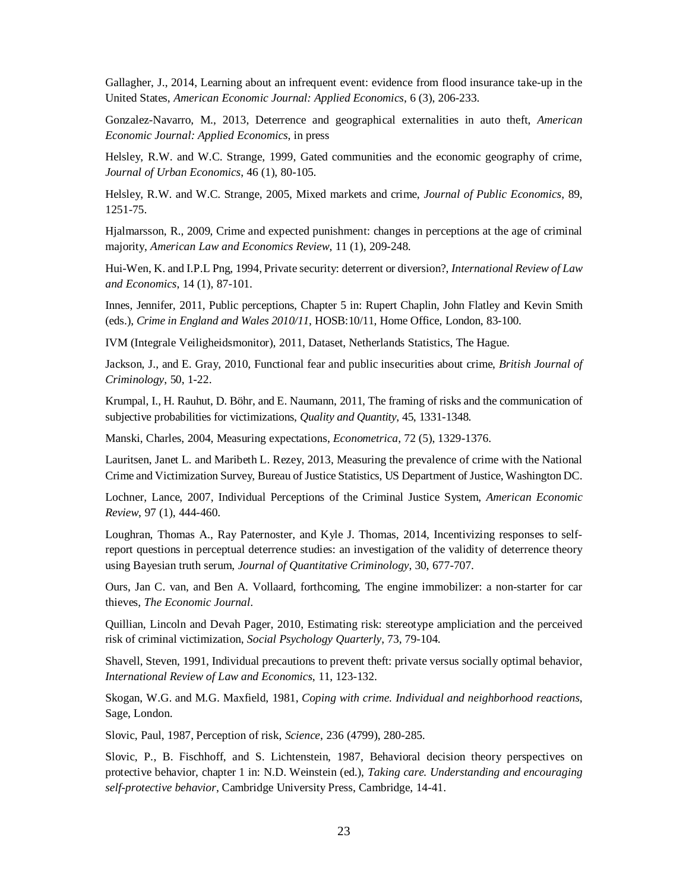Gallagher, J., 2014, Learning about an infrequent event: evidence from flood insurance take-up in the United States, *American Economic Journal: Applied Economics*, 6 (3), 206-233.

Gonzalez-Navarro, M., 2013, Deterrence and geographical externalities in auto theft, *American Economic Journal: Applied Economics*, in press

Helsley, R.W. and W.C. Strange, 1999, Gated communities and the economic geography of crime, *Journal of Urban Economics*, 46 (1), 80-105.

Helsley, R.W. and W.C. Strange, 2005, Mixed markets and crime, *Journal of Public Economics*, 89, 1251-75.

Hjalmarsson, R., 2009, Crime and expected punishment: changes in perceptions at the age of criminal majority, *American Law and Economics Review*, 11 (1), 209-248.

Hui-Wen, K. and I.P.L Png, 1994, Private security: deterrent or diversion?, *International Review of Law and Economics*, 14 (1), 87-101.

Innes, Jennifer, 2011, Public perceptions, Chapter 5 in: Rupert Chaplin, John Flatley and Kevin Smith (eds.), *Crime in England and Wales 2010/11*, HOSB:10/11, Home Office, London, 83-100.

IVM (Integrale Veiligheidsmonitor), 2011, Dataset, Netherlands Statistics, The Hague.

Jackson, J., and E. Gray, 2010, Functional fear and public insecurities about crime, *British Journal of Criminology*, 50, 1-22.

Krumpal, I., H. Rauhut, D. Böhr, and E. Naumann, 2011, The framing of risks and the communication of subjective probabilities for victimizations, *Quality and Quantity*, 45, 1331-1348.

Manski, Charles, 2004, Measuring expectations, *Econometrica*, 72 (5), 1329-1376.

Lauritsen, Janet L. and Maribeth L. Rezey, 2013, Measuring the prevalence of crime with the National Crime and Victimization Survey, Bureau of Justice Statistics, US Department of Justice, Washington DC.

Lochner, Lance, 2007, Individual Perceptions of the Criminal Justice System, *American Economic Review*, 97 (1), 444-460.

Loughran, Thomas A., Ray Paternoster, and Kyle J. Thomas, 2014, Incentivizing responses to self-report questions in perceptual deterrence studies: an investigation of the validity of deterrence theory using Bayesian truth serum, *Journal of Quantitative Criminology*, 30, 677-707.

Ours, Jan C. van, and Ben A. Vollaard, forthcoming, The engine immobilizer: a non-starter for car thieves, *The Economic Journal*.

Quillian, Lincoln and Devah Pager, 2010, Estimating risk: stereotype ampliciation and the perceived risk of criminal victimization, *Social Psychology Quarterly*, 73, 79-104.

Shavell, Steven, 1991, Individual precautions to prevent theft: private versus socially optimal behavior, *International Review of Law and Economics*, 11, 123-132.

Skogan, W.G. and M.G. Maxfield, 1981, *Coping with crime. Individual and neighborhood reactions*, Sage, London.

Slovic, Paul, 1987, Perception of risk, *Science*, 236 (4799), 280-285.

Slovic, P., B. Fischhoff, and S. Lichtenstein, 1987, Behavioral decision theory perspectives on protective behavior, chapter 1 in: N.D. Weinstein (ed.), *Taking care. Understanding and encouraging self-protective behavior*, Cambridge University Press, Cambridge, 14-41.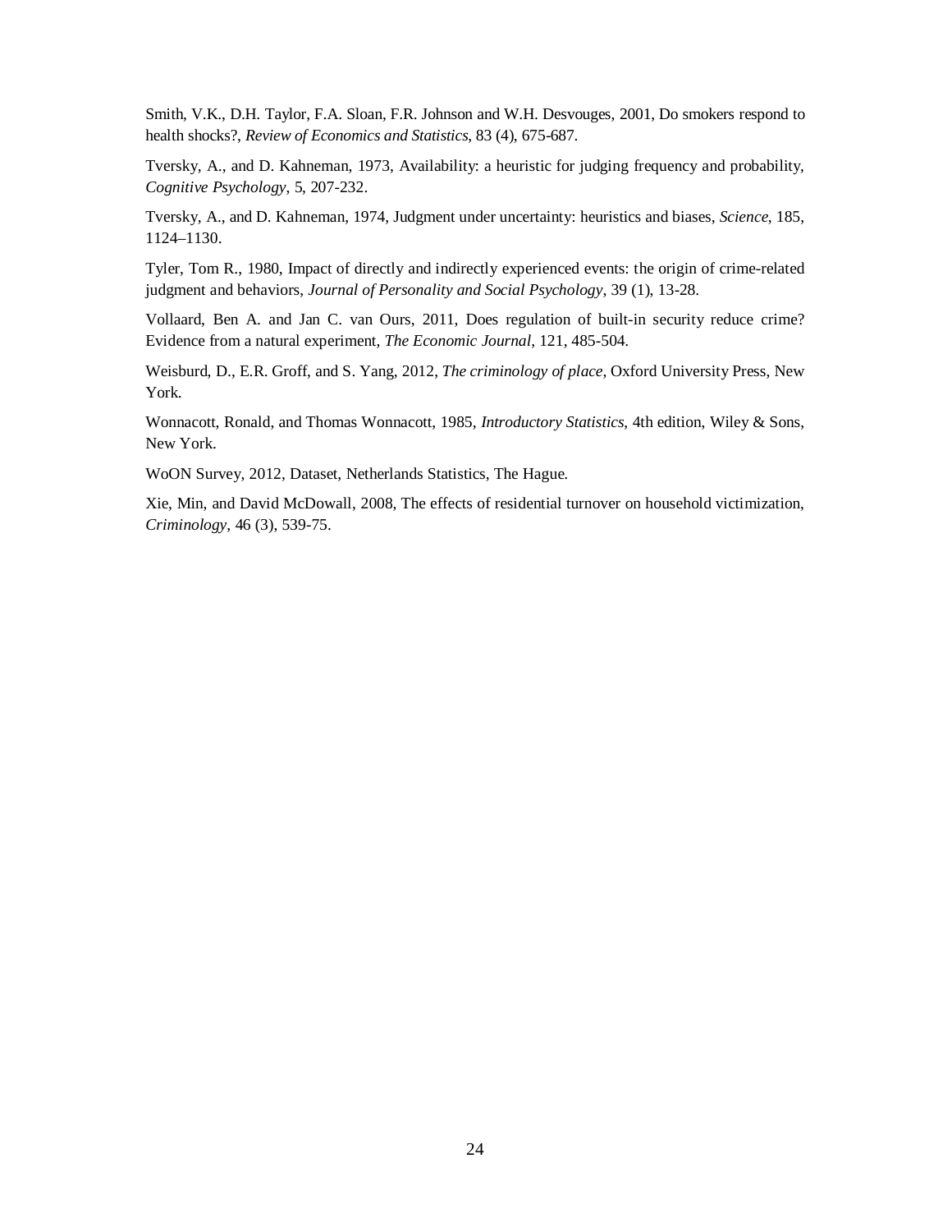Smith, V.K., D.H. Taylor, F.A. Sloan, F.R. Johnson and W.H. Desvouges, 2001, Do smokers respond to health shocks?, *Review of Economics and Statistics*, 83 (4), 675-687.

Tversky, A., and D. Kahneman, 1973, Availability: a heuristic for judging frequency and probability, *Cognitive Psychology*, 5, 207-232.

Tversky, A., and D. Kahneman, 1974, Judgment under uncertainty: heuristics and biases, *Science*, 185, 1124–1130.

Tyler, Tom R., 1980, Impact of directly and indirectly experienced events: the origin of crime-related judgment and behaviors, *Journal of Personality and Social Psychology*, 39 (1), 13-28.

Vollaard, Ben A. and Jan C. van Ours, 2011, Does regulation of built-in security reduce crime? Evidence from a natural experiment, *The Economic Journal*, 121, 485-504.

Weisburd, D., E.R. Groff, and S. Yang, 2012, *The criminology of place*, Oxford University Press, New York.

Wonnacott, Ronald, and Thomas Wonnacott, 1985, *Introductory Statistics*, 4th edition, Wiley & Sons, New York.

WoON Survey, 2012, Dataset, Netherlands Statistics, The Hague.

Xie, Min, and David McDowall, 2008, The effects of residential turnover on household victimization, *Criminology*, 46 (3), 539-75.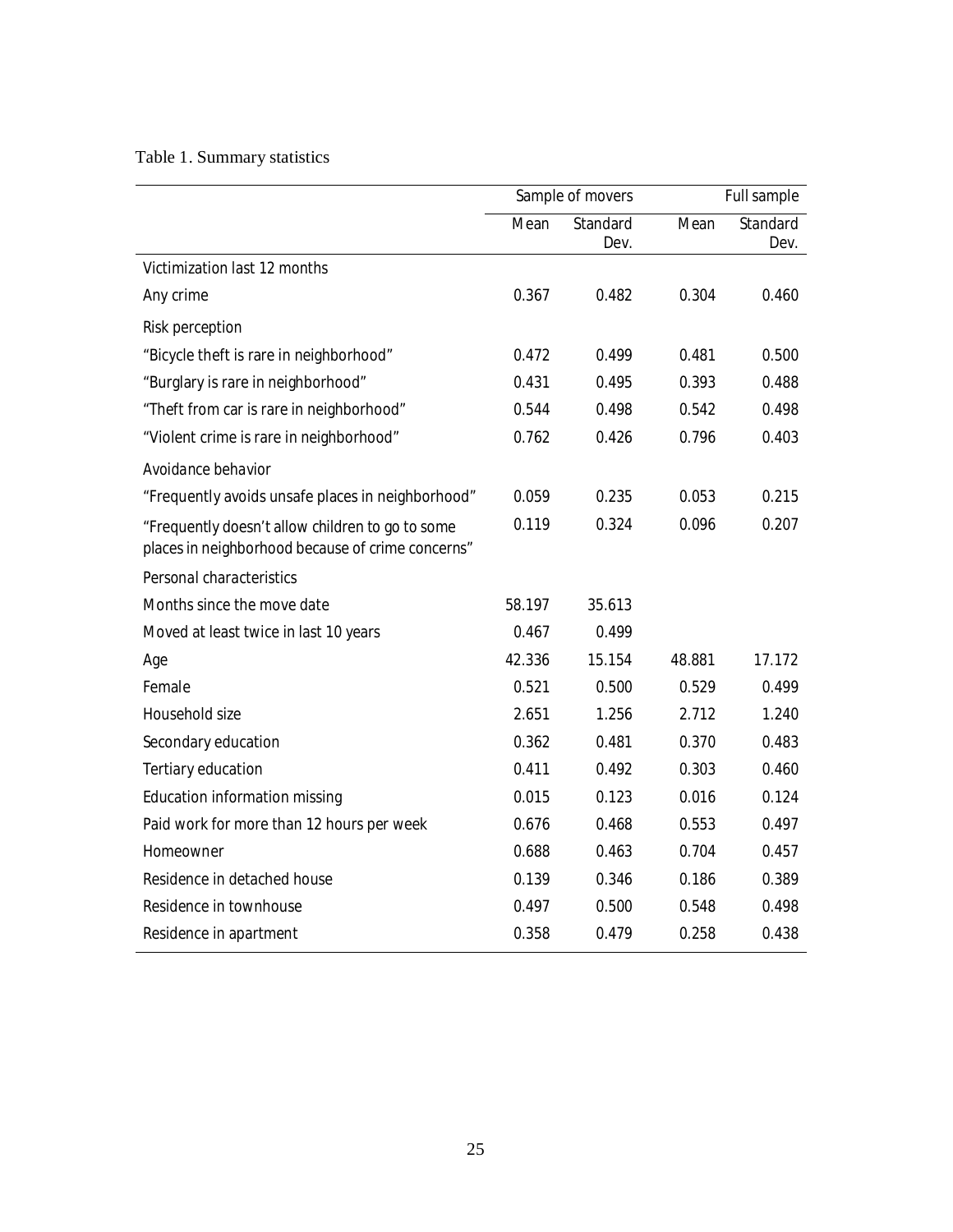Table 1. Summary statistics

| | Sample of movers | | Full sample | |
|---|---|---|---|---|
| | Mean | Standard Dev. | Mean | Standard Dev. |
| Victimization last 12 months | | | | |
| Any crime | 0.367 | 0.482 | 0.304 | 0.460 |
| Risk perception | | | | |
| “Bicycle theft is rare in neighborhood” | 0.472 | 0.499 | 0.481 | 0.500 |
| “Burglary is rare in neighborhood” | 0.431 | 0.495 | 0.393 | 0.488 |
| “Theft from car is rare in neighborhood” | 0.544 | 0.498 | 0.542 | 0.498 |
| “Violent crime is rare in neighborhood” | 0.762 | 0.426 | 0.796 | 0.403 |
| Avoidance behavior | | | | |
| “Frequently avoids unsafe places in neighborhood” | 0.059 | 0.235 | 0.053 | 0.215 |
| “Frequently doesn’t allow children to go to some places in neighborhood because of crime concerns” | 0.119 | 0.324 | 0.096 | 0.207 |
| Personal characteristics | | | | |
| Months since the move date | 58.197 | 35.613 | | |
| Moved at least twice in last 10 years | 0.467 | 0.499 | | |
| Age | 42.336 | 15.154 | 48.881 | 17.172 |
| Female | 0.521 | 0.500 | 0.529 | 0.499 |
| Household size | 2.651 | 1.256 | 2.712 | 1.240 |
| Secondary education | 0.362 | 0.481 | 0.370 | 0.483 |
| Tertiary education | 0.411 | 0.492 | 0.303 | 0.460 |
| Education information missing | 0.015 | 0.123 | 0.016 | 0.124 |
| Paid work for more than 12 hours per week | 0.676 | 0.468 | 0.553 | 0.497 |
| Homeowner | 0.688 | 0.463 | 0.704 | 0.457 |
| Residence in detached house | 0.139 | 0.346 | 0.186 | 0.389 |
| Residence in townhouse | 0.497 | 0.500 | 0.548 | 0.498 |
| Residence in apartment | 0.358 | 0.479 | 0.258 | 0.438 |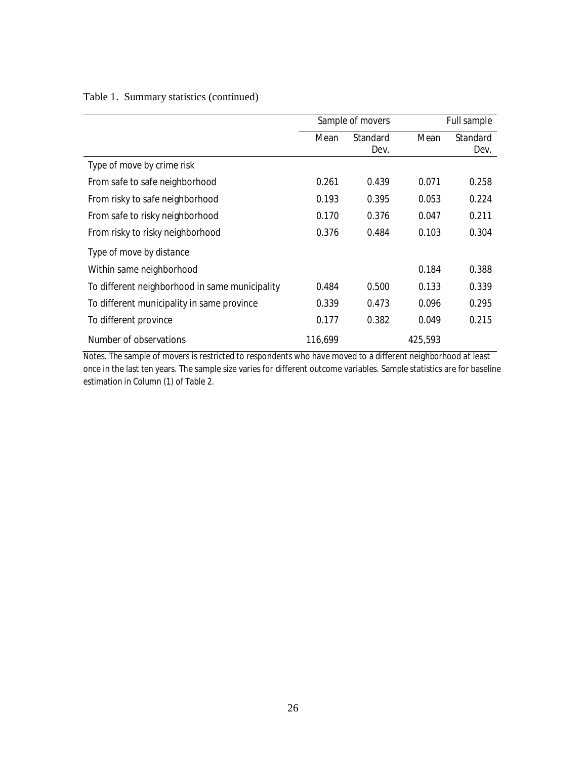Table 1. Summary statistics (continued)

| | Sample of movers | | Full sample | |
|---|---|---|---|---|
| | Mean | Standard Dev. | Mean | Standard Dev. |
| Type of move by crime risk | | | | |
| From safe to safe neighborhood | 0.261 | 0.439 | 0.071 | 0.258 |
| From risky to safe neighborhood | 0.193 | 0.395 | 0.053 | 0.224 |
| From safe to risky neighborhood | 0.170 | 0.376 | 0.047 | 0.211 |
| From risky to risky neighborhood | 0.376 | 0.484 | 0.103 | 0.304 |
| Type of move by distance | | | | |
| Within same neighborhood | | | 0.184 | 0.388 |
| To different neighborhood in same municipality | 0.484 | 0.500 | 0.133 | 0.339 |
| To different municipality in same province | 0.339 | 0.473 | 0.096 | 0.295 |
| To different province | 0.177 | 0.382 | 0.049 | 0.215 |
| Number of observations | 116,699 | | 425,593 | |

Notes. The sample of movers is restricted to respondents who have moved to a different neighborhood at least once in the last ten years. The sample size varies for different outcome variables. Sample statistics are for baseline estimation in Column (1) of Table 2.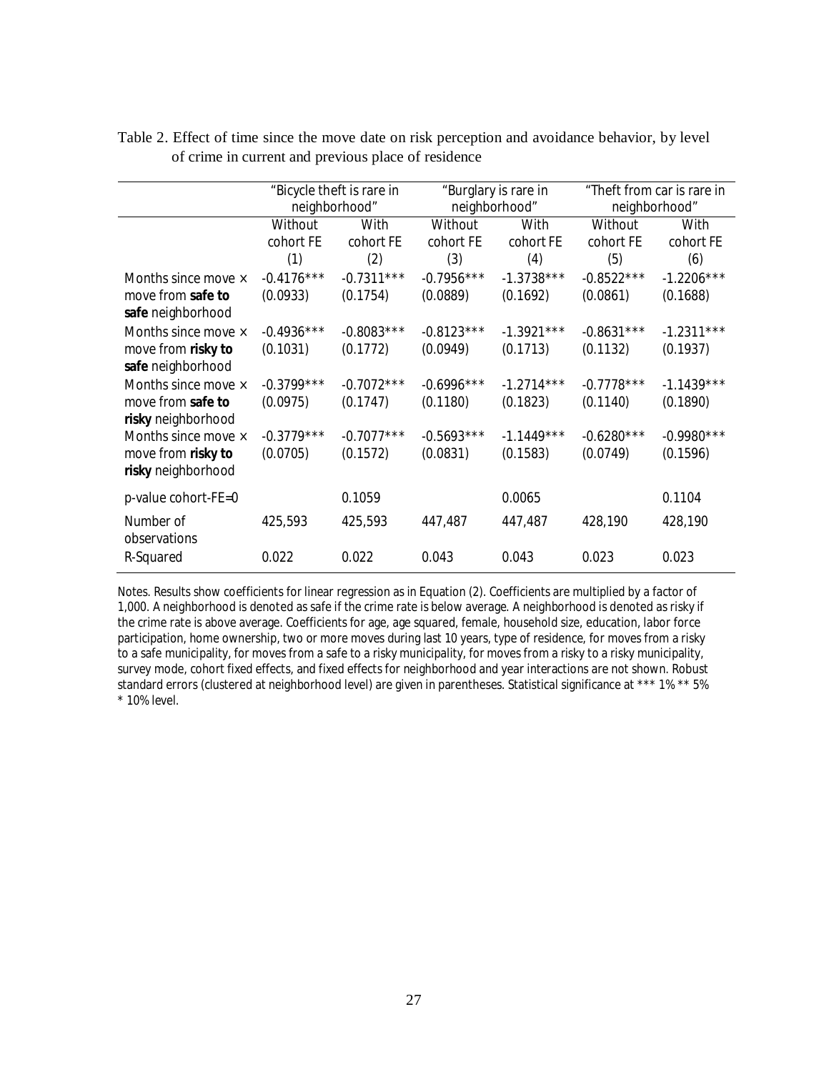Table 2. Effect of time since the move date on risk perception and avoidance behavior, by level of crime in current and previous place of residence

| | "Bicycle theft is rare in neighborhood" | | "Burglary is rare in neighborhood" | | "Theft from car is rare in neighborhood" | |
|---|---|---|---|---|---|---|
| | Without cohort FE | With cohort FE | Without cohort FE | With cohort FE | Without cohort FE | With cohort FE |
| | (1) | (2) | (3) | (4) | (5) | (6) |
| Months since move × move from **safe to safe** neighborhood | -0.4176*** (0.0933) | -0.7311*** (0.1754) | -0.7956*** (0.0889) | -1.3738*** (0.1692) | -0.8522*** (0.0861) | -1.2206*** (0.1688) |
| Months since move × move from **risky to safe** neighborhood | -0.4936*** (0.1031) | -0.8083*** (0.1772) | -0.8123*** (0.0949) | -1.3921*** (0.1713) | -0.8631*** (0.1132) | -1.2311*** (0.1937) |
| Months since move × move from **safe to risky** neighborhood | -0.3799*** (0.0975) | -0.7072*** (0.1747) | -0.6996*** (0.1180) | -1.2714*** (0.1823) | -0.7778*** (0.1140) | -1.1439*** (0.1890) |
| Months since move × move from **risky to risky** neighborhood | -0.3779*** (0.0705) | -0.7077*** (0.1572) | -0.5693*** (0.0831) | -1.1449*** (0.1583) | -0.6280*** (0.0749) | -0.9980*** (0.1596) |
| p-value cohort-FE=0 | | 0.1059 | | 0.0065 | | 0.1104 |
| Number of observations | 425,593 | 425,593 | 447,487 | 447,487 | 428,190 | 428,190 |
| R-Squared | 0.022 | 0.022 | 0.043 | 0.043 | 0.023 | 0.023 |

Notes. Results show coefficients for linear regression as in Equation (2). Coefficients are multiplied by a factor of 1,000. A neighborhood is denoted as safe if the crime rate is below average. A neighborhood is denoted as risky if the crime rate is above average. Coefficients for age, age squared, female, household size, education, labor force participation, home ownership, two or more moves during last 10 years, type of residence, for moves from a risky to a safe municipality, for moves from a safe to a risky municipality, for moves from a risky to a risky municipality, survey mode, cohort fixed effects, and fixed effects for neighborhood and year interactions are not shown. Robust standard errors (clustered at neighborhood level) are given in parentheses. Statistical significance at *** 1% ** 5% * 10% level.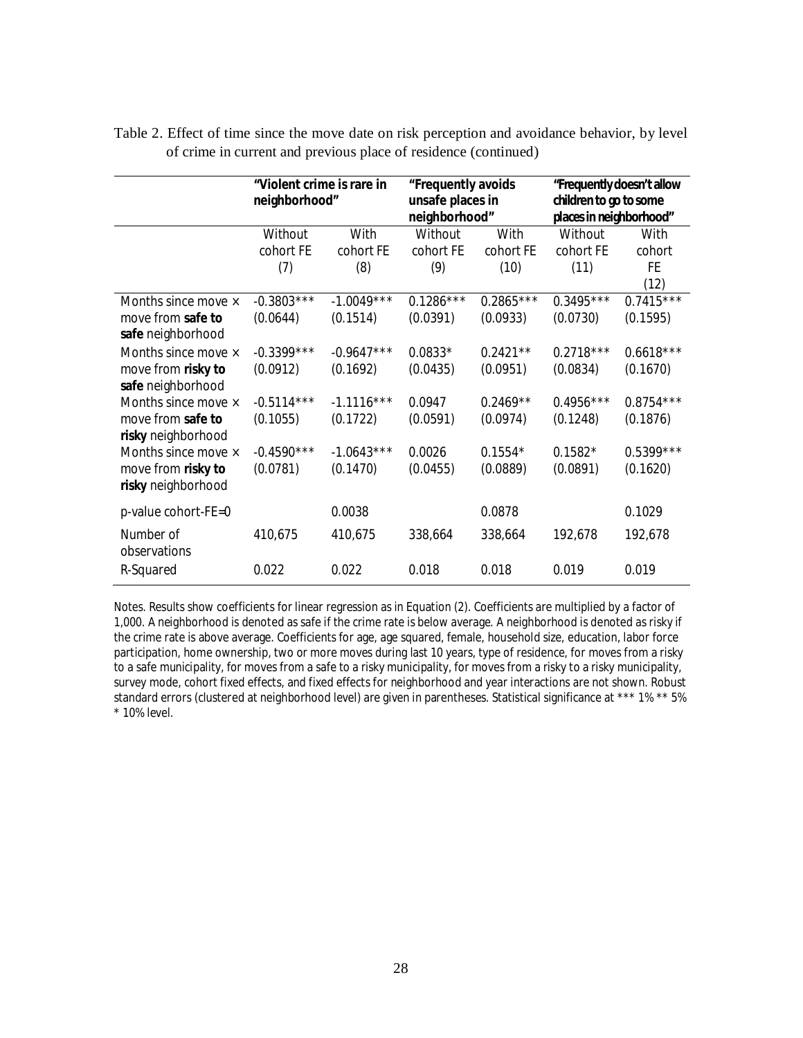Table 2. Effect of time since the move date on risk perception and avoidance behavior, by level of crime in current and previous place of residence (continued)

| | "Violent crime is rare in neighborhood" | | "Frequently avoids unsafe places in neighborhood" | | "Frequently doesn't allow children to go to some places in neighborhood" | |
|---|---|---|---|---|---|---|
| | Without cohort FE (7) | With cohort FE (8) | Without cohort FE (9) | With cohort FE (10) | Without cohort FE (11) | With cohort FE (12) |
| Months since move × move from **safe to safe** neighborhood | -0.3803*** (0.0644) | -1.0049*** (0.1514) | 0.1286*** (0.0391) | 0.2865*** (0.0933) | 0.3495*** (0.0730) | 0.7415*** (0.1595) |
| Months since move × move from **risky to safe** neighborhood | -0.3399*** (0.0912) | -0.9647*** (0.1692) | 0.0833* (0.0435) | 0.2421** (0.0951) | 0.2718*** (0.0834) | 0.6618*** (0.1670) |
| Months since move × move from **safe to risky** neighborhood | -0.5114*** (0.1055) | -1.1116*** (0.1722) | 0.0947 (0.0591) | 0.2469** (0.0974) | 0.4956*** (0.1248) | 0.8754*** (0.1876) |
| Months since move × move from **risky to risky** neighborhood | -0.4590*** (0.0781) | -1.0643*** (0.1470) | 0.0026 (0.0455) | 0.1554* (0.0889) | 0.1582* (0.0891) | 0.5399*** (0.1620) |
| p-value cohort-FE=0 | | 0.0038 | | 0.0878 | | 0.1029 |
| Number of observations | 410,675 | 410,675 | 338,664 | 338,664 | 192,678 | 192,678 |
| R-Squared | 0.022 | 0.022 | 0.018 | 0.018 | 0.019 | 0.019 |

Notes. Results show coefficients for linear regression as in Equation (2). Coefficients are multiplied by a factor of 1,000. A neighborhood is denoted as safe if the crime rate is below average. A neighborhood is denoted as risky if the crime rate is above average. Coefficients for age, age squared, female, household size, education, labor force participation, home ownership, two or more moves during last 10 years, type of residence, for moves from a risky to a safe municipality, for moves from a safe to a risky municipality, for moves from a risky to a risky municipality, survey mode, cohort fixed effects, and fixed effects for neighborhood and year interactions are not shown. Robust standard errors (clustered at neighborhood level) are given in parentheses. Statistical significance at *** 1% ** 5% * 10% level.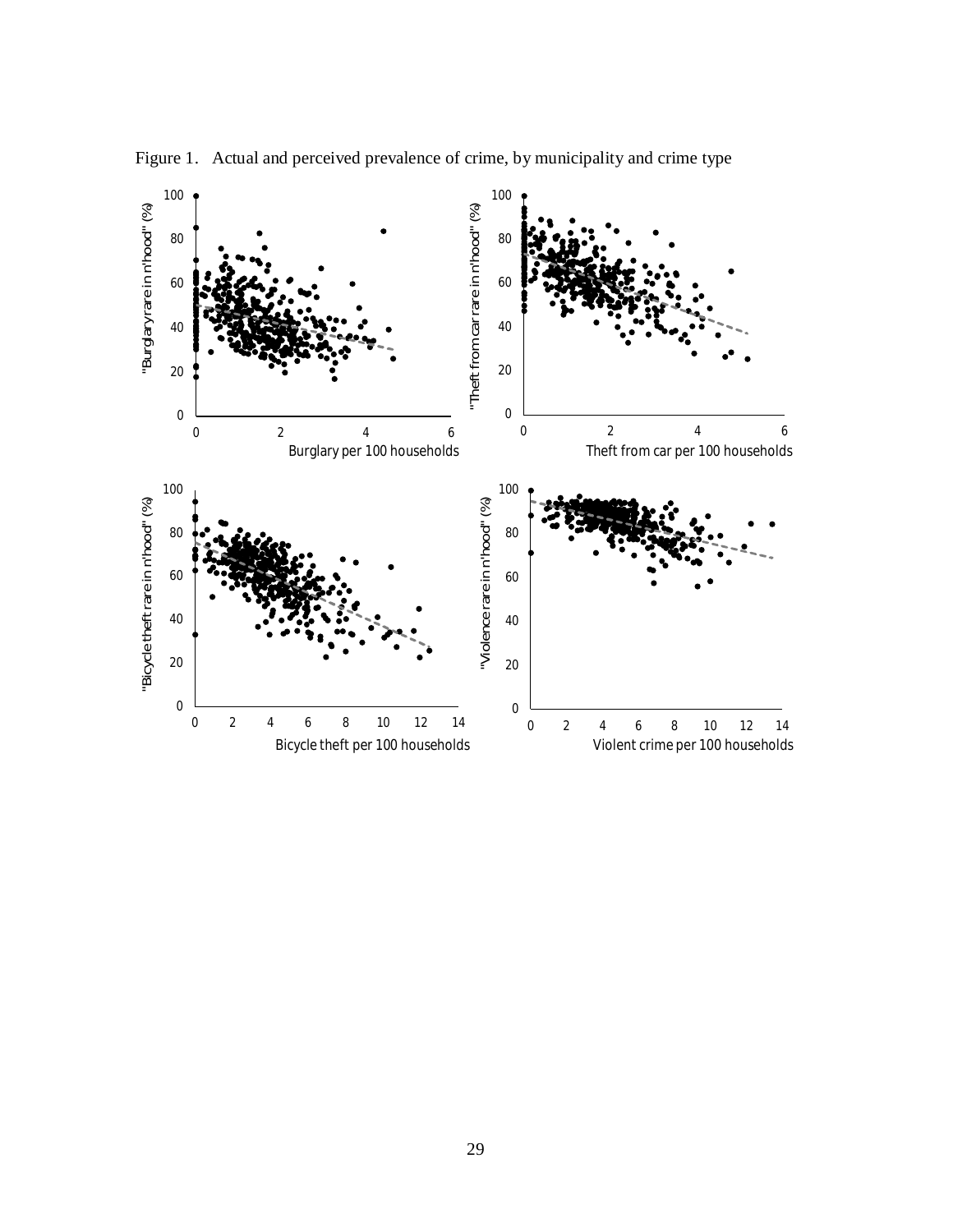Figure 1. Actual and perceived prevalence of crime, by municipality and crime type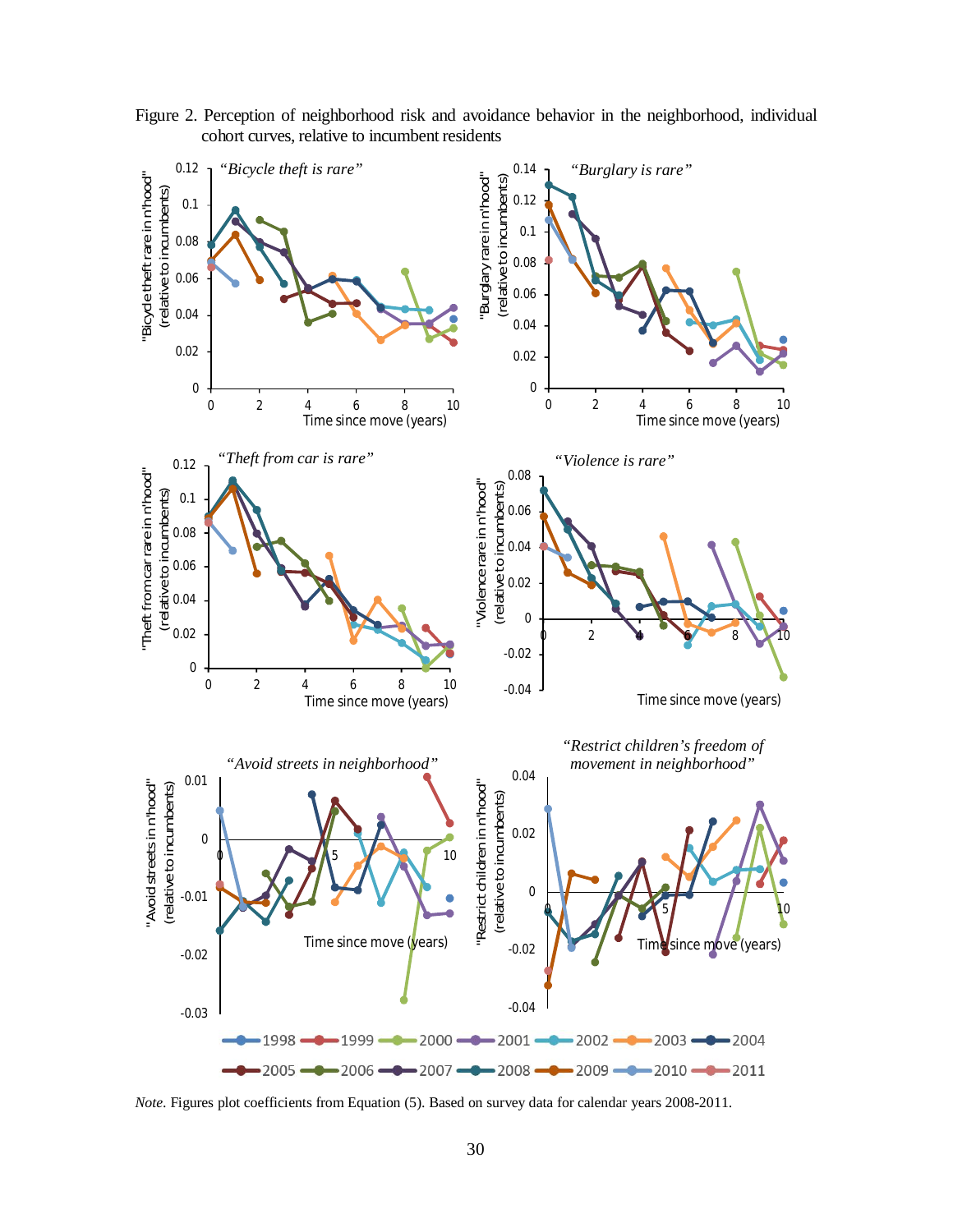Figure 2. Perception of neighborhood risk and avoidance behavior in the neighborhood, individual cohort curves, relative to incumbent residents

*Note.* Figures plot coefficients from Equation (5). Based on survey data for calendar years 2008-2011.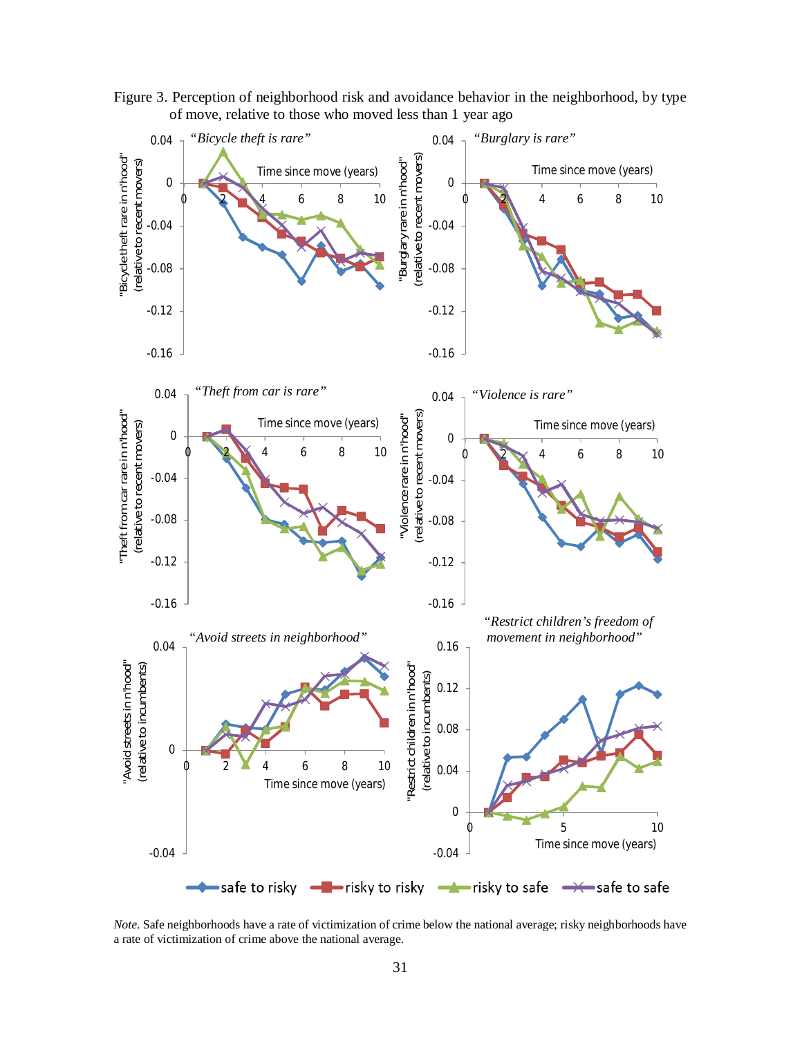Figure 3. Perception of neighborhood risk and avoidance behavior in the neighborhood, by type of move, relative to those who moved less than 1 year ago

*Note.* Safe neighborhoods have a rate of victimization of crime below the national average; risky neighborhoods have a rate of victimization of crime above the national average.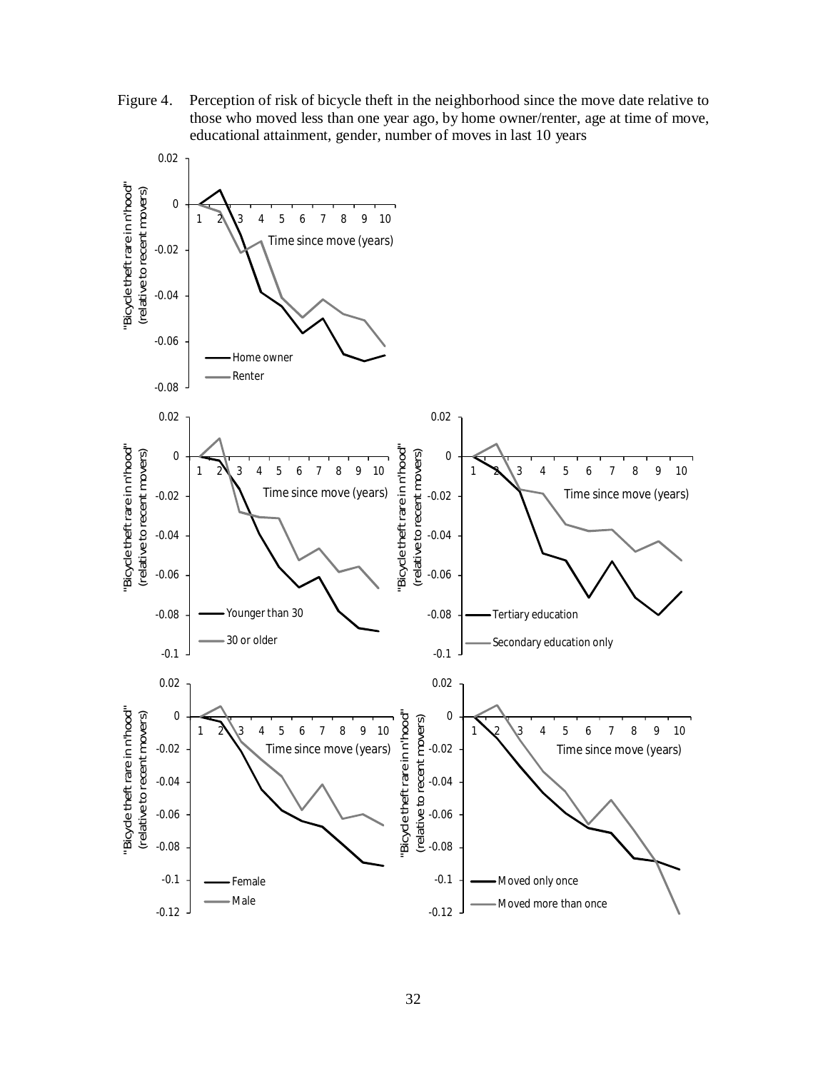Figure 4. Perception of risk of bicycle theft in the neighborhood since the move date relative to those who moved less than one year ago, by home owner/renter, age at time of move, educational attainment, gender, number of moves in last 10 years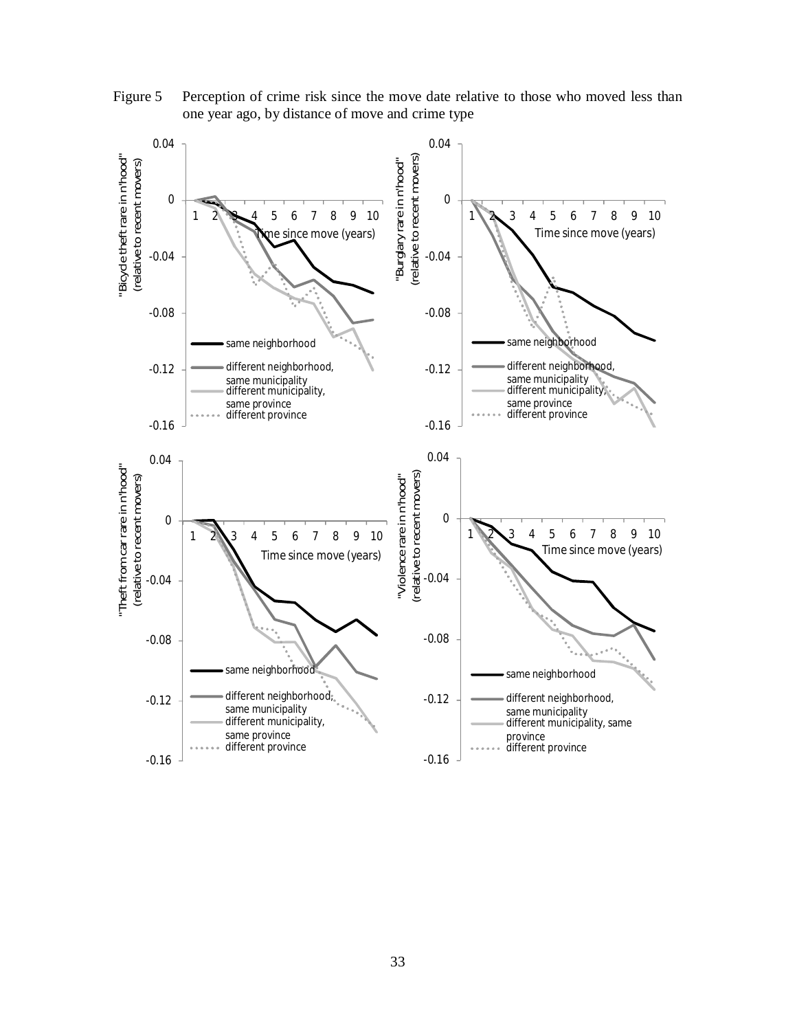Figure 5 Perception of crime risk since the move date relative to those who moved less than one year ago, by distance of move and crime type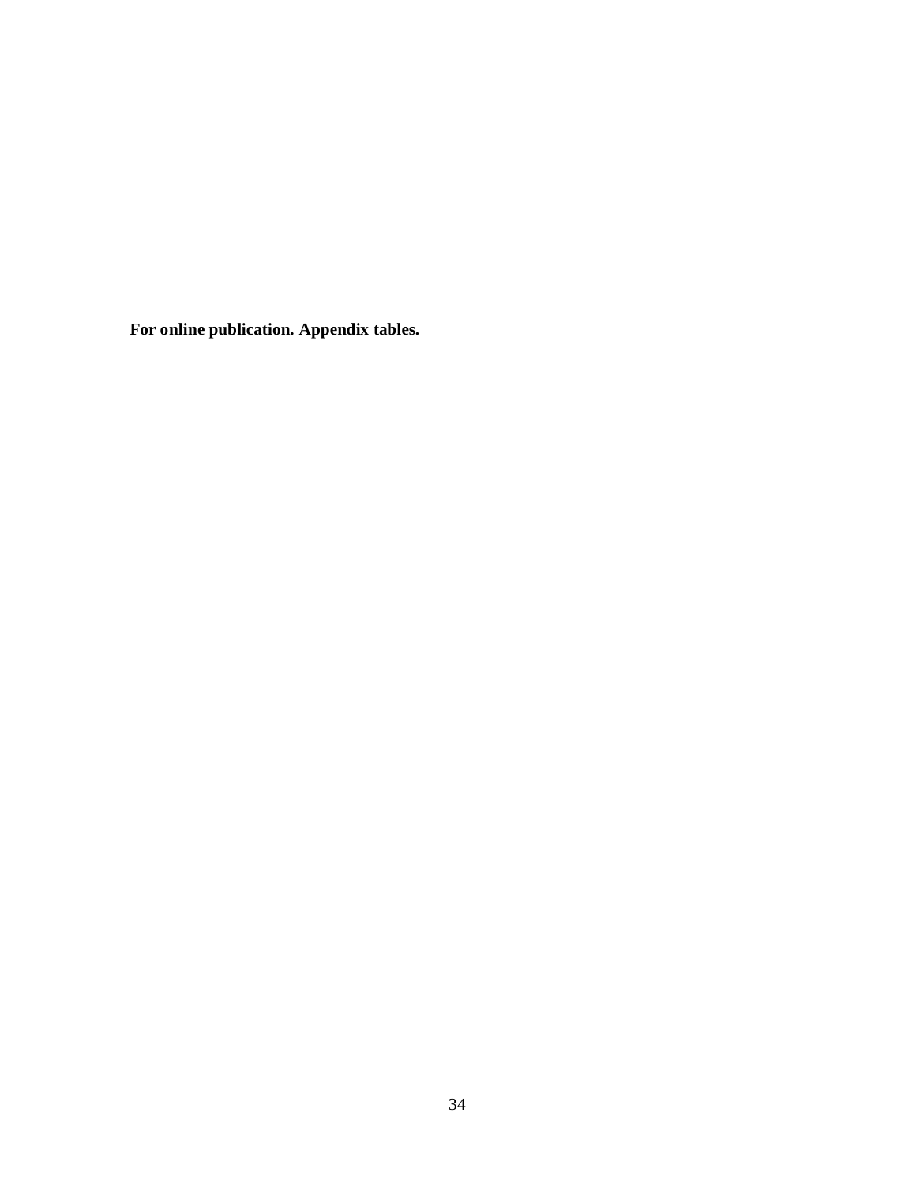**For online publication. Appendix tables.**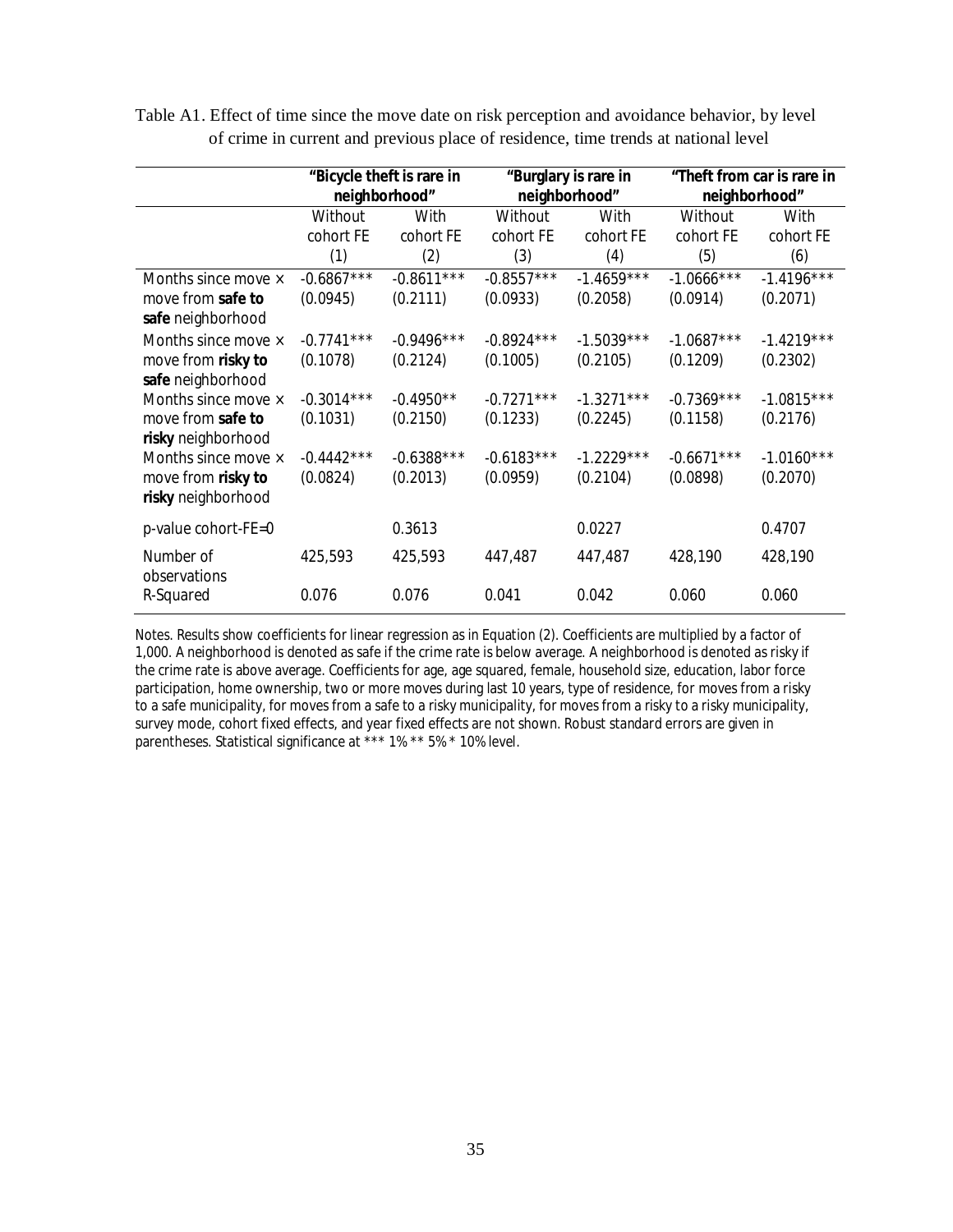Table A1. Effect of time since the move date on risk perception and avoidance behavior, by level of crime in current and previous place of residence, time trends at national level

| | "Bicycle theft is rare in neighborhood" | | "Burglary is rare in neighborhood" | | "Theft from car is rare in neighborhood" | |
|---|---|---|---|---|---|---|
| | Without cohort FE | With cohort FE | Without cohort FE | With cohort FE | Without cohort FE | With cohort FE |
| | (1) | (2) | (3) | (4) | (5) | (6) |
| Months since move × move from **safe to safe** neighborhood | -0.6867*** (0.0945) | -0.8611*** (0.2111) | -0.8557*** (0.0933) | -1.4659*** (0.2058) | -1.0666*** (0.0914) | -1.4196*** (0.2071) |
| Months since move × move from **risky to safe** neighborhood | -0.7741*** (0.1078) | -0.9496*** (0.2124) | -0.8924*** (0.1005) | -1.5039*** (0.2105) | -1.0687*** (0.1209) | -1.4219*** (0.2302) |
| Months since move × move from **safe to risky** neighborhood | -0.3014*** (0.1031) | -0.4950** (0.2150) | -0.7271*** (0.1233) | -1.3271*** (0.2245) | -0.7369*** (0.1158) | -1.0815*** (0.2176) |
| Months since move × move from **risky to risky** neighborhood | -0.4442*** (0.0824) | -0.6388*** (0.2013) | -0.6183*** (0.0959) | -1.2229*** (0.2104) | -0.6671*** (0.0898) | -1.0160*** (0.2070) |
| p-value cohort-FE=0 | | 0.3613 | | 0.0227 | | 0.4707 |
| Number of observations | 425,593 | 425,593 | 447,487 | 447,487 | 428,190 | 428,190 |
| R-Squared | 0.076 | 0.076 | 0.041 | 0.042 | 0.060 | 0.060 |

Notes. Results show coefficients for linear regression as in Equation (2). Coefficients are multiplied by a factor of 1,000. A neighborhood is denoted as safe if the crime rate is below average. A neighborhood is denoted as risky if the crime rate is above average. Coefficients for age, age squared, female, household size, education, labor force participation, home ownership, two or more moves during last 10 years, type of residence, for moves from a risky to a safe municipality, for moves from a safe to a risky municipality, for moves from a risky to a risky municipality, survey mode, cohort fixed effects, and year fixed effects are not shown. Robust standard errors are given in parentheses. Statistical significance at *** 1% ** 5% * 10% level.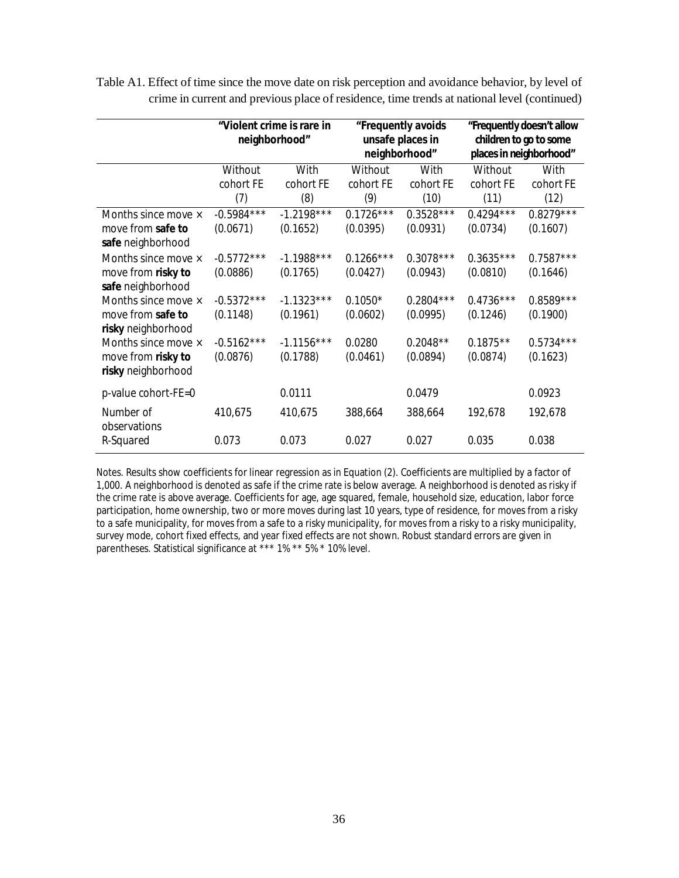Table A1. Effect of time since the move date on risk perception and avoidance behavior, by level of crime in current and previous place of residence, time trends at national level (continued)

| | "Violent crime is rare in neighborhood" | | "Frequently avoids unsafe places in neighborhood" | | "Frequently doesn't allow children to go to some places in neighborhood" | |
|---|---|---|---|---|---|---|
| | Without cohort FE (7) | With cohort FE (8) | Without cohort FE (9) | With cohort FE (10) | Without cohort FE (11) | With cohort FE (12) |
| Months since move × move from **safe to safe** neighborhood | -0.5984*** (0.0671) | -1.2198*** (0.1652) | 0.1726*** (0.0395) | 0.3528*** (0.0931) | 0.4294*** (0.0734) | 0.8279*** (0.1607) |
| Months since move × move from **risky to safe** neighborhood | -0.5772*** (0.0886) | -1.1988*** (0.1765) | 0.1266*** (0.0427) | 0.3078*** (0.0943) | 0.3635*** (0.0810) | 0.7587*** (0.1646) |
| Months since move × move from **safe to risky** neighborhood | -0.5372*** (0.1148) | -1.1323*** (0.1961) | 0.1050* (0.0602) | 0.2804*** (0.0995) | 0.4736*** (0.1246) | 0.8589*** (0.1900) |
| Months since move × move from **risky to risky** neighborhood | -0.5162*** (0.0876) | -1.1156*** (0.1788) | 0.0280 (0.0461) | 0.2048** (0.0894) | 0.1875** (0.0874) | 0.5734*** (0.1623) |
| p-value cohort-FE=0 | | 0.0111 | | 0.0479 | | 0.0923 |
| Number of observations | 410,675 | 410,675 | 388,664 | 388,664 | 192,678 | 192,678 |
| R-Squared | 0.073 | 0.073 | 0.027 | 0.027 | 0.035 | 0.038 |

Notes. Results show coefficients for linear regression as in Equation (2). Coefficients are multiplied by a factor of 1,000. A neighborhood is denoted as safe if the crime rate is below average. A neighborhood is denoted as risky if the crime rate is above average. Coefficients for age, age squared, female, household size, education, labor force participation, home ownership, two or more moves during last 10 years, type of residence, for moves from a risky to a safe municipality, for moves from a safe to a risky municipality, for moves from a risky to a risky municipality, survey mode, cohort fixed effects, and year fixed effects are not shown. Robust standard errors are given in parentheses. Statistical significance at *** 1% ** 5% * 10% level.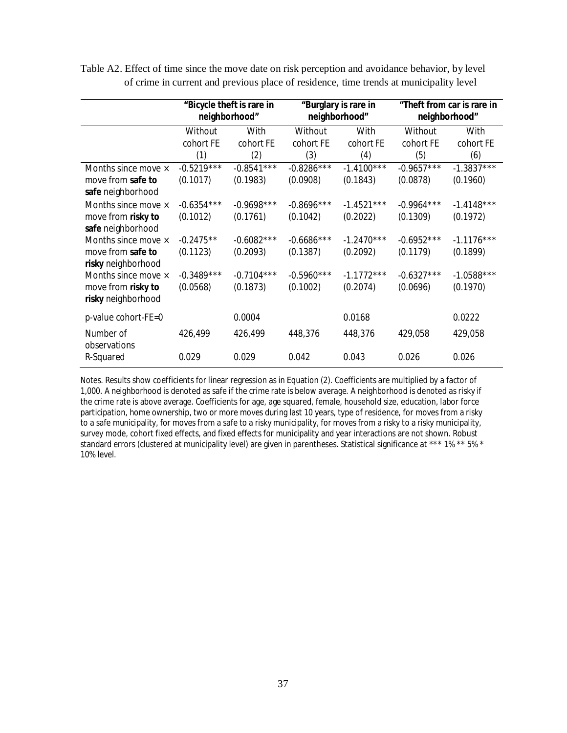Table A2. Effect of time since the move date on risk perception and avoidance behavior, by level of crime in current and previous place of residence, time trends at municipality level

| | "Bicycle theft is rare in neighborhood" | | "Burglary is rare in neighborhood" | | "Theft from car is rare in neighborhood" | |
|---|---|---|---|---|---|---|
| | Without cohort FE (1) | With cohort FE (2) | Without cohort FE (3) | With cohort FE (4) | Without cohort FE (5) | With cohort FE (6) |
| Months since move × move from **safe to safe** neighborhood | -0.5219*** (0.1017) | -0.8541*** (0.1983) | -0.8286*** (0.0908) | -1.4100*** (0.1843) | -0.9657*** (0.0878) | -1.3837*** (0.1960) |
| Months since move × move from **risky to safe** neighborhood | -0.6354*** (0.1012) | -0.9698*** (0.1761) | -0.8696*** (0.1042) | -1.4521*** (0.2022) | -0.9964*** (0.1309) | -1.4148*** (0.1972) |
| Months since move × move from **safe to risky** neighborhood | -0.2475** (0.1123) | -0.6082*** (0.2093) | -0.6686*** (0.1387) | -1.2470*** (0.2092) | -0.6952*** (0.1179) | -1.1176*** (0.1899) |
| Months since move × move from **risky to risky** neighborhood | -0.3489*** (0.0568) | -0.7104*** (0.1873) | -0.5960*** (0.1002) | -1.1772*** (0.2074) | -0.6327*** (0.0696) | -1.0588*** (0.1970) |
| p-value cohort-FE=0 | | 0.0004 | | 0.0168 | | 0.0222 |
| Number of observations | 426,499 | 426,499 | 448,376 | 448,376 | 429,058 | 429,058 |
| R-Squared | 0.029 | 0.029 | 0.042 | 0.043 | 0.026 | 0.026 |

Notes. Results show coefficients for linear regression as in Equation (2). Coefficients are multiplied by a factor of 1,000. A neighborhood is denoted as safe if the crime rate is below average. A neighborhood is denoted as risky if the crime rate is above average. Coefficients for age, age squared, female, household size, education, labor force participation, home ownership, two or more moves during last 10 years, type of residence, for moves from a risky to a safe municipality, for moves from a safe to a risky municipality, for moves from a risky to a risky municipality, survey mode, cohort fixed effects, and fixed effects for municipality and year interactions are not shown. Robust standard errors (clustered at municipality level) are given in parentheses. Statistical significance at *** 1% ** 5% * 10% level.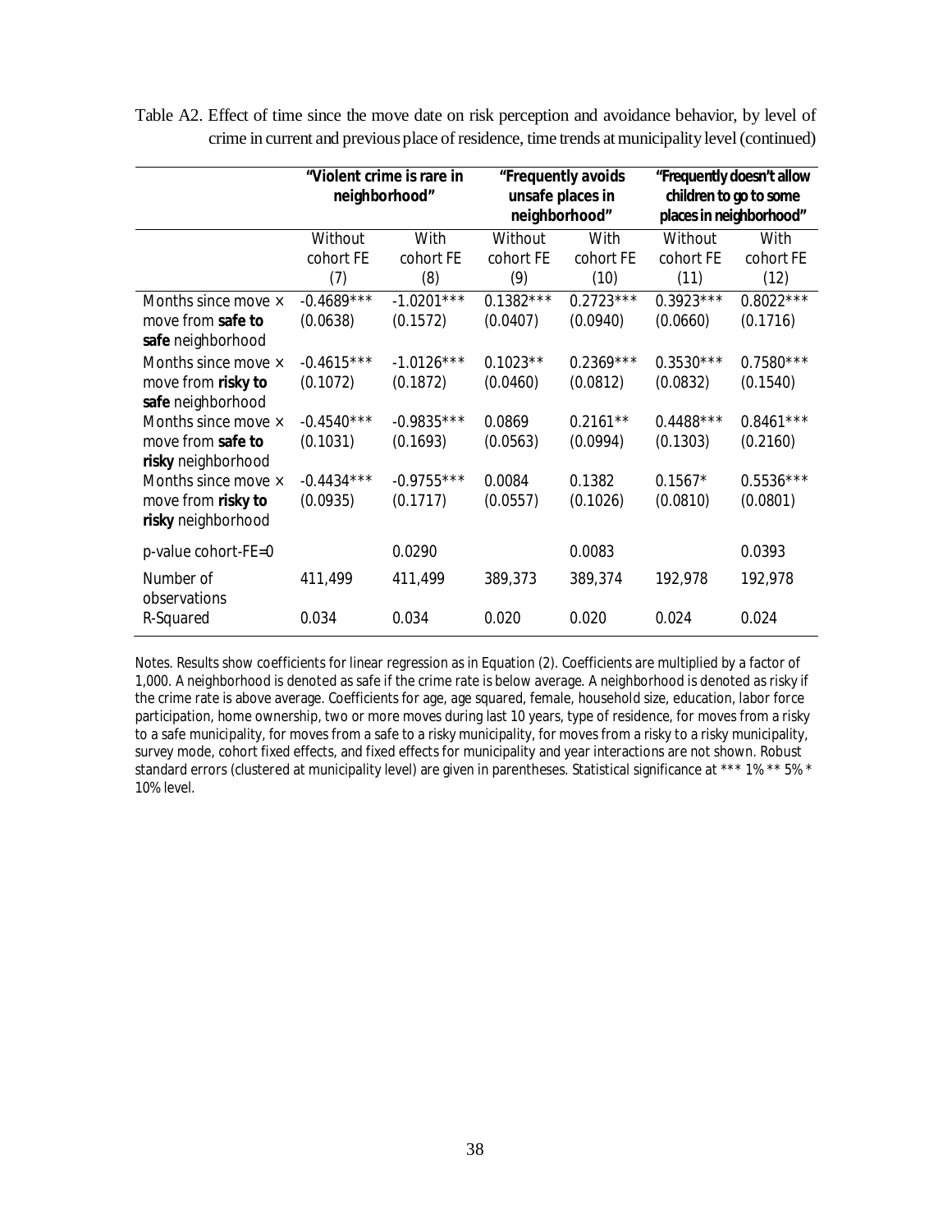Table A2. Effect of time since the move date on risk perception and avoidance behavior, by level of crime in current and previous place of residence, time trends at municipality level (continued)

| | "Violent crime is rare in neighborhood" | | "Frequently avoids unsafe places in neighborhood" | | "Frequently doesn't allow children to go to some places in neighborhood" | |
|---|---|---|---|---|---|---|
| | Without cohort FE (7) | With cohort FE (8) | Without cohort FE (9) | With cohort FE (10) | Without cohort FE (11) | With cohort FE (12) |
| Months since move × move from **safe to safe** neighborhood | -0.4689*** (0.0638) | -1.0201*** (0.1572) | 0.1382*** (0.0407) | 0.2723*** (0.0940) | 0.3923*** (0.0660) | 0.8022*** (0.1716) |
| Months since move × move from **risky to safe** neighborhood | -0.4615*** (0.1072) | -1.0126*** (0.1872) | 0.1023** (0.0460) | 0.2369*** (0.0812) | 0.3530*** (0.0832) | 0.7580*** (0.1540) |
| Months since move × move from **safe to risky** neighborhood | -0.4540*** (0.1031) | -0.9835*** (0.1693) | 0.0869 (0.0563) | 0.2161** (0.0994) | 0.4488*** (0.1303) | 0.8461*** (0.2160) |
| Months since move × move from **risky to risky** neighborhood | -0.4434*** (0.0935) | -0.9755*** (0.1717) | 0.0084 (0.0557) | 0.1382 (0.1026) | 0.1567* (0.0810) | 0.5536*** (0.0801) |
| p-value cohort-FE=0 | | 0.0290 | | 0.0083 | | 0.0393 |
| Number of observations | 411,499 | 411,499 | 389,373 | 389,374 | 192,978 | 192,978 |
| R-Squared | 0.034 | 0.034 | 0.020 | 0.020 | 0.024 | 0.024 |

Notes. Results show coefficients for linear regression as in Equation (2). Coefficients are multiplied by a factor of 1,000. A neighborhood is denoted as safe if the crime rate is below average. A neighborhood is denoted as risky if the crime rate is above average. Coefficients for age, age squared, female, household size, education, labor force participation, home ownership, two or more moves during last 10 years, type of residence, for moves from a risky to a safe municipality, for moves from a safe to a risky municipality, for moves from a risky to a risky municipality, survey mode, cohort fixed effects, and fixed effects for municipality and year interactions are not shown. Robust standard errors (clustered at municipality level) are given in parentheses. Statistical significance at *** 1% ** 5% * 10% level.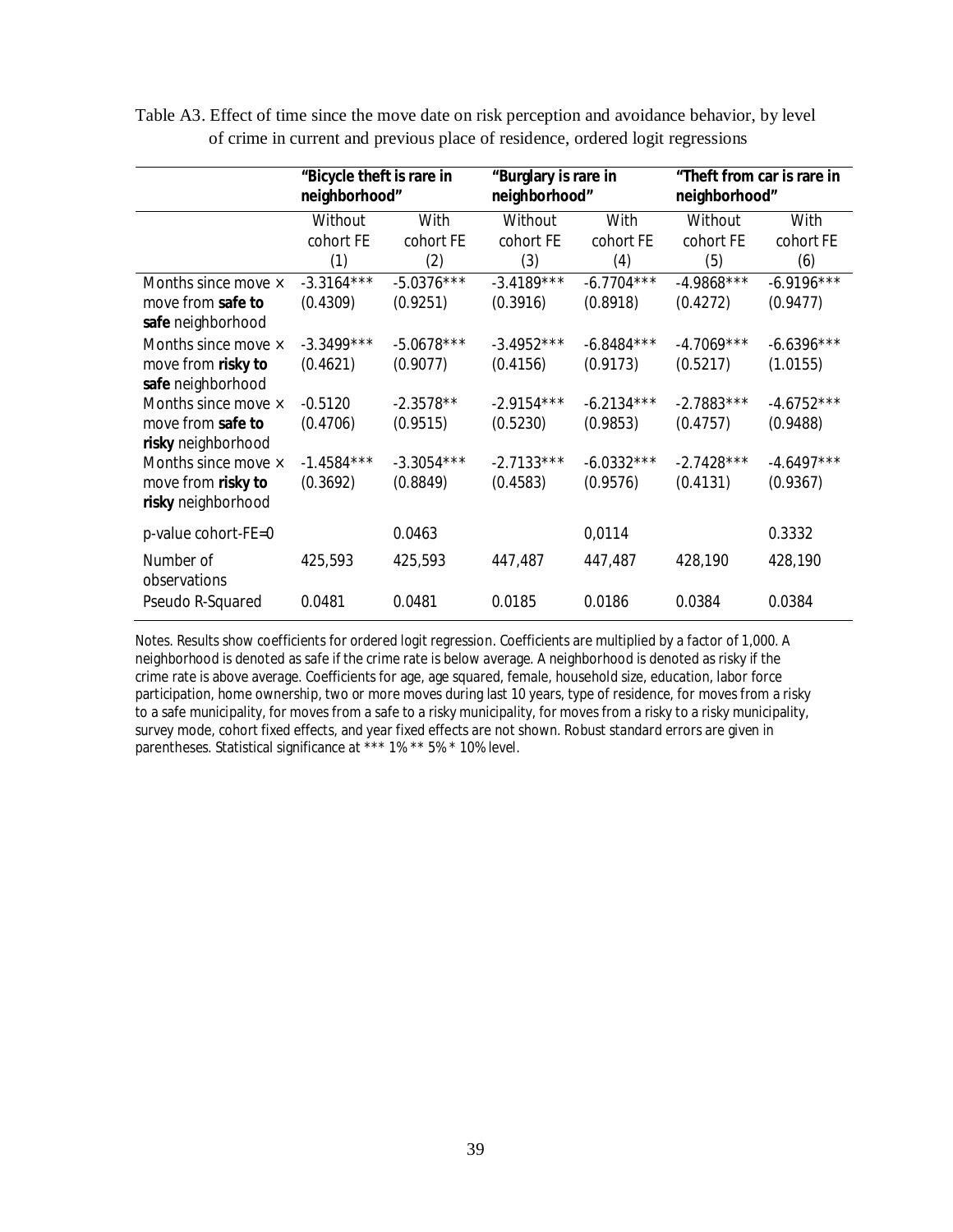Table A3. Effect of time since the move date on risk perception and avoidance behavior, by level of crime in current and previous place of residence, ordered logit regressions

| | "Bicycle theft is rare in neighborhood" | | "Burglary is rare in neighborhood" | | "Theft from car is rare in neighborhood" | |
|---|---|---|---|---|---|---|
| | Without cohort FE (1) | With cohort FE (2) | Without cohort FE (3) | With cohort FE (4) | Without cohort FE (5) | With cohort FE (6) |
| Months since move × move from **safe to safe** neighborhood | -3.3164*** (0.4309) | -5.0376*** (0.9251) | -3.4189*** (0.3916) | -6.7704*** (0.8918) | -4.9868*** (0.4272) | -6.9196*** (0.9477) |
| Months since move × move from **risky to safe** neighborhood | -3.3499*** (0.4621) | -5.0678*** (0.9077) | -3.4952*** (0.4156) | -6.8484*** (0.9173) | -4.7069*** (0.5217) | -6.6396*** (1.0155) |
| Months since move × move from **safe to risky** neighborhood | -0.5120 (0.4706) | -2.3578** (0.9515) | -2.9154*** (0.5230) | -6.2134*** (0.9853) | -2.7883*** (0.4757) | -4.6752*** (0.9488) |
| Months since move × move from **risky to risky** neighborhood | -1.4584*** (0.3692) | -3.3054*** (0.8849) | -2.7133*** (0.4583) | -6.0332*** (0.9576) | -2.7428*** (0.4131) | -4.6497*** (0.9367) |
| p-value cohort-FE=0 | | 0.0463 | | 0,0114 | | 0.3332 |
| Number of observations | 425,593 | 425,593 | 447,487 | 447,487 | 428,190 | 428,190 |
| Pseudo R-Squared | 0.0481 | 0.0481 | 0.0185 | 0.0186 | 0.0384 | 0.0384 |

Notes. Results show coefficients for ordered logit regression. Coefficients are multiplied by a factor of 1,000. A neighborhood is denoted as safe if the crime rate is below average. A neighborhood is denoted as risky if the crime rate is above average. Coefficients for age, age squared, female, household size, education, labor force participation, home ownership, two or more moves during last 10 years, type of residence, for moves from a risky to a safe municipality, for moves from a safe to a risky municipality, for moves from a risky to a risky municipality, survey mode, cohort fixed effects, and year fixed effects are not shown. Robust standard errors are given in parentheses. Statistical significance at *** 1% ** 5% * 10% level.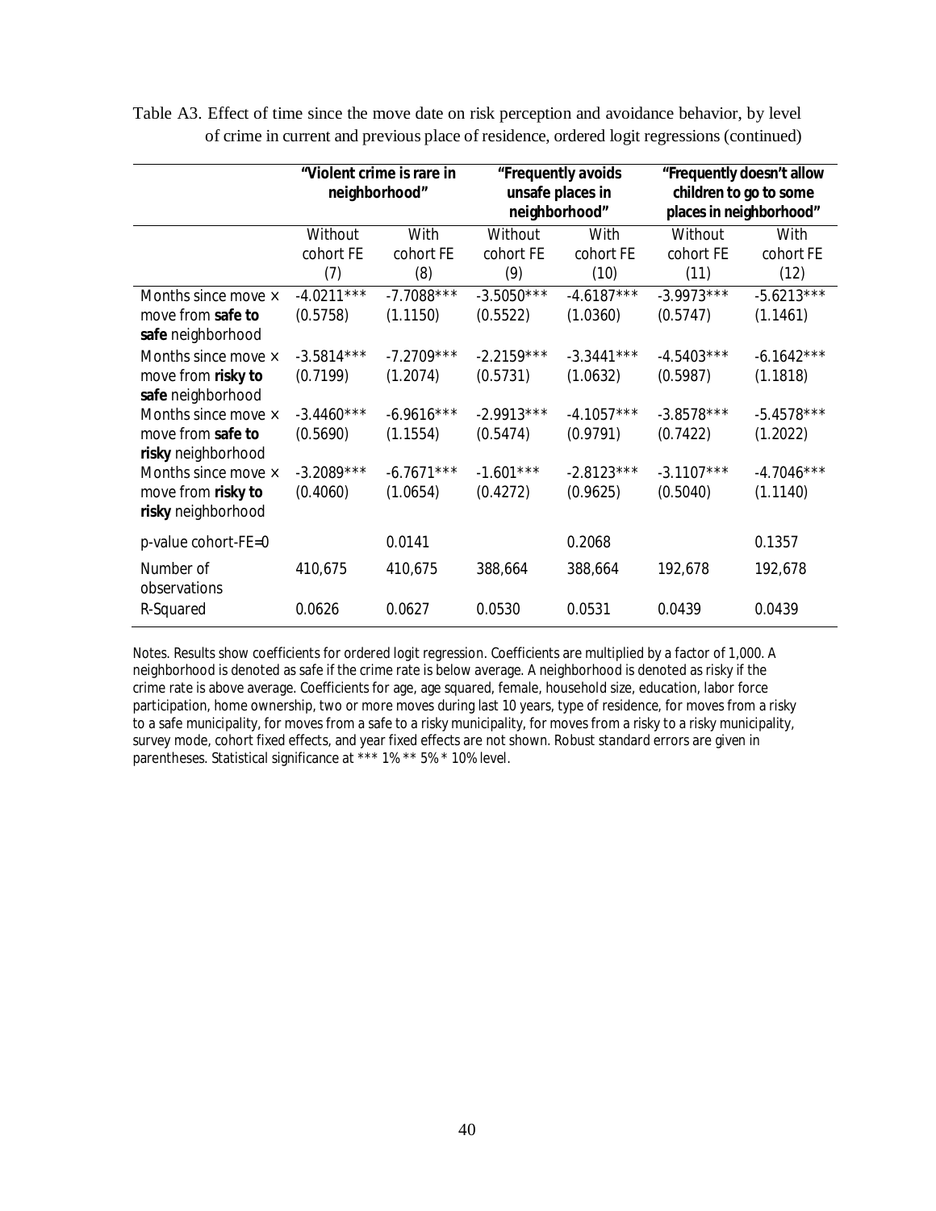Table A3. Effect of time since the move date on risk perception and avoidance behavior, by level of crime in current and previous place of residence, ordered logit regressions (continued)

| | "Violent crime is rare in neighborhood" | | "Frequently avoids unsafe places in neighborhood" | | "Frequently doesn't allow children to go to some places in neighborhood" | |
|---|---|---|---|---|---|---|
| | Without cohort FE (7) | With cohort FE (8) | Without cohort FE (9) | With cohort FE (10) | Without cohort FE (11) | With cohort FE (12) |
| Months since move × move from **safe to safe** neighborhood | -4.0211*** (0.5758) | -7.7088*** (1.1150) | -3.5050*** (0.5522) | -4.6187*** (1.0360) | -3.9973*** (0.5747) | -5.6213*** (1.1461) |
| Months since move × move from **risky to safe** neighborhood | -3.5814*** (0.7199) | -7.2709*** (1.2074) | -2.2159*** (0.5731) | -3.3441*** (1.0632) | -4.5403*** (0.5987) | -6.1642*** (1.1818) |
| Months since move × move from **safe to risky** neighborhood | -3.4460*** (0.5690) | -6.9616*** (1.1554) | -2.9913*** (0.5474) | -4.1057*** (0.9791) | -3.8578*** (0.7422) | -5.4578*** (1.2022) |
| Months since move × move from **risky to risky** neighborhood | -3.2089*** (0.4060) | -6.7671*** (1.0654) | -1.601*** (0.4272) | -2.8123*** (0.9625) | -3.1107*** (0.5040) | -4.7046*** (1.1140) |
| p-value cohort-FE=0 | | 0.0141 | | 0.2068 | | 0.1357 |
| Number of observations | 410,675 | 410,675 | 388,664 | 388,664 | 192,678 | 192,678 |
| R-Squared | 0.0626 | 0.0627 | 0.0530 | 0.0531 | 0.0439 | 0.0439 |

Notes. Results show coefficients for ordered logit regression. Coefficients are multiplied by a factor of 1,000. A neighborhood is denoted as safe if the crime rate is below average. A neighborhood is denoted as risky if the crime rate is above average. Coefficients for age, age squared, female, household size, education, labor force participation, home ownership, two or more moves during last 10 years, type of residence, for moves from a risky to a safe municipality, for moves from a safe to a risky municipality, for moves from a risky to a risky municipality, survey mode, cohort fixed effects, and year fixed effects are not shown. Robust standard errors are given in parentheses. Statistical significance at *** 1% ** 5% * 10% level.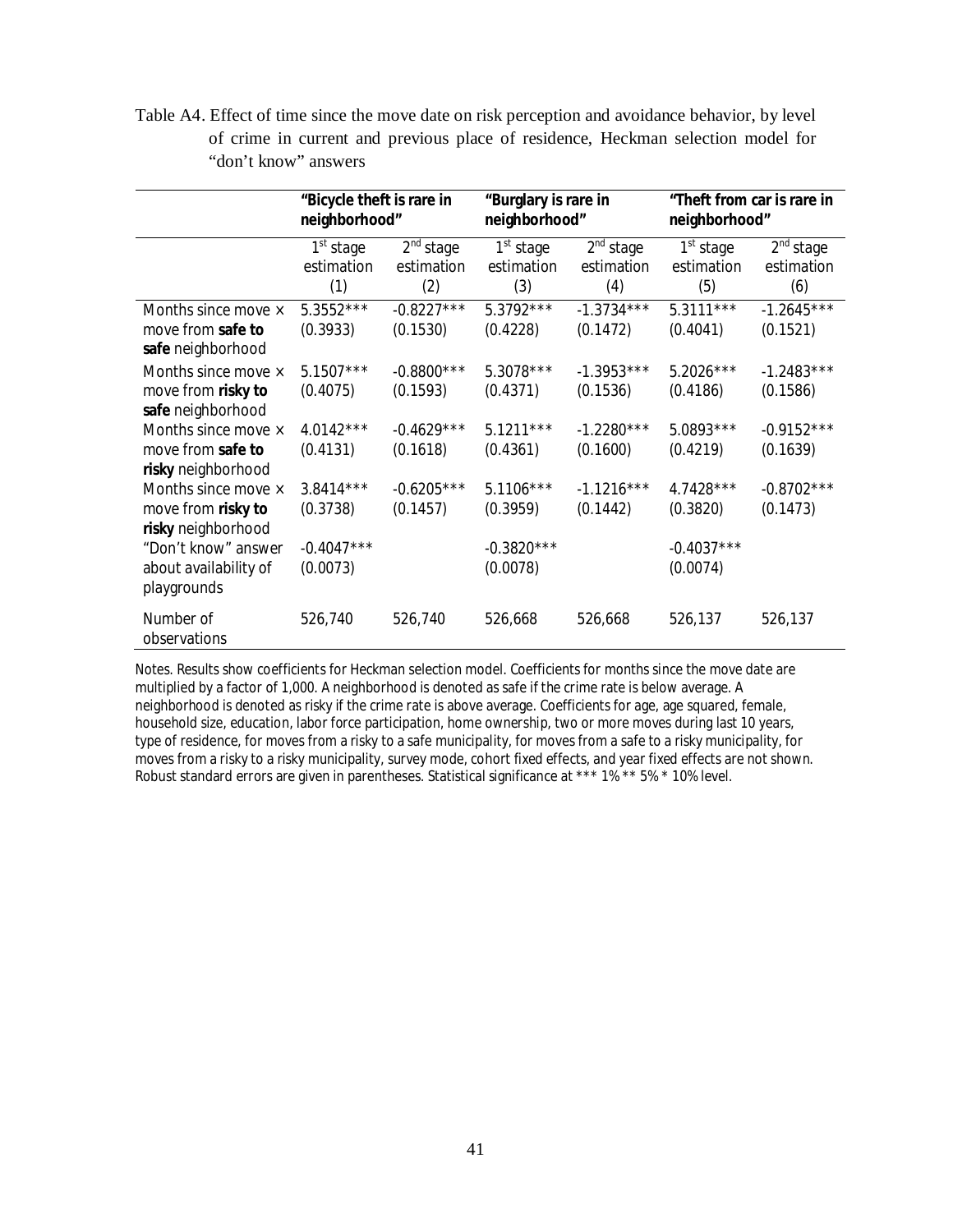Table A4. Effect of time since the move date on risk perception and avoidance behavior, by level of crime in current and previous place of residence, Heckman selection model for "don't know" answers

| | "Bicycle theft is rare in neighborhood" | | "Burglary is rare in neighborhood" | | "Theft from car is rare in neighborhood" | |
|---|---|---|---|---|---|---|
| | 1st stage estimation (1) | 2nd stage estimation (2) | 1st stage estimation (3) | 2nd stage estimation (4) | 1st stage estimation (5) | 2nd stage estimation (6) |
| Months since move × move from **safe to safe** neighborhood | 5.3552*** (0.3933) | -0.8227*** (0.1530) | 5.3792*** (0.4228) | -1.3734*** (0.1472) | 5.3111*** (0.4041) | -1.2645*** (0.1521) |
| Months since move × move from **risky to safe** neighborhood | 5.1507*** (0.4075) | -0.8800*** (0.1593) | 5.3078*** (0.4371) | -1.3953*** (0.1536) | 5.2026*** (0.4186) | -1.2483*** (0.1586) |
| Months since move × move from **safe to risky** neighborhood | 4.0142*** (0.4131) | -0.4629*** (0.1618) | 5.1211*** (0.4361) | -1.2280*** (0.1600) | 5.0893*** (0.4219) | -0.9152*** (0.1639) |
| Months since move × move from **risky to risky** neighborhood | 3.8414*** (0.3738) | -0.6205*** (0.1457) | 5.1106*** (0.3959) | -1.1216*** (0.1442) | 4.7428*** (0.3820) | -0.8702*** (0.1473) |
| "Don't know" answer about availability of playgrounds | -0.4047*** (0.0073) | | -0.3820*** (0.0078) | | -0.4037*** (0.0074) | |
| Number of observations | 526,740 | 526,740 | 526,668 | 526,668 | 526,137 | 526,137 |

Notes. Results show coefficients for Heckman selection model. Coefficients for months since the move date are multiplied by a factor of 1,000. A neighborhood is denoted as safe if the crime rate is below average. A neighborhood is denoted as risky if the crime rate is above average. Coefficients for age, age squared, female, household size, education, labor force participation, home ownership, two or more moves during last 10 years, type of residence, for moves from a risky to a safe municipality, for moves from a safe to a risky municipality, for moves from a risky to a risky municipality, survey mode, cohort fixed effects, and year fixed effects are not shown. Robust standard errors are given in parentheses. Statistical significance at *** 1% ** 5% * 10% level.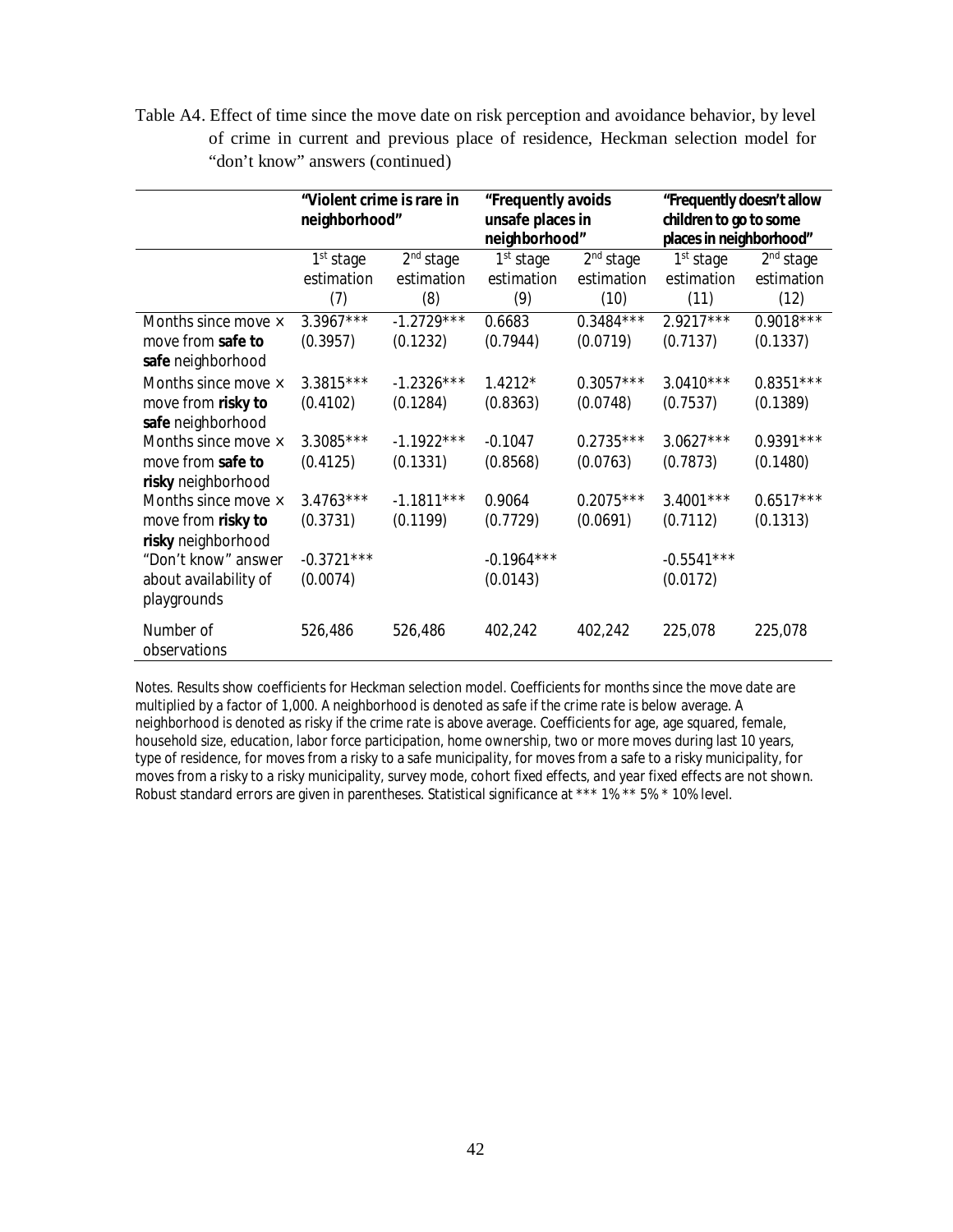Table A4. Effect of time since the move date on risk perception and avoidance behavior, by level of crime in current and previous place of residence, Heckman selection model for "don't know" answers (continued)

| | "Violent crime is rare in neighborhood" | | "Frequently avoids unsafe places in neighborhood" | | "Frequently doesn't allow children to go to some places in neighborhood" | |
|---|---|---|---|---|---|---|
| | 1st stage estimation (7) | 2nd stage estimation (8) | 1st stage estimation (9) | 2nd stage estimation (10) | 1st stage estimation (11) | 2nd stage estimation (12) |
| Months since move × move from **safe to safe** neighborhood | 3.3967*** (0.3957) | -1.2729*** (0.1232) | 0.6683 (0.7944) | 0.3484*** (0.0719) | 2.9217*** (0.7137) | 0.9018*** (0.1337) |
| Months since move × move from **risky to safe** neighborhood | 3.3815*** (0.4102) | -1.2326*** (0.1284) | 1.4212* (0.8363) | 0.3057*** (0.0748) | 3.0410*** (0.7537) | 0.8351*** (0.1389) |
| Months since move × move from **safe to risky** neighborhood | 3.3085*** (0.4125) | -1.1922*** (0.1331) | -0.1047 (0.8568) | 0.2735*** (0.0763) | 3.0627*** (0.7873) | 0.9391*** (0.1480) |
| Months since move × move from **risky to risky** neighborhood | 3.4763*** (0.3731) | -1.1811*** (0.1199) | 0.9064 (0.7729) | 0.2075*** (0.0691) | 3.4001*** (0.7112) | 0.6517*** (0.1313) |
| "Don't know" answer about availability of playgrounds | -0.3721*** (0.0074) | | -0.1964*** (0.0143) | | -0.5541*** (0.0172) | |
| Number of observations | 526,486 | 526,486 | 402,242 | 402,242 | 225,078 | 225,078 |

Notes. Results show coefficients for Heckman selection model. Coefficients for months since the move date are multiplied by a factor of 1,000. A neighborhood is denoted as safe if the crime rate is below average. A neighborhood is denoted as risky if the crime rate is above average. Coefficients for age, age squared, female, household size, education, labor force participation, home ownership, two or more moves during last 10 years, type of residence, for moves from a risky to a safe municipality, for moves from a safe to a risky municipality, for moves from a risky to a risky municipality, survey mode, cohort fixed effects, and year fixed effects are not shown. Robust standard errors are given in parentheses. Statistical significance at *** 1% ** 5% * 10% level.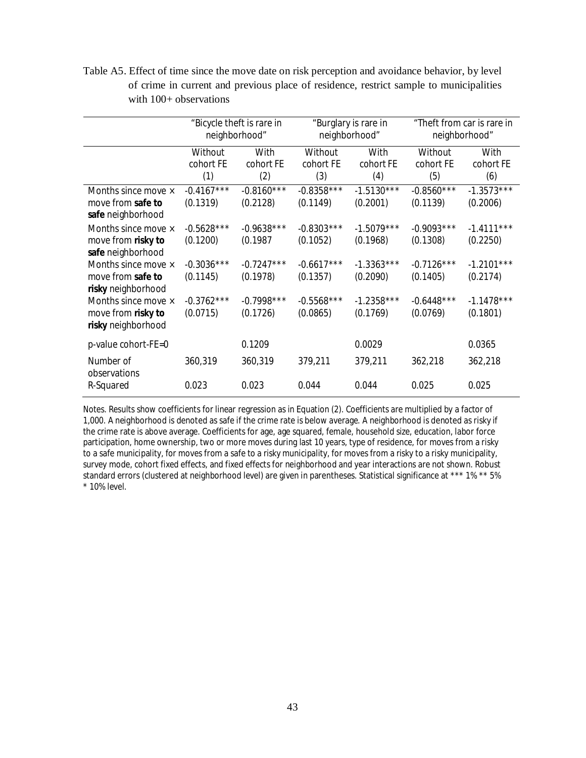Table A5. Effect of time since the move date on risk perception and avoidance behavior, by level of crime in current and previous place of residence, restrict sample to municipalities with 100+ observations

| | "Bicycle theft is rare in neighborhood" | | "Burglary is rare in neighborhood" | | "Theft from car is rare in neighborhood" | |
|---|---|---|---|---|---|---|
| | Without cohort FE (1) | With cohort FE (2) | Without cohort FE (3) | With cohort FE (4) | Without cohort FE (5) | With cohort FE (6) |
| Months since move × move from **safe to safe** neighborhood | -0.4167*** (0.1319) | -0.8160*** (0.2128) | -0.8358*** (0.1149) | -1.5130*** (0.2001) | -0.8560*** (0.1139) | -1.3573*** (0.2006) |
| Months since move × move from **risky to safe** neighborhood | -0.5628*** (0.1200) | -0.9638*** (0.1987 | -0.8303*** (0.1052) | -1.5079*** (0.1968) | -0.9093*** (0.1308) | -1.4111*** (0.2250) |
| Months since move × move from **safe to risky** neighborhood | -0.3036*** (0.1145) | -0.7247*** (0.1978) | -0.6617*** (0.1357) | -1.3363*** (0.2090) | -0.7126*** (0.1405) | -1.2101*** (0.2174) |
| Months since move × move from **risky to risky** neighborhood | -0.3762*** (0.0715) | -0.7998*** (0.1726) | -0.5568*** (0.0865) | -1.2358*** (0.1769) | -0.6448*** (0.0769) | -1.1478*** (0.1801) |
| p-value cohort-FE=0 | | 0.1209 | | 0.0029 | | 0.0365 |
| Number of observations | 360,319 | 360,319 | 379,211 | 379,211 | 362,218 | 362,218 |
| R-Squared | 0.023 | 0.023 | 0.044 | 0.044 | 0.025 | 0.025 |

Notes. Results show coefficients for linear regression as in Equation (2). Coefficients are multiplied by a factor of 1,000. A neighborhood is denoted as safe if the crime rate is below average. A neighborhood is denoted as risky if the crime rate is above average. Coefficients for age, age squared, female, household size, education, labor force participation, home ownership, two or more moves during last 10 years, type of residence, for moves from a risky to a safe municipality, for moves from a safe to a risky municipality, for moves from a risky to a risky municipality, survey mode, cohort fixed effects, and fixed effects for neighborhood and year interactions are not shown. Robust standard errors (clustered at neighborhood level) are given in parentheses. Statistical significance at *** 1% ** 5% * 10% level.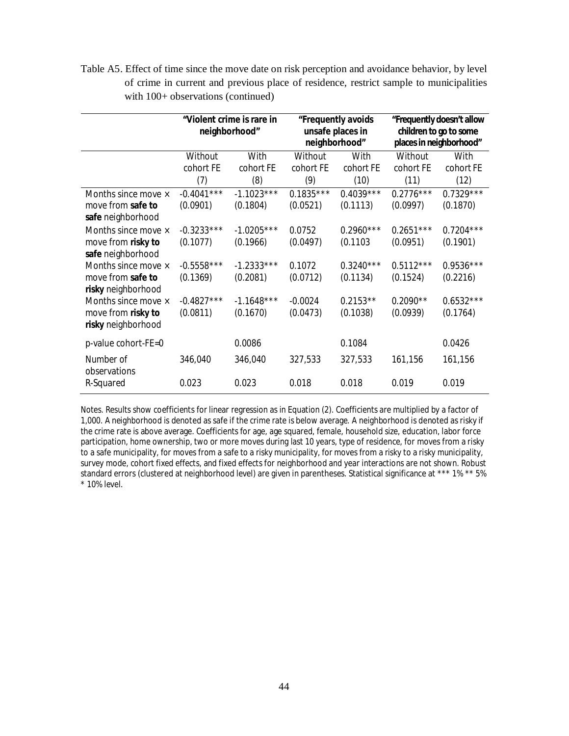Table A5. Effect of time since the move date on risk perception and avoidance behavior, by level of crime in current and previous place of residence, restrict sample to municipalities with 100+ observations (continued)

| | "Violent crime is rare in neighborhood" | | "Frequently avoids unsafe places in neighborhood" | | "Frequently doesn't allow children to go to some places in neighborhood" | |
|---|---|---|---|---|---|---|
| | Without cohort FE (7) | With cohort FE (8) | Without cohort FE (9) | With cohort FE (10) | Without cohort FE (11) | With cohort FE (12) |
| Months since move × move from **safe to safe** neighborhood | -0.4041*** (0.0901) | -1.1023*** (0.1804) | 0.1835*** (0.0521) | 0.4039*** (0.1113) | 0.2776*** (0.0997) | 0.7329*** (0.1870) |
| Months since move × move from **risky to safe** neighborhood | -0.3233*** (0.1077) | -1.0205*** (0.1966) | 0.0752 (0.0497) | 0.2960*** (0.1103 | 0.2651*** (0.0951) | 0.7204*** (0.1901) |
| Months since move × move from **safe to risky** neighborhood | -0.5558*** (0.1369) | -1.2333*** (0.2081) | 0.1072 (0.0712) | 0.3240*** (0.1134) | 0.5112*** (0.1524) | 0.9536*** (0.2216) |
| Months since move × move from **risky to risky** neighborhood | -0.4827*** (0.0811) | -1.1648*** (0.1670) | -0.0024 (0.0473) | 0.2153** (0.1038) | 0.2090** (0.0939) | 0.6532*** (0.1764) |
| p-value cohort-FE=0 | | 0.0086 | | 0.1084 | | 0.0426 |
| Number of observations | 346,040 | 346,040 | 327,533 | 327,533 | 161,156 | 161,156 |
| R-Squared | 0.023 | 0.023 | 0.018 | 0.018 | 0.019 | 0.019 |

Notes. Results show coefficients for linear regression as in Equation (2). Coefficients are multiplied by a factor of 1,000. A neighborhood is denoted as safe if the crime rate is below average. A neighborhood is denoted as risky if the crime rate is above average. Coefficients for age, age squared, female, household size, education, labor force participation, home ownership, two or more moves during last 10 years, type of residence, for moves from a risky to a safe municipality, for moves from a safe to a risky municipality, for moves from a risky to a risky municipality, survey mode, cohort fixed effects, and fixed effects for neighborhood and year interactions are not shown. Robust standard errors (clustered at neighborhood level) are given in parentheses. Statistical significance at *** 1% ** 5% * 10% level.